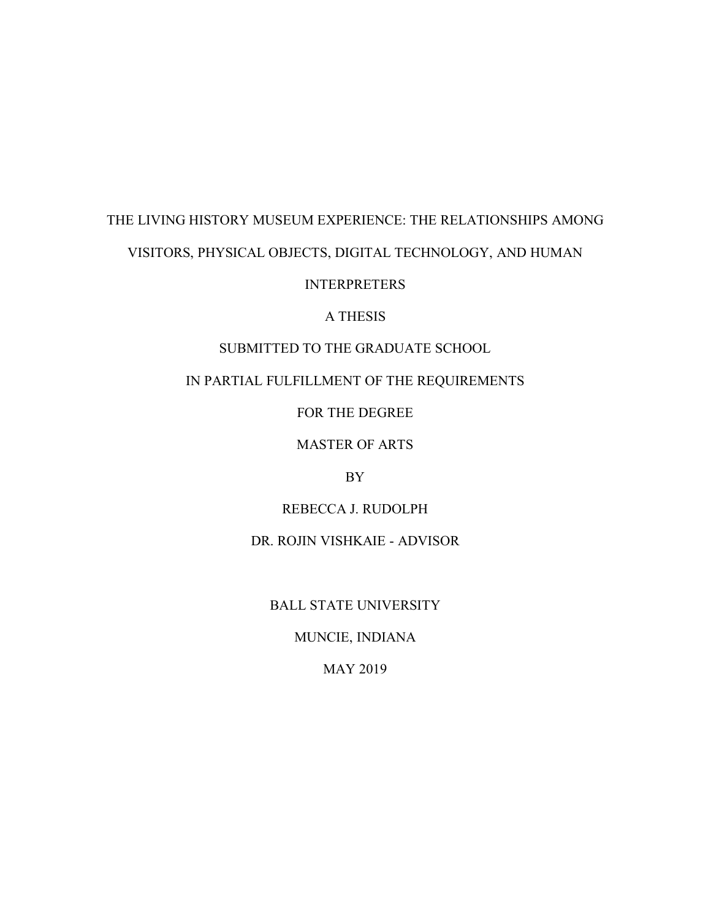# THE LIVING HISTORY MUSEUM EXPERIENCE: THE RELATIONSHIPS AMONG VISITORS, PHYSICAL OBJECTS, DIGITAL TECHNOLOGY, AND HUMAN INTERPRETERS

A THESIS

SUBMITTED TO THE GRADUATE SCHOOL

IN PARTIAL FULFILLMENT OF THE REQUIREMENTS

FOR THE DEGREE

MASTER OF ARTS

BY

REBECCA J. RUDOLPH

DR. ROJIN VISHKAIE - ADVISOR

BALL STATE UNIVERSITY

MUNCIE, INDIANA

MAY 2019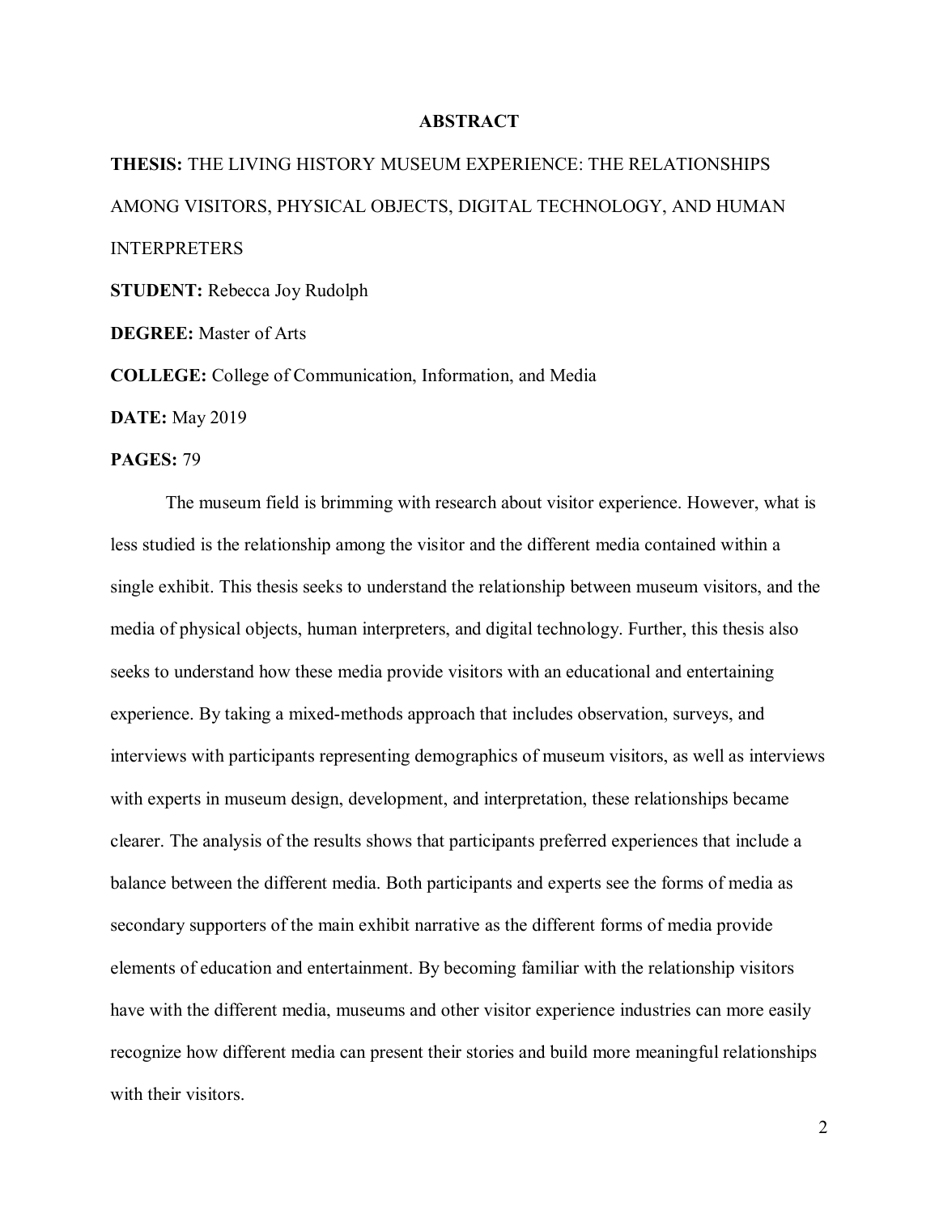# ABSTRACT

**THESIS:** THE LIVING HISTORY MUSEUM EXPERIENCE: THE RELATIONSHIPS AMONG VISITORS, PHYSICAL OBJECTS, DIGITAL TECHNOLOGY, AND HUMAN INTERPRETERS

**STUDENT:** Rebecca Joy Rudolph

**DEGREE:** Master of Arts

**COLLEGE:** College of Communication, Information, and Media

**DATE:** May 2019

**PAGES:** 79

The museum field is brimming with research about visitor experience. However, what is less studied is the relationship among the visitor and the different media contained within a single exhibit. This thesis seeks to understand the relationship between museum visitors, and the media of physical objects, human interpreters, and digital technology. Further, this thesis also seeks to understand how these media provide visitors with an educational and entertaining experience. By taking a mixed-methods approach that includes observation, surveys, and interviews with participants representing demographics of museum visitors, as well as interviews with experts in museum design, development, and interpretation, these relationships became clearer. The analysis of the results shows that participants preferred experiences that include a balance between the different media. Both participants and experts see the forms of media as secondary supporters of the main exhibit narrative as the different forms of media provide elements of education and entertainment. By becoming familiar with the relationship visitors have with the different media, museums and other visitor experience industries can more easily recognize how different media can present their stories and build more meaningful relationships with their visitors.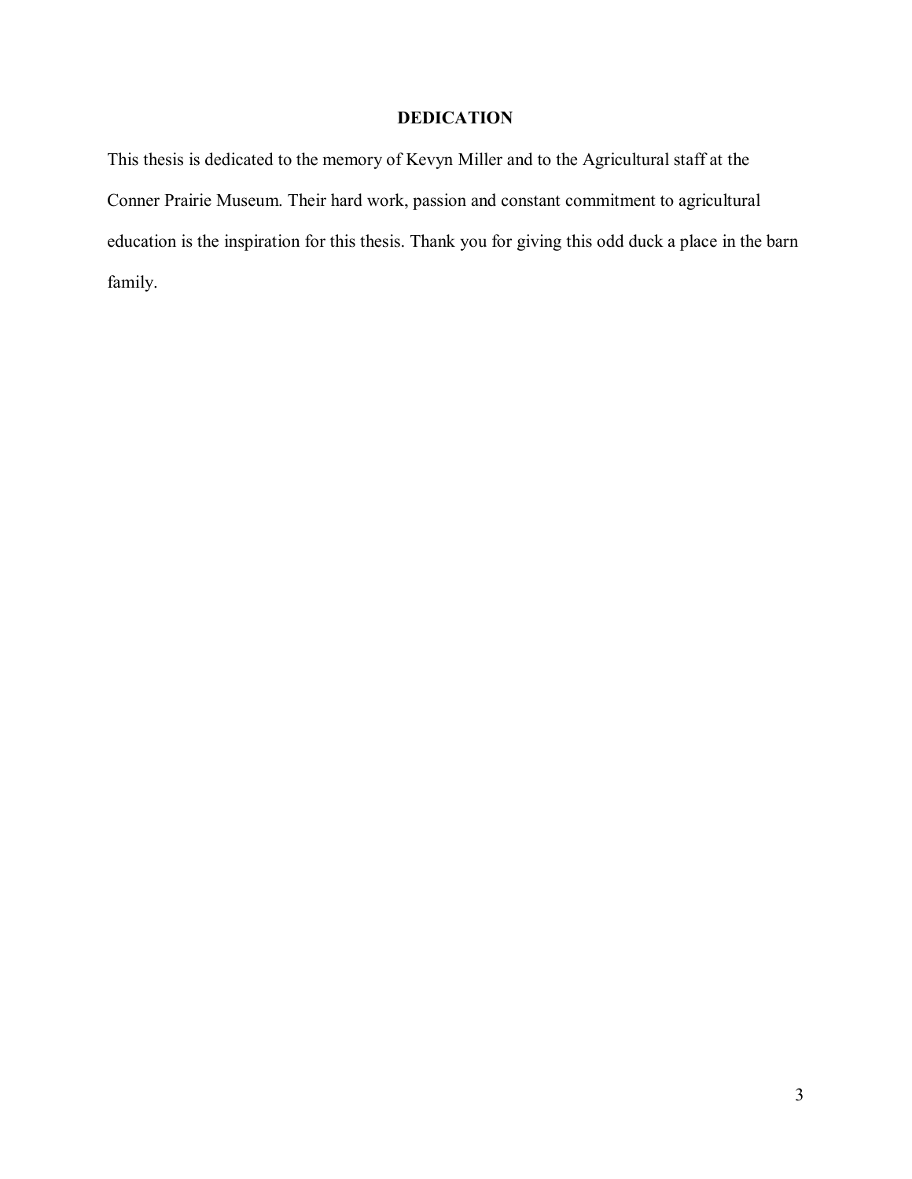## DEDICATION

This thesis is dedicated to the memory of Kevyn Miller and to the Agricultural staff at the Conner Prairie Museum. Their hard work, passion and constant commitment to agricultural education is the inspiration for this thesis. Thank you for giving this odd duck a place in the barn family.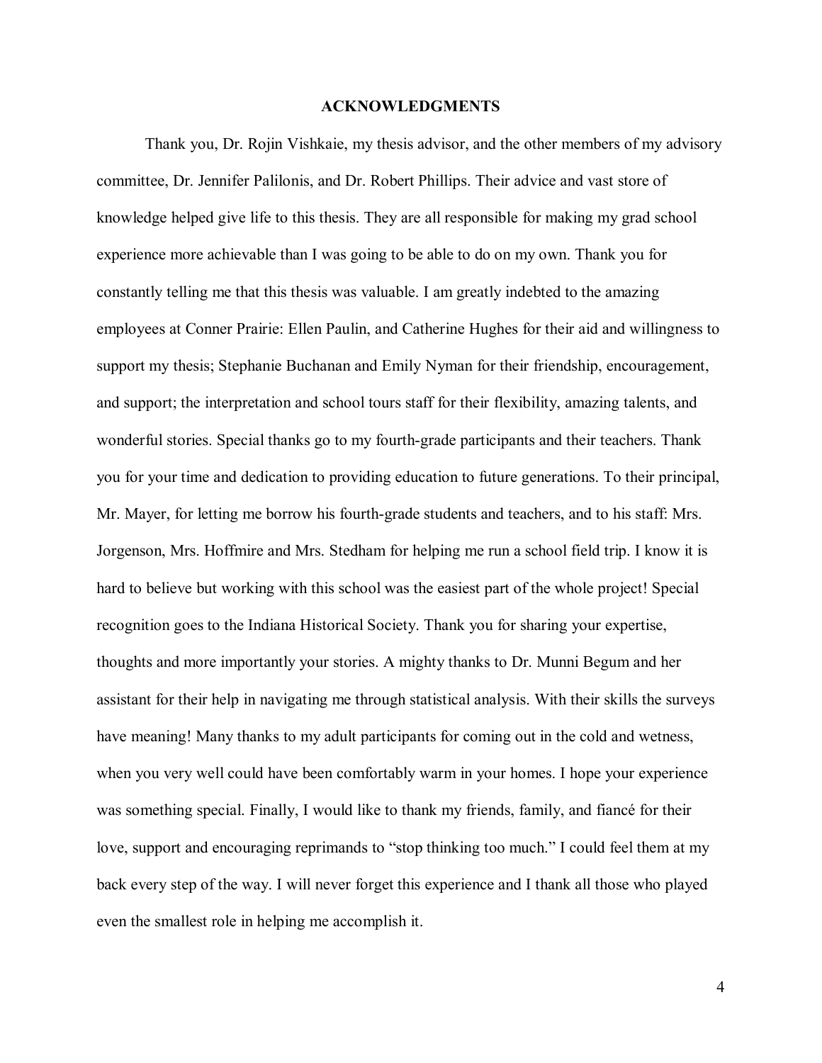# ACKNOWLEDGMENTS

Thank you, Dr. Rojin Vishkaie, my thesis advisor, and the other members of my advisory committee, Dr. Jennifer Palilonis, and Dr. Robert Phillips. Their advice and vast store of knowledge helped give life to this thesis. They are all responsible for making my grad school experience more achievable than I was going to be able to do on my own. Thank you for constantly telling me that this thesis was valuable. I am greatly indebted to the amazing employees at Conner Prairie: Ellen Paulin, and Catherine Hughes for their aid and willingness to support my thesis; Stephanie Buchanan and Emily Nyman for their friendship, encouragement, and support; the interpretation and school tours staff for their flexibility, amazing talents, and wonderful stories. Special thanks go to my fourth-grade participants and their teachers. Thank you for your time and dedication to providing education to future generations. To their principal, Mr. Mayer, for letting me borrow his fourth-grade students and teachers, and to his staff: Mrs. Jorgenson, Mrs. Hoffmire and Mrs. Stedham for helping me run a school field trip. I know it is hard to believe but working with this school was the easiest part of the whole project! Special recognition goes to the Indiana Historical Society. Thank you for sharing your expertise, thoughts and more importantly your stories. A mighty thanks to Dr. Munni Begum and her assistant for their help in navigating me through statistical analysis. With their skills the surveys have meaning! Many thanks to my adult participants for coming out in the cold and wetness, when you very well could have been comfortably warm in your homes. I hope your experience was something special. Finally, I would like to thank my friends, family, and fiancé for their love, support and encouraging reprimands to "stop thinking too much." I could feel them at my back every step of the way. I will never forget this experience and I thank all those who played even the smallest role in helping me accomplish it.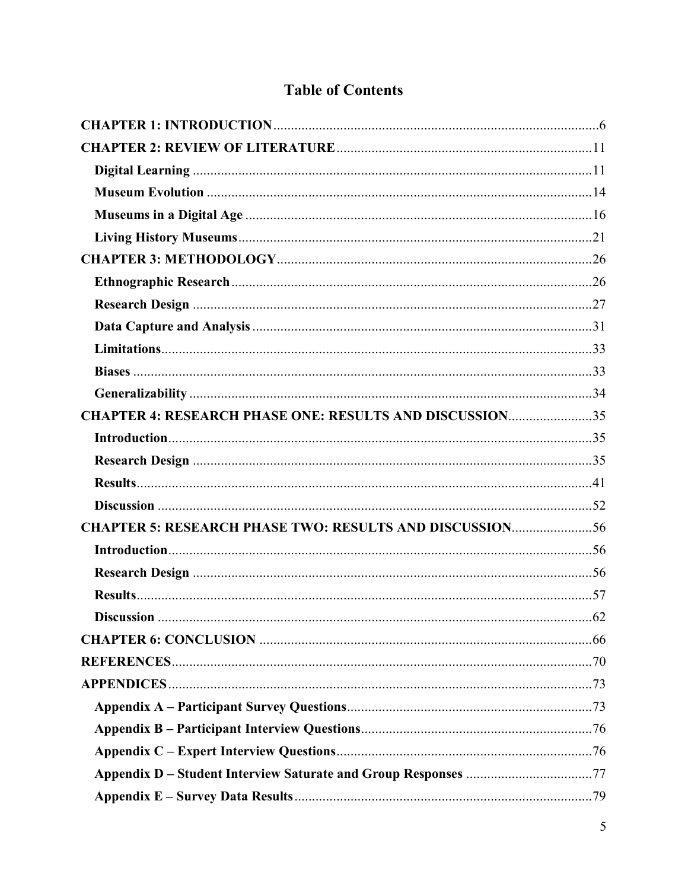# Table of Contents

**CHAPTER 1: INTRODUCTION** ... 6

**CHAPTER 2: REVIEW OF LITERATURE** ... 11

- **Digital Learning** ... 11
- **Museum Evolution** ... 14
- **Museums in a Digital Age** ... 16
- **Living History Museums** ... 21

**CHAPTER 3: METHODOLOGY** ... 26

- **Ethnographic Research** ... 26
- **Research Design** ... 27
- **Data Capture and Analysis** ... 31
- **Limitations** ... 33
- **Biases** ... 33
- **Generalizability** ... 34

**CHAPTER 4: RESEARCH PHASE ONE: RESULTS AND DISCUSSION** ... 35

- **Introduction** ... 35
- **Research Design** ... 35
- **Results** ... 41
- **Discussion** ... 52

**CHAPTER 5: RESEARCH PHASE TWO: RESULTS AND DISCUSSION** ... 56

- **Introduction** ... 56
- **Research Design** ... 56
- **Results** ... 57
- **Discussion** ... 62

**CHAPTER 6: CONCLUSION** ... 66

**REFERENCES** ... 70

**APPENDICES** ... 73

- **Appendix A – Participant Survey Questions** ... 73
- **Appendix B – Participant Interview Questions** ... 76
- **Appendix C – Expert Interview Questions** ... 76
- **Appendix D – Student Interview Saturate and Group Responses** ... 77
- **Appendix E – Survey Data Results** ... 79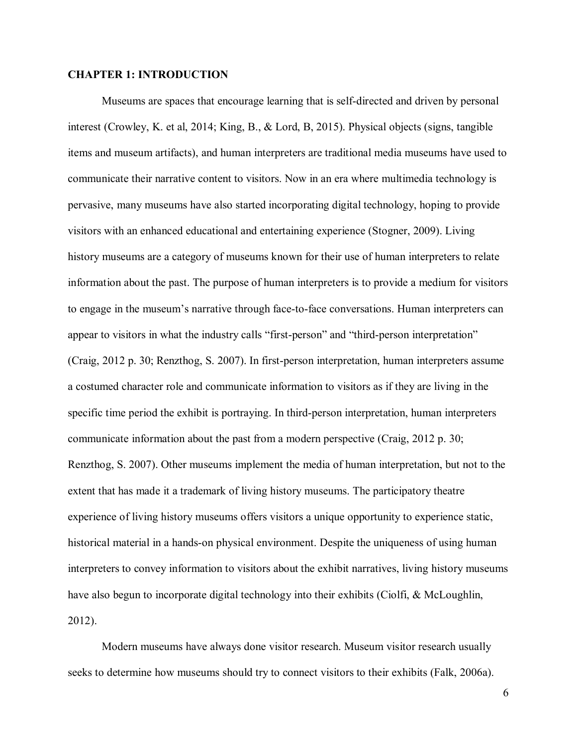# CHAPTER 1: INTRODUCTION

Museums are spaces that encourage learning that is self-directed and driven by personal interest (Crowley, K. et al, 2014; King, B., & Lord, B, 2015). Physical objects (signs, tangible items and museum artifacts), and human interpreters are traditional media museums have used to communicate their narrative content to visitors. Now in an era where multimedia technology is pervasive, many museums have also started incorporating digital technology, hoping to provide visitors with an enhanced educational and entertaining experience (Stogner, 2009). Living history museums are a category of museums known for their use of human interpreters to relate information about the past. The purpose of human interpreters is to provide a medium for visitors to engage in the museum's narrative through face-to-face conversations. Human interpreters can appear to visitors in what the industry calls "first-person" and "third-person interpretation" (Craig, 2012 p. 30; Renzthog, S. 2007). In first-person interpretation, human interpreters assume a costumed character role and communicate information to visitors as if they are living in the specific time period the exhibit is portraying. In third-person interpretation, human interpreters communicate information about the past from a modern perspective (Craig, 2012 p. 30; Renzthog, S. 2007). Other museums implement the media of human interpretation, but not to the extent that has made it a trademark of living history museums. The participatory theatre experience of living history museums offers visitors a unique opportunity to experience static, historical material in a hands-on physical environment. Despite the uniqueness of using human interpreters to convey information to visitors about the exhibit narratives, living history museums have also begun to incorporate digital technology into their exhibits (Ciolfi, & McLoughlin, 2012).

Modern museums have always done visitor research. Museum visitor research usually seeks to determine how museums should try to connect visitors to their exhibits (Falk, 2006a).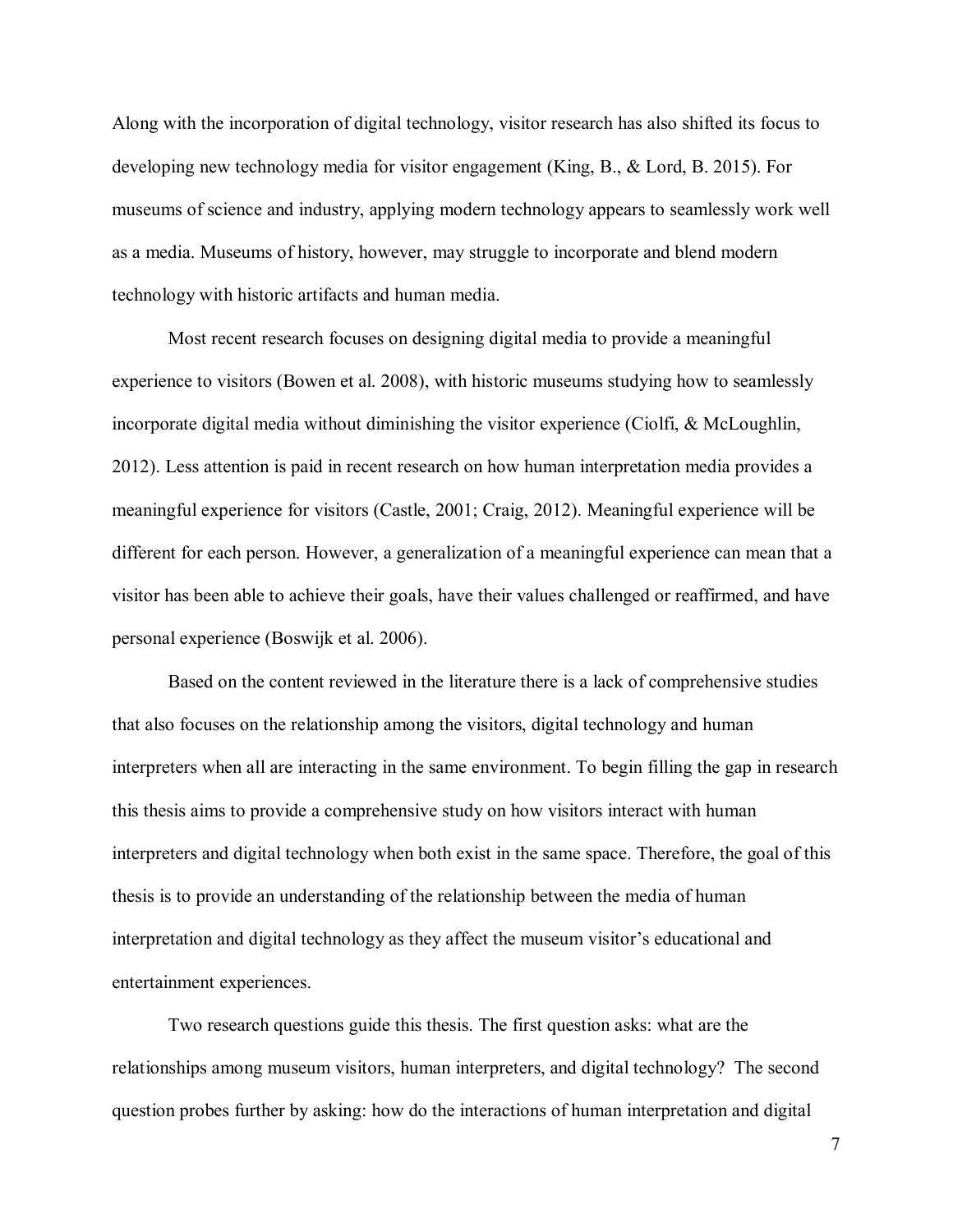Along with the incorporation of digital technology, visitor research has also shifted its focus to developing new technology media for visitor engagement (King, B., & Lord, B. 2015). For museums of science and industry, applying modern technology appears to seamlessly work well as a media. Museums of history, however, may struggle to incorporate and blend modern technology with historic artifacts and human media.

Most recent research focuses on designing digital media to provide a meaningful experience to visitors (Bowen et al. 2008), with historic museums studying how to seamlessly incorporate digital media without diminishing the visitor experience (Ciolfi, & McLoughlin, 2012). Less attention is paid in recent research on how human interpretation media provides a meaningful experience for visitors (Castle, 2001; Craig, 2012). Meaningful experience will be different for each person. However, a generalization of a meaningful experience can mean that a visitor has been able to achieve their goals, have their values challenged or reaffirmed, and have personal experience (Boswijk et al. 2006).

Based on the content reviewed in the literature there is a lack of comprehensive studies that also focuses on the relationship among the visitors, digital technology and human interpreters when all are interacting in the same environment. To begin filling the gap in research this thesis aims to provide a comprehensive study on how visitors interact with human interpreters and digital technology when both exist in the same space. Therefore, the goal of this thesis is to provide an understanding of the relationship between the media of human interpretation and digital technology as they affect the museum visitor's educational and entertainment experiences.

Two research questions guide this thesis. The first question asks: what are the relationships among museum visitors, human interpreters, and digital technology? The second question probes further by asking: how do the interactions of human interpretation and digital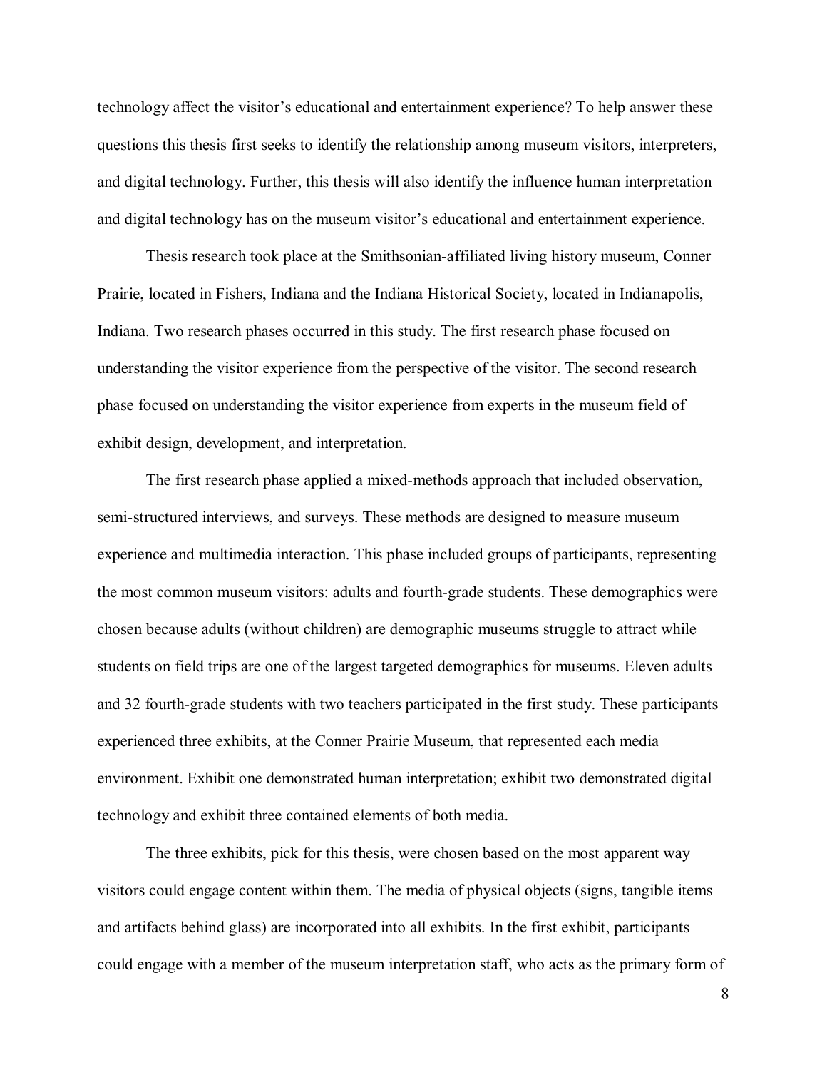technology affect the visitor's educational and entertainment experience? To help answer these questions this thesis first seeks to identify the relationship among museum visitors, interpreters, and digital technology. Further, this thesis will also identify the influence human interpretation and digital technology has on the museum visitor's educational and entertainment experience.

Thesis research took place at the Smithsonian-affiliated living history museum, Conner Prairie, located in Fishers, Indiana and the Indiana Historical Society, located in Indianapolis, Indiana. Two research phases occurred in this study. The first research phase focused on understanding the visitor experience from the perspective of the visitor. The second research phase focused on understanding the visitor experience from experts in the museum field of exhibit design, development, and interpretation.

The first research phase applied a mixed-methods approach that included observation, semi-structured interviews, and surveys. These methods are designed to measure museum experience and multimedia interaction. This phase included groups of participants, representing the most common museum visitors: adults and fourth-grade students. These demographics were chosen because adults (without children) are demographic museums struggle to attract while students on field trips are one of the largest targeted demographics for museums. Eleven adults and 32 fourth-grade students with two teachers participated in the first study. These participants experienced three exhibits, at the Conner Prairie Museum, that represented each media environment. Exhibit one demonstrated human interpretation; exhibit two demonstrated digital technology and exhibit three contained elements of both media.

The three exhibits, pick for this thesis, were chosen based on the most apparent way visitors could engage content within them. The media of physical objects (signs, tangible items and artifacts behind glass) are incorporated into all exhibits. In the first exhibit, participants could engage with a member of the museum interpretation staff, who acts as the primary form of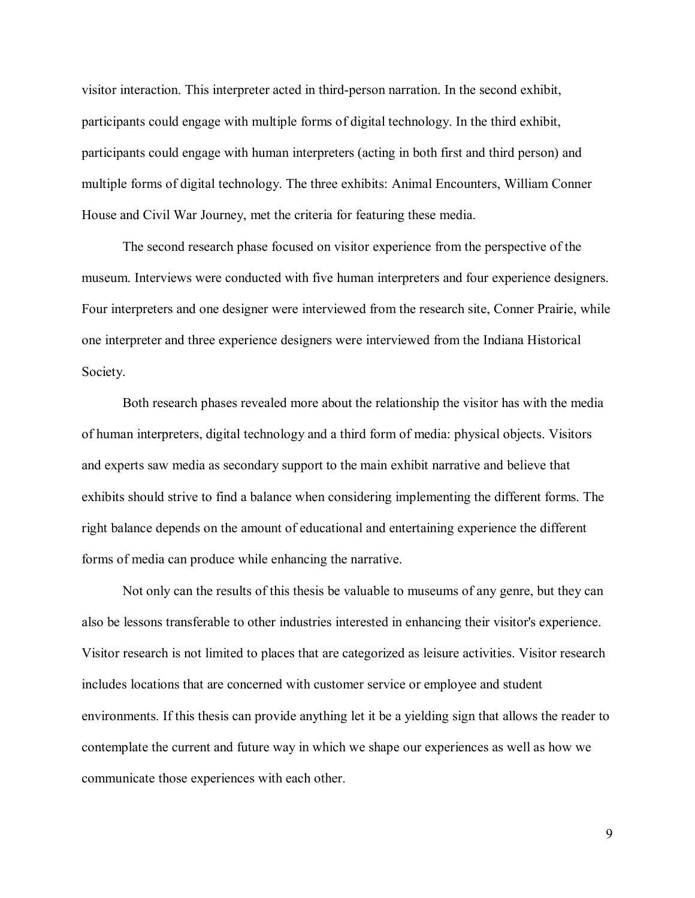visitor interaction. This interpreter acted in third-person narration. In the second exhibit, participants could engage with multiple forms of digital technology. In the third exhibit, participants could engage with human interpreters (acting in both first and third person) and multiple forms of digital technology. The three exhibits: Animal Encounters, William Conner House and Civil War Journey, met the criteria for featuring these media.

The second research phase focused on visitor experience from the perspective of the museum. Interviews were conducted with five human interpreters and four experience designers. Four interpreters and one designer were interviewed from the research site, Conner Prairie, while one interpreter and three experience designers were interviewed from the Indiana Historical Society.

Both research phases revealed more about the relationship the visitor has with the media of human interpreters, digital technology and a third form of media: physical objects. Visitors and experts saw media as secondary support to the main exhibit narrative and believe that exhibits should strive to find a balance when considering implementing the different forms. The right balance depends on the amount of educational and entertaining experience the different forms of media can produce while enhancing the narrative.

Not only can the results of this thesis be valuable to museums of any genre, but they can also be lessons transferable to other industries interested in enhancing their visitor's experience. Visitor research is not limited to places that are categorized as leisure activities. Visitor research includes locations that are concerned with customer service or employee and student environments. If this thesis can provide anything let it be a yielding sign that allows the reader to contemplate the current and future way in which we shape our experiences as well as how we communicate those experiences with each other.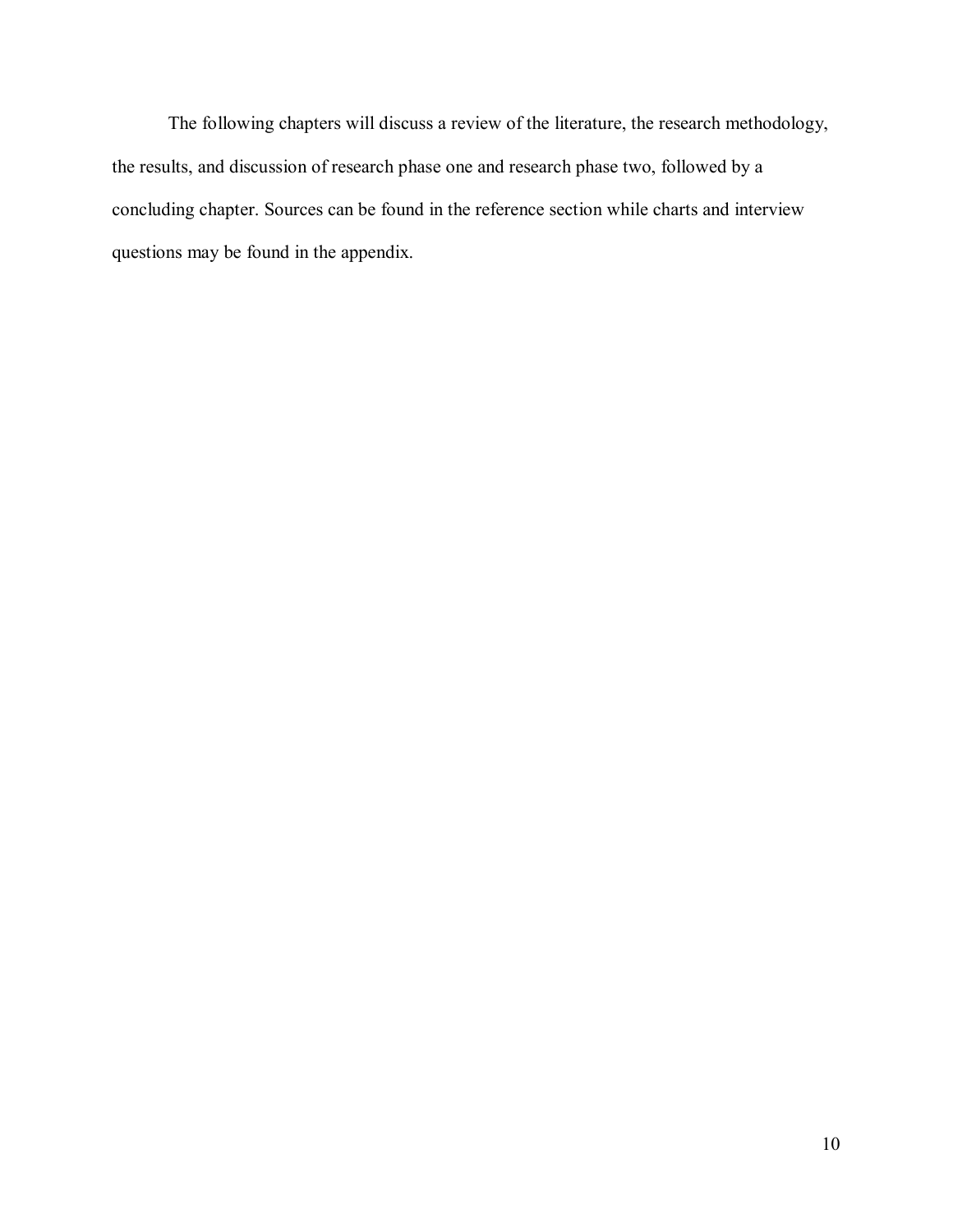The following chapters will discuss a review of the literature, the research methodology, the results, and discussion of research phase one and research phase two, followed by a concluding chapter. Sources can be found in the reference section while charts and interview questions may be found in the appendix.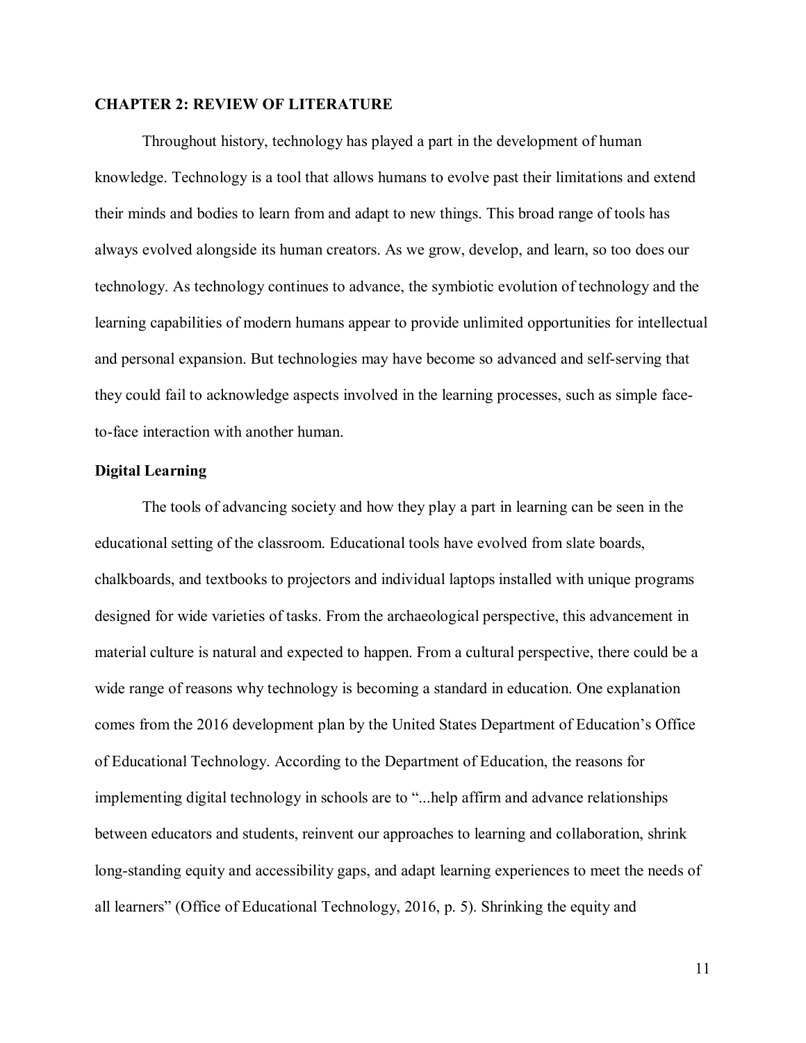## CHAPTER 2: REVIEW OF LITERATURE

Throughout history, technology has played a part in the development of human knowledge. Technology is a tool that allows humans to evolve past their limitations and extend their minds and bodies to learn from and adapt to new things. This broad range of tools has always evolved alongside its human creators. As we grow, develop, and learn, so too does our technology. As technology continues to advance, the symbiotic evolution of technology and the learning capabilities of modern humans appear to provide unlimited opportunities for intellectual and personal expansion. But technologies may have become so advanced and self-serving that they could fail to acknowledge aspects involved in the learning processes, such as simple face-to-face interaction with another human.

### Digital Learning

The tools of advancing society and how they play a part in learning can be seen in the educational setting of the classroom. Educational tools have evolved from slate boards, chalkboards, and textbooks to projectors and individual laptops installed with unique programs designed for wide varieties of tasks. From the archaeological perspective, this advancement in material culture is natural and expected to happen. From a cultural perspective, there could be a wide range of reasons why technology is becoming a standard in education. One explanation comes from the 2016 development plan by the United States Department of Education's Office of Educational Technology. According to the Department of Education, the reasons for implementing digital technology in schools are to "...help affirm and advance relationships between educators and students, reinvent our approaches to learning and collaboration, shrink long-standing equity and accessibility gaps, and adapt learning experiences to meet the needs of all learners" (Office of Educational Technology, 2016, p. 5). Shrinking the equity and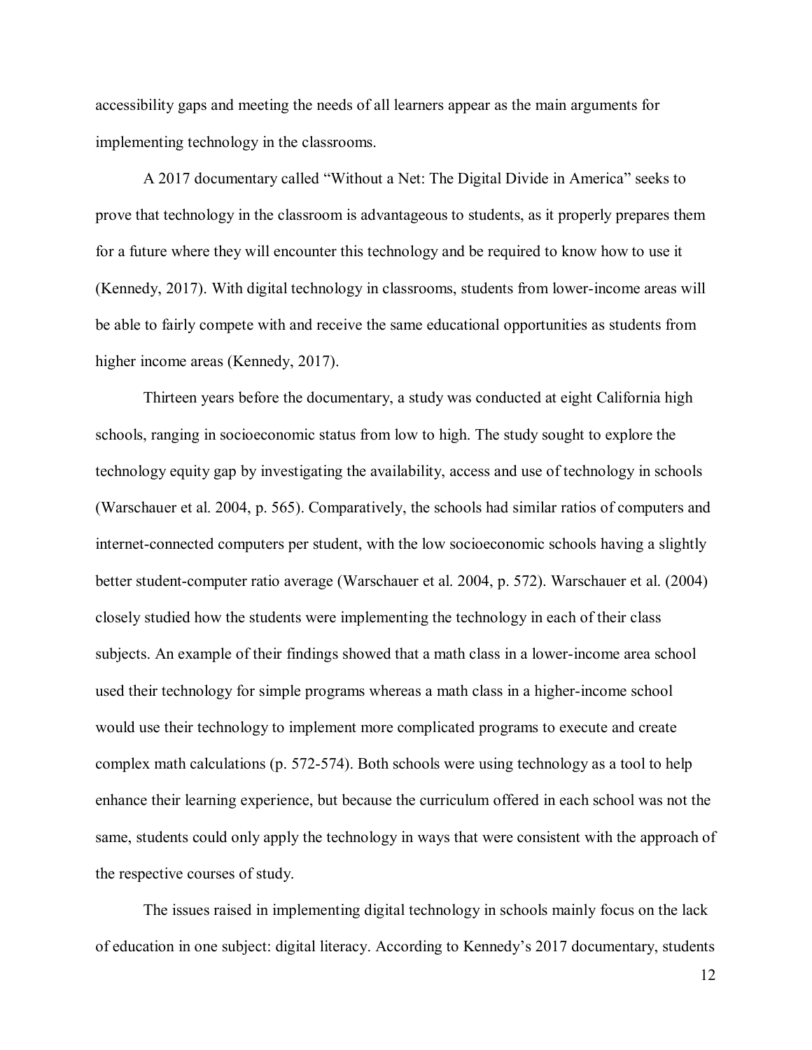accessibility gaps and meeting the needs of all learners appear as the main arguments for implementing technology in the classrooms.

A 2017 documentary called "Without a Net: The Digital Divide in America" seeks to prove that technology in the classroom is advantageous to students, as it properly prepares them for a future where they will encounter this technology and be required to know how to use it (Kennedy, 2017). With digital technology in classrooms, students from lower-income areas will be able to fairly compete with and receive the same educational opportunities as students from higher income areas (Kennedy, 2017).

Thirteen years before the documentary, a study was conducted at eight California high schools, ranging in socioeconomic status from low to high. The study sought to explore the technology equity gap by investigating the availability, access and use of technology in schools (Warschauer et al. 2004, p. 565). Comparatively, the schools had similar ratios of computers and internet-connected computers per student, with the low socioeconomic schools having a slightly better student-computer ratio average (Warschauer et al. 2004, p. 572). Warschauer et al. (2004) closely studied how the students were implementing the technology in each of their class subjects. An example of their findings showed that a math class in a lower-income area school used their technology for simple programs whereas a math class in a higher-income school would use their technology to implement more complicated programs to execute and create complex math calculations (p. 572-574). Both schools were using technology as a tool to help enhance their learning experience, but because the curriculum offered in each school was not the same, students could only apply the technology in ways that were consistent with the approach of the respective courses of study.

The issues raised in implementing digital technology in schools mainly focus on the lack of education in one subject: digital literacy. According to Kennedy's 2017 documentary, students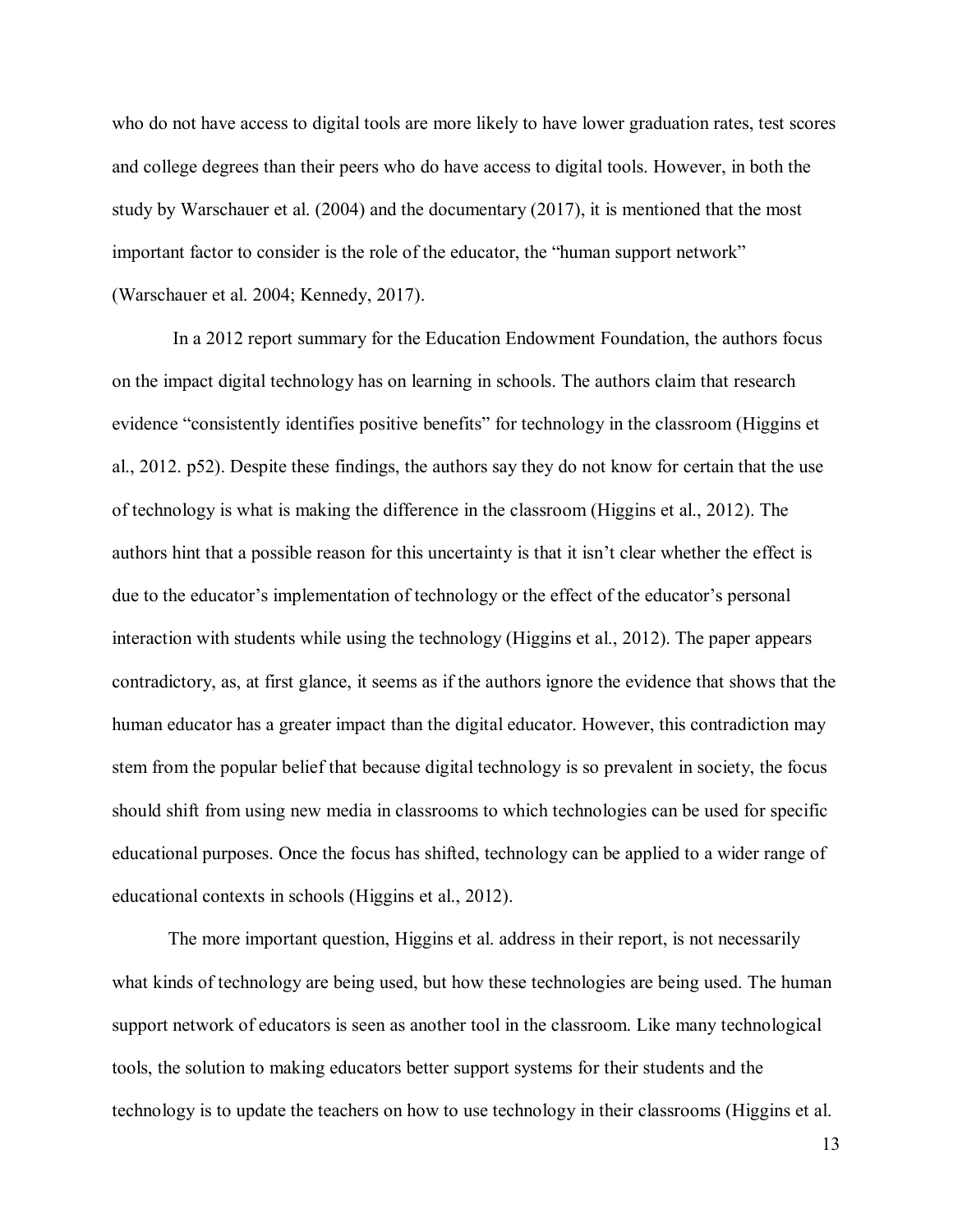who do not have access to digital tools are more likely to have lower graduation rates, test scores and college degrees than their peers who do have access to digital tools. However, in both the study by Warschauer et al. (2004) and the documentary (2017), it is mentioned that the most important factor to consider is the role of the educator, the "human support network" (Warschauer et al. 2004; Kennedy, 2017).

In a 2012 report summary for the Education Endowment Foundation, the authors focus on the impact digital technology has on learning in schools. The authors claim that research evidence "consistently identifies positive benefits" for technology in the classroom (Higgins et al., 2012. p52). Despite these findings, the authors say they do not know for certain that the use of technology is what is making the difference in the classroom (Higgins et al., 2012). The authors hint that a possible reason for this uncertainty is that it isn't clear whether the effect is due to the educator's implementation of technology or the effect of the educator's personal interaction with students while using the technology (Higgins et al., 2012). The paper appears contradictory, as, at first glance, it seems as if the authors ignore the evidence that shows that the human educator has a greater impact than the digital educator. However, this contradiction may stem from the popular belief that because digital technology is so prevalent in society, the focus should shift from using new media in classrooms to which technologies can be used for specific educational purposes. Once the focus has shifted, technology can be applied to a wider range of educational contexts in schools (Higgins et al., 2012).

The more important question, Higgins et al. address in their report, is not necessarily what kinds of technology are being used, but how these technologies are being used. The human support network of educators is seen as another tool in the classroom. Like many technological tools, the solution to making educators better support systems for their students and the technology is to update the teachers on how to use technology in their classrooms (Higgins et al.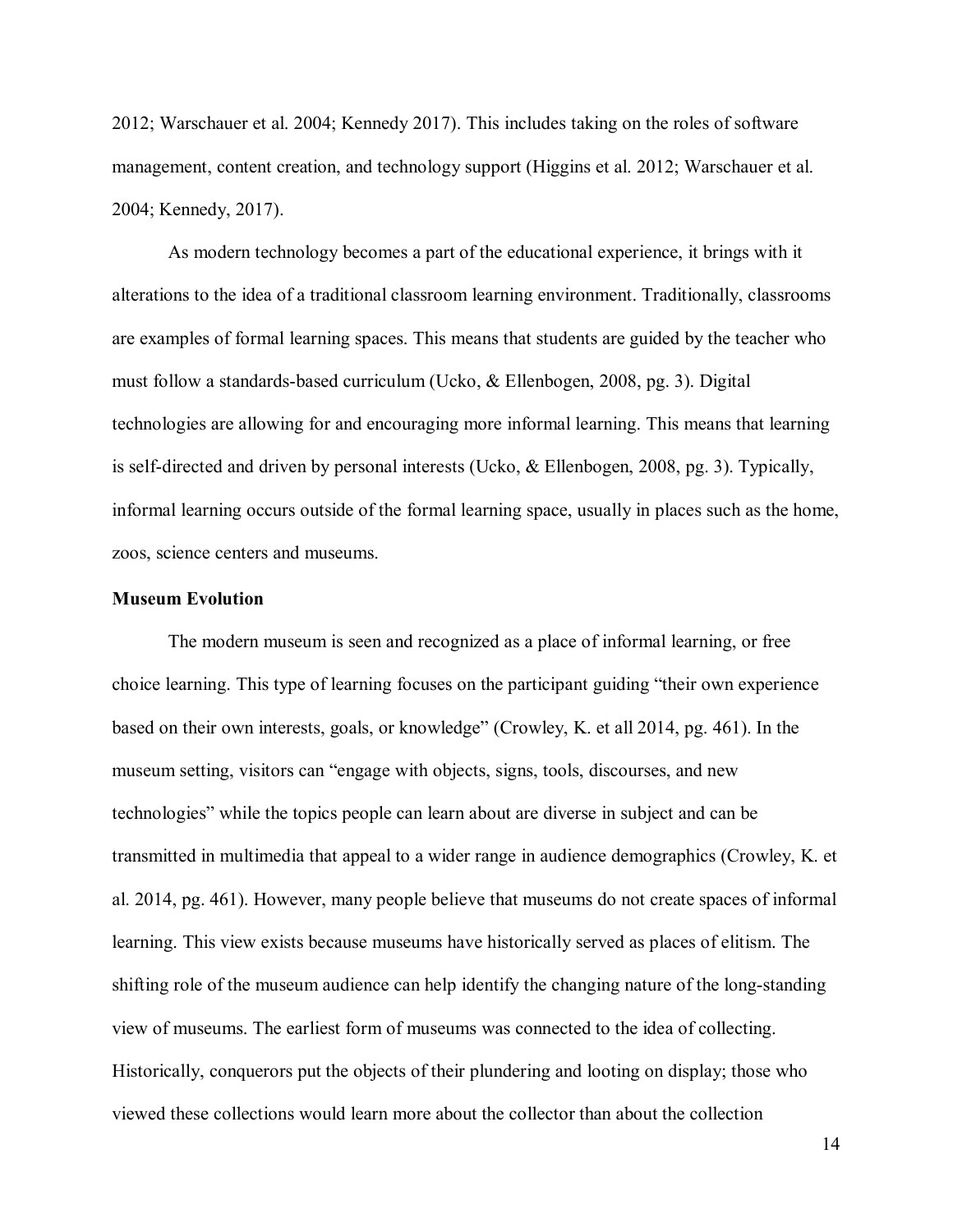2012; Warschauer et al. 2004; Kennedy 2017). This includes taking on the roles of software management, content creation, and technology support (Higgins et al. 2012; Warschauer et al. 2004; Kennedy, 2017).

As modern technology becomes a part of the educational experience, it brings with it alterations to the idea of a traditional classroom learning environment. Traditionally, classrooms are examples of formal learning spaces. This means that students are guided by the teacher who must follow a standards-based curriculum (Ucko, & Ellenbogen, 2008, pg. 3). Digital technologies are allowing for and encouraging more informal learning. This means that learning is self-directed and driven by personal interests (Ucko, & Ellenbogen, 2008, pg. 3). Typically, informal learning occurs outside of the formal learning space, usually in places such as the home, zoos, science centers and museums.

**Museum Evolution**

The modern museum is seen and recognized as a place of informal learning, or free choice learning. This type of learning focuses on the participant guiding "their own experience based on their own interests, goals, or knowledge" (Crowley, K. et all 2014, pg. 461). In the museum setting, visitors can "engage with objects, signs, tools, discourses, and new technologies" while the topics people can learn about are diverse in subject and can be transmitted in multimedia that appeal to a wider range in audience demographics (Crowley, K. et al. 2014, pg. 461). However, many people believe that museums do not create spaces of informal learning. This view exists because museums have historically served as places of elitism. The shifting role of the museum audience can help identify the changing nature of the long-standing view of museums. The earliest form of museums was connected to the idea of collecting. Historically, conquerors put the objects of their plundering and looting on display; those who viewed these collections would learn more about the collector than about the collection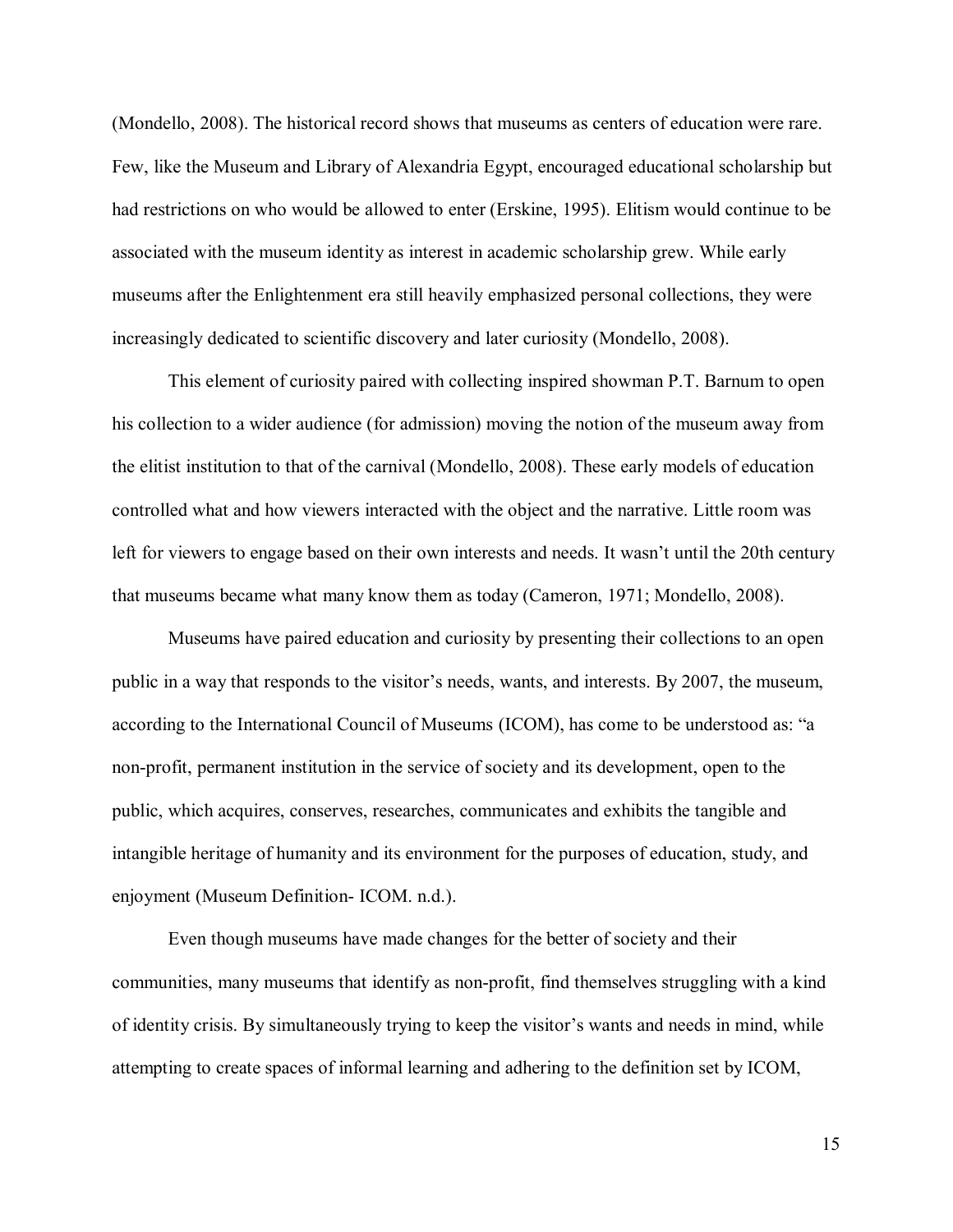(Mondello, 2008). The historical record shows that museums as centers of education were rare. Few, like the Museum and Library of Alexandria Egypt, encouraged educational scholarship but had restrictions on who would be allowed to enter (Erskine, 1995). Elitism would continue to be associated with the museum identity as interest in academic scholarship grew. While early museums after the Enlightenment era still heavily emphasized personal collections, they were increasingly dedicated to scientific discovery and later curiosity (Mondello, 2008).

This element of curiosity paired with collecting inspired showman P.T. Barnum to open his collection to a wider audience (for admission) moving the notion of the museum away from the elitist institution to that of the carnival (Mondello, 2008). These early models of education controlled what and how viewers interacted with the object and the narrative. Little room was left for viewers to engage based on their own interests and needs. It wasn't until the 20th century that museums became what many know them as today (Cameron, 1971; Mondello, 2008).

Museums have paired education and curiosity by presenting their collections to an open public in a way that responds to the visitor's needs, wants, and interests. By 2007, the museum, according to the International Council of Museums (ICOM), has come to be understood as: "a non-profit, permanent institution in the service of society and its development, open to the public, which acquires, conserves, researches, communicates and exhibits the tangible and intangible heritage of humanity and its environment for the purposes of education, study, and enjoyment (Museum Definition- ICOM. n.d.).

Even though museums have made changes for the better of society and their communities, many museums that identify as non-profit, find themselves struggling with a kind of identity crisis. By simultaneously trying to keep the visitor's wants and needs in mind, while attempting to create spaces of informal learning and adhering to the definition set by ICOM,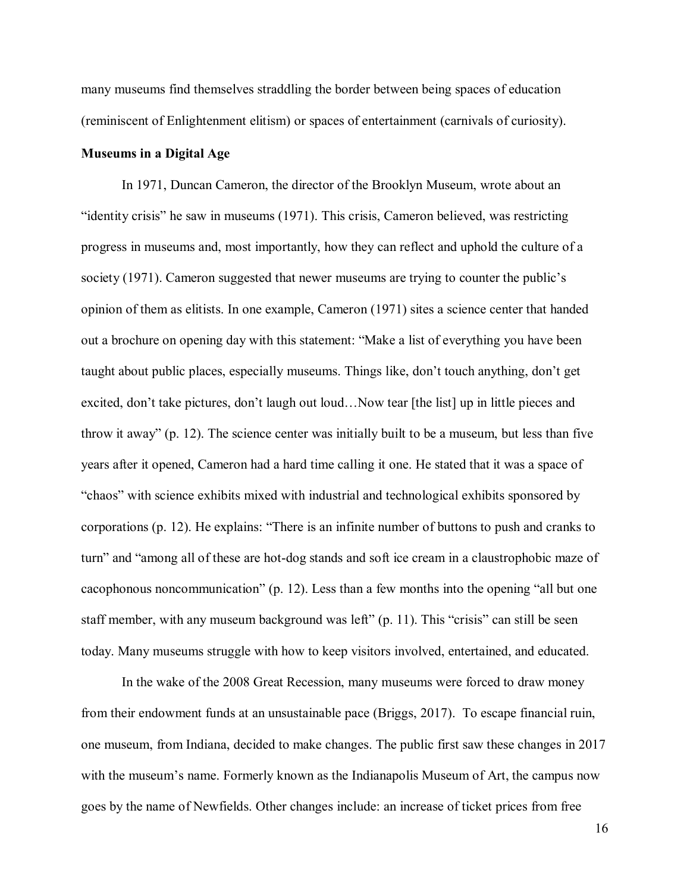many museums find themselves straddling the border between being spaces of education (reminiscent of Enlightenment elitism) or spaces of entertainment (carnivals of curiosity).

**Museums in a Digital Age**

In 1971, Duncan Cameron, the director of the Brooklyn Museum, wrote about an "identity crisis" he saw in museums (1971). This crisis, Cameron believed, was restricting progress in museums and, most importantly, how they can reflect and uphold the culture of a society (1971). Cameron suggested that newer museums are trying to counter the public's opinion of them as elitists. In one example, Cameron (1971) sites a science center that handed out a brochure on opening day with this statement: "Make a list of everything you have been taught about public places, especially museums. Things like, don't touch anything, don't get excited, don't take pictures, don't laugh out loud…Now tear [the list] up in little pieces and throw it away" (p. 12). The science center was initially built to be a museum, but less than five years after it opened, Cameron had a hard time calling it one. He stated that it was a space of "chaos" with science exhibits mixed with industrial and technological exhibits sponsored by corporations (p. 12). He explains: "There is an infinite number of buttons to push and cranks to turn" and "among all of these are hot-dog stands and soft ice cream in a claustrophobic maze of cacophonous noncommunication" (p. 12). Less than a few months into the opening "all but one staff member, with any museum background was left" (p. 11). This "crisis" can still be seen today. Many museums struggle with how to keep visitors involved, entertained, and educated.

In the wake of the 2008 Great Recession, many museums were forced to draw money from their endowment funds at an unsustainable pace (Briggs, 2017). To escape financial ruin, one museum, from Indiana, decided to make changes. The public first saw these changes in 2017 with the museum's name. Formerly known as the Indianapolis Museum of Art, the campus now goes by the name of Newfields. Other changes include: an increase of ticket prices from free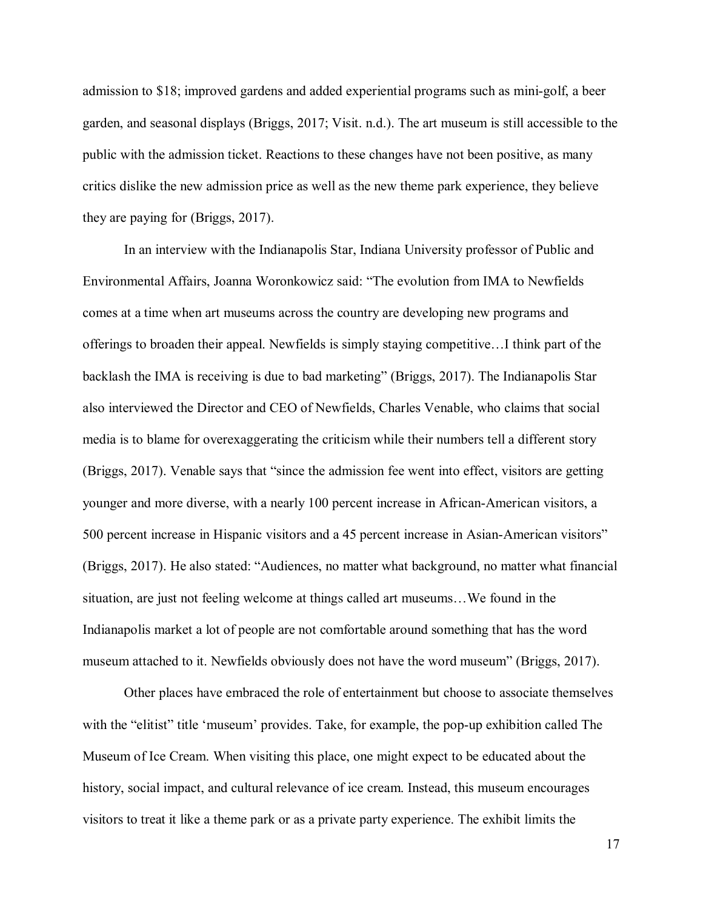admission to $18; improved gardens and added experiential programs such as mini-golf, a beer garden, and seasonal displays (Briggs, 2017; Visit. n.d.). The art museum is still accessible to the public with the admission ticket. Reactions to these changes have not been positive, as many critics dislike the new admission price as well as the new theme park experience, they believe they are paying for (Briggs, 2017).

In an interview with the Indianapolis Star, Indiana University professor of Public and Environmental Affairs, Joanna Woronkowicz said: "The evolution from IMA to Newfields comes at a time when art museums across the country are developing new programs and offerings to broaden their appeal. Newfields is simply staying competitive…I think part of the backlash the IMA is receiving is due to bad marketing" (Briggs, 2017). The Indianapolis Star also interviewed the Director and CEO of Newfields, Charles Venable, who claims that social media is to blame for overexaggerating the criticism while their numbers tell a different story (Briggs, 2017). Venable says that "since the admission fee went into effect, visitors are getting younger and more diverse, with a nearly 100 percent increase in African-American visitors, a 500 percent increase in Hispanic visitors and a 45 percent increase in Asian-American visitors" (Briggs, 2017). He also stated: "Audiences, no matter what background, no matter what financial situation, are just not feeling welcome at things called art museums…We found in the Indianapolis market a lot of people are not comfortable around something that has the word museum attached to it. Newfields obviously does not have the word museum" (Briggs, 2017).

Other places have embraced the role of entertainment but choose to associate themselves with the "elitist" title 'museum' provides. Take, for example, the pop-up exhibition called The Museum of Ice Cream. When visiting this place, one might expect to be educated about the history, social impact, and cultural relevance of ice cream. Instead, this museum encourages visitors to treat it like a theme park or as a private party experience. The exhibit limits the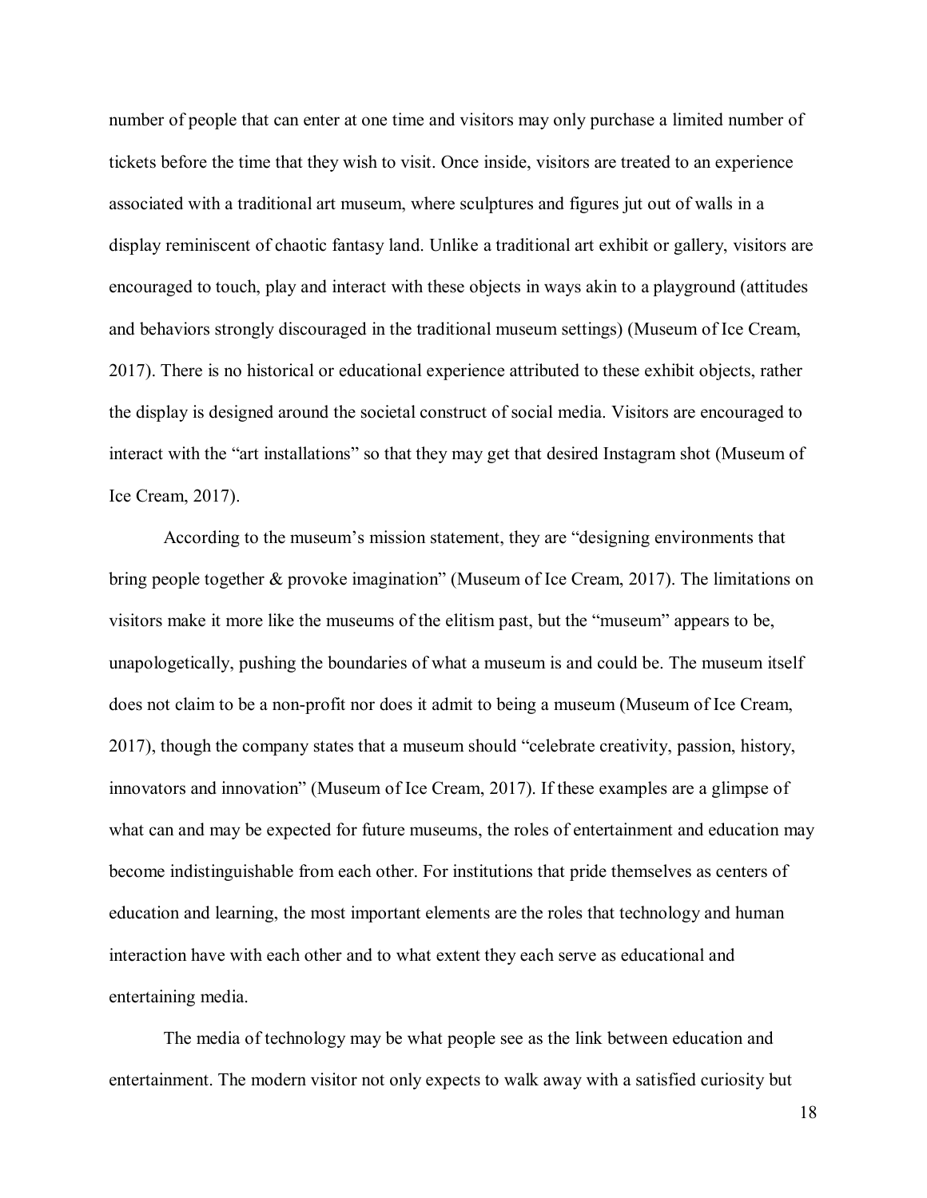number of people that can enter at one time and visitors may only purchase a limited number of tickets before the time that they wish to visit. Once inside, visitors are treated to an experience associated with a traditional art museum, where sculptures and figures jut out of walls in a display reminiscent of chaotic fantasy land. Unlike a traditional art exhibit or gallery, visitors are encouraged to touch, play and interact with these objects in ways akin to a playground (attitudes and behaviors strongly discouraged in the traditional museum settings) (Museum of Ice Cream, 2017). There is no historical or educational experience attributed to these exhibit objects, rather the display is designed around the societal construct of social media. Visitors are encouraged to interact with the "art installations" so that they may get that desired Instagram shot (Museum of Ice Cream, 2017).

According to the museum's mission statement, they are "designing environments that bring people together & provoke imagination" (Museum of Ice Cream, 2017). The limitations on visitors make it more like the museums of the elitism past, but the "museum" appears to be, unapologetically, pushing the boundaries of what a museum is and could be. The museum itself does not claim to be a non-profit nor does it admit to being a museum (Museum of Ice Cream, 2017), though the company states that a museum should "celebrate creativity, passion, history, innovators and innovation" (Museum of Ice Cream, 2017). If these examples are a glimpse of what can and may be expected for future museums, the roles of entertainment and education may become indistinguishable from each other. For institutions that pride themselves as centers of education and learning, the most important elements are the roles that technology and human interaction have with each other and to what extent they each serve as educational and entertaining media.

The media of technology may be what people see as the link between education and entertainment. The modern visitor not only expects to walk away with a satisfied curiosity but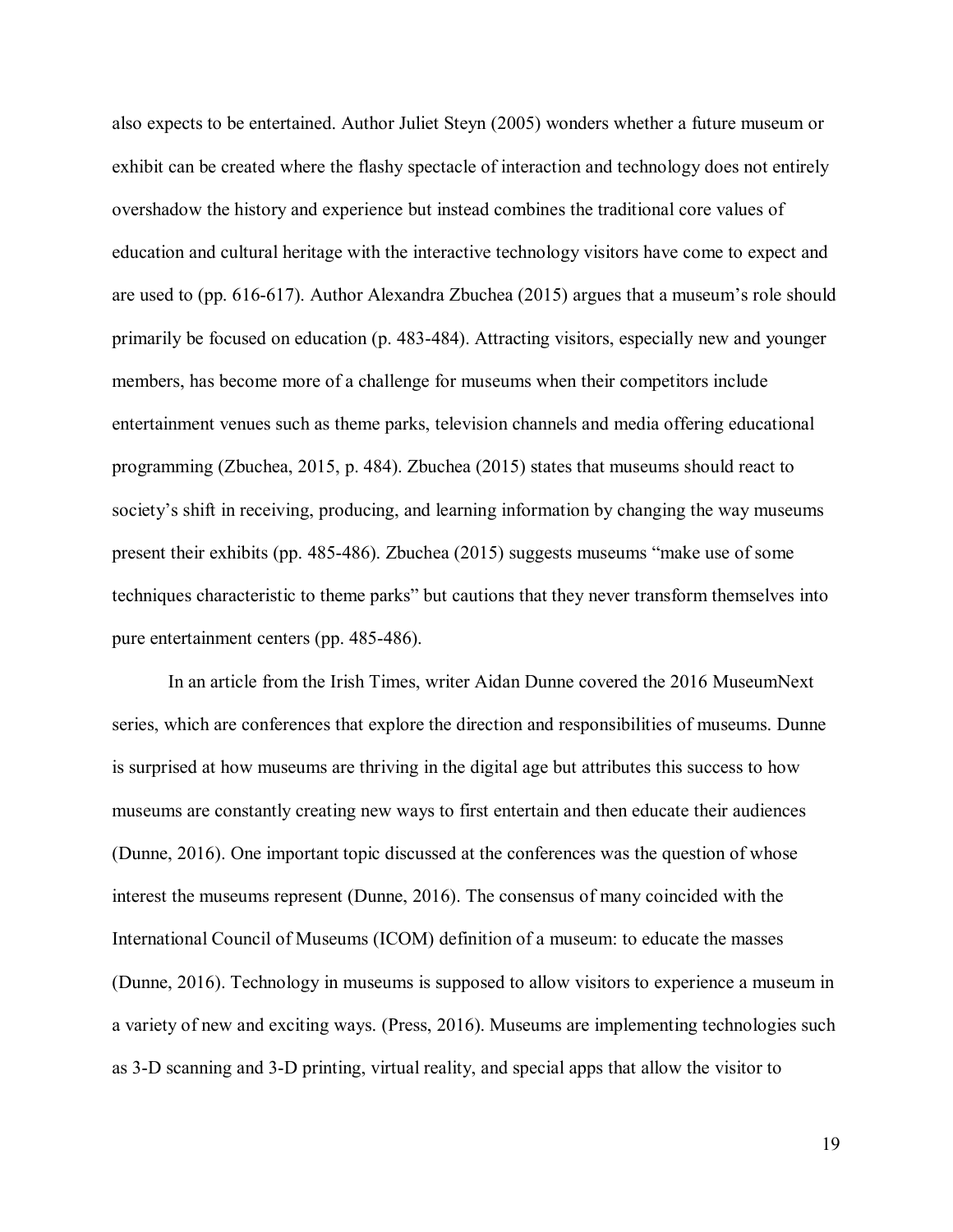also expects to be entertained. Author Juliet Steyn (2005) wonders whether a future museum or exhibit can be created where the flashy spectacle of interaction and technology does not entirely overshadow the history and experience but instead combines the traditional core values of education and cultural heritage with the interactive technology visitors have come to expect and are used to (pp. 616-617). Author Alexandra Zbuchea (2015) argues that a museum's role should primarily be focused on education (p. 483-484). Attracting visitors, especially new and younger members, has become more of a challenge for museums when their competitors include entertainment venues such as theme parks, television channels and media offering educational programming (Zbuchea, 2015, p. 484). Zbuchea (2015) states that museums should react to society's shift in receiving, producing, and learning information by changing the way museums present their exhibits (pp. 485-486). Zbuchea (2015) suggests museums "make use of some techniques characteristic to theme parks" but cautions that they never transform themselves into pure entertainment centers (pp. 485-486).

In an article from the Irish Times, writer Aidan Dunne covered the 2016 MuseumNext series, which are conferences that explore the direction and responsibilities of museums. Dunne is surprised at how museums are thriving in the digital age but attributes this success to how museums are constantly creating new ways to first entertain and then educate their audiences (Dunne, 2016). One important topic discussed at the conferences was the question of whose interest the museums represent (Dunne, 2016). The consensus of many coincided with the International Council of Museums (ICOM) definition of a museum: to educate the masses (Dunne, 2016). Technology in museums is supposed to allow visitors to experience a museum in a variety of new and exciting ways. (Press, 2016). Museums are implementing technologies such as 3-D scanning and 3-D printing, virtual reality, and special apps that allow the visitor to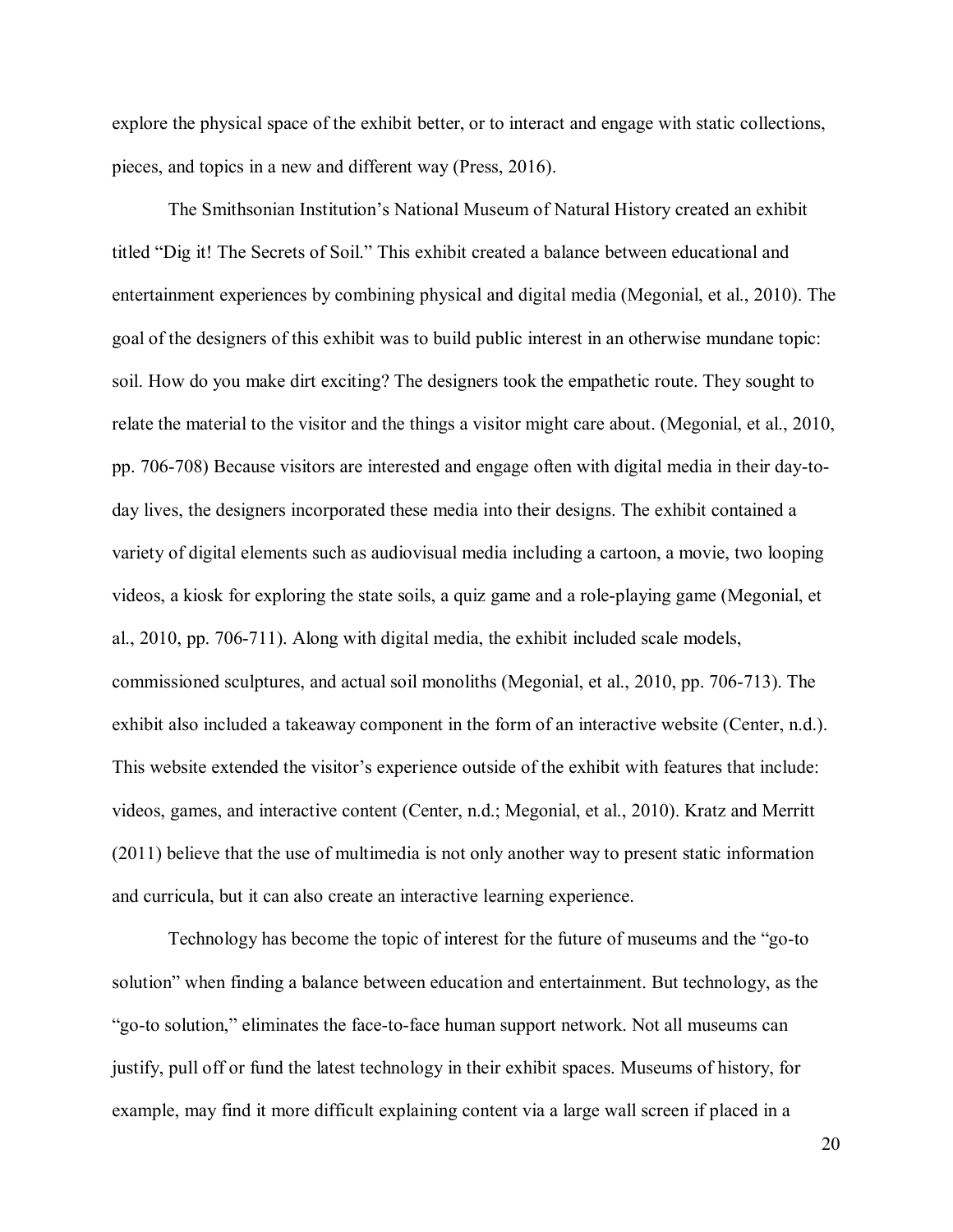explore the physical space of the exhibit better, or to interact and engage with static collections, pieces, and topics in a new and different way (Press, 2016).

The Smithsonian Institution's National Museum of Natural History created an exhibit titled "Dig it! The Secrets of Soil." This exhibit created a balance between educational and entertainment experiences by combining physical and digital media (Megonial, et al., 2010). The goal of the designers of this exhibit was to build public interest in an otherwise mundane topic: soil. How do you make dirt exciting? The designers took the empathetic route. They sought to relate the material to the visitor and the things a visitor might care about. (Megonial, et al., 2010, pp. 706-708) Because visitors are interested and engage often with digital media in their day-to-day lives, the designers incorporated these media into their designs. The exhibit contained a variety of digital elements such as audiovisual media including a cartoon, a movie, two looping videos, a kiosk for exploring the state soils, a quiz game and a role-playing game (Megonial, et al., 2010, pp. 706-711). Along with digital media, the exhibit included scale models, commissioned sculptures, and actual soil monoliths (Megonial, et al., 2010, pp. 706-713). The exhibit also included a takeaway component in the form of an interactive website (Center, n.d.). This website extended the visitor's experience outside of the exhibit with features that include: videos, games, and interactive content (Center, n.d.; Megonial, et al., 2010). Kratz and Merritt (2011) believe that the use of multimedia is not only another way to present static information and curricula, but it can also create an interactive learning experience.

Technology has become the topic of interest for the future of museums and the "go-to solution" when finding a balance between education and entertainment. But technology, as the "go-to solution," eliminates the face-to-face human support network. Not all museums can justify, pull off or fund the latest technology in their exhibit spaces. Museums of history, for example, may find it more difficult explaining content via a large wall screen if placed in a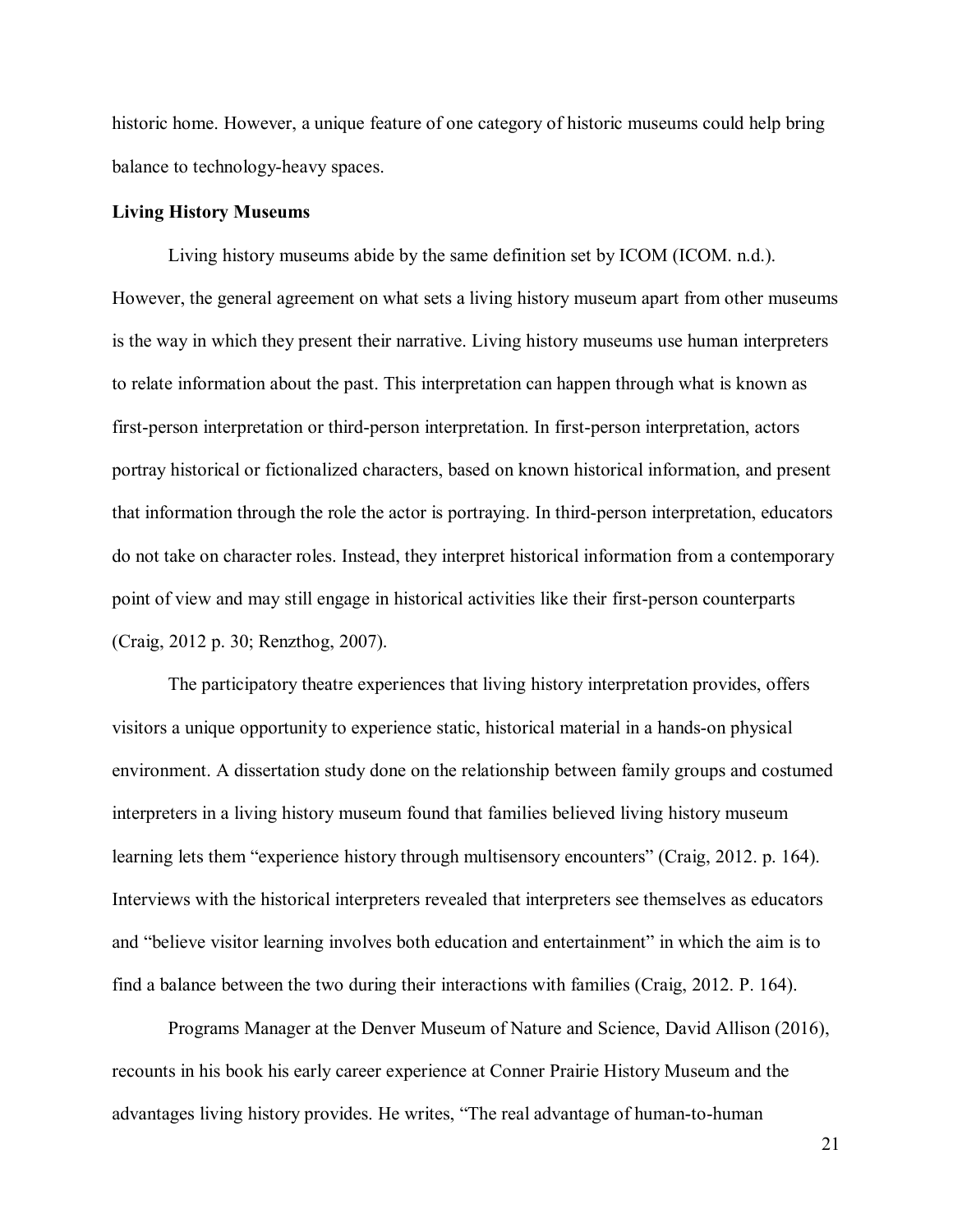historic home. However, a unique feature of one category of historic museums could help bring balance to technology-heavy spaces.

**Living History Museums**

Living history museums abide by the same definition set by ICOM (ICOM. n.d.). However, the general agreement on what sets a living history museum apart from other museums is the way in which they present their narrative. Living history museums use human interpreters to relate information about the past. This interpretation can happen through what is known as first-person interpretation or third-person interpretation. In first-person interpretation, actors portray historical or fictionalized characters, based on known historical information, and present that information through the role the actor is portraying. In third-person interpretation, educators do not take on character roles. Instead, they interpret historical information from a contemporary point of view and may still engage in historical activities like their first-person counterparts (Craig, 2012 p. 30; Renzthog, 2007).

The participatory theatre experiences that living history interpretation provides, offers visitors a unique opportunity to experience static, historical material in a hands-on physical environment. A dissertation study done on the relationship between family groups and costumed interpreters in a living history museum found that families believed living history museum learning lets them "experience history through multisensory encounters" (Craig, 2012. p. 164). Interviews with the historical interpreters revealed that interpreters see themselves as educators and "believe visitor learning involves both education and entertainment" in which the aim is to find a balance between the two during their interactions with families (Craig, 2012. P. 164).

Programs Manager at the Denver Museum of Nature and Science, David Allison (2016), recounts in his book his early career experience at Conner Prairie History Museum and the advantages living history provides. He writes, "The real advantage of human-to-human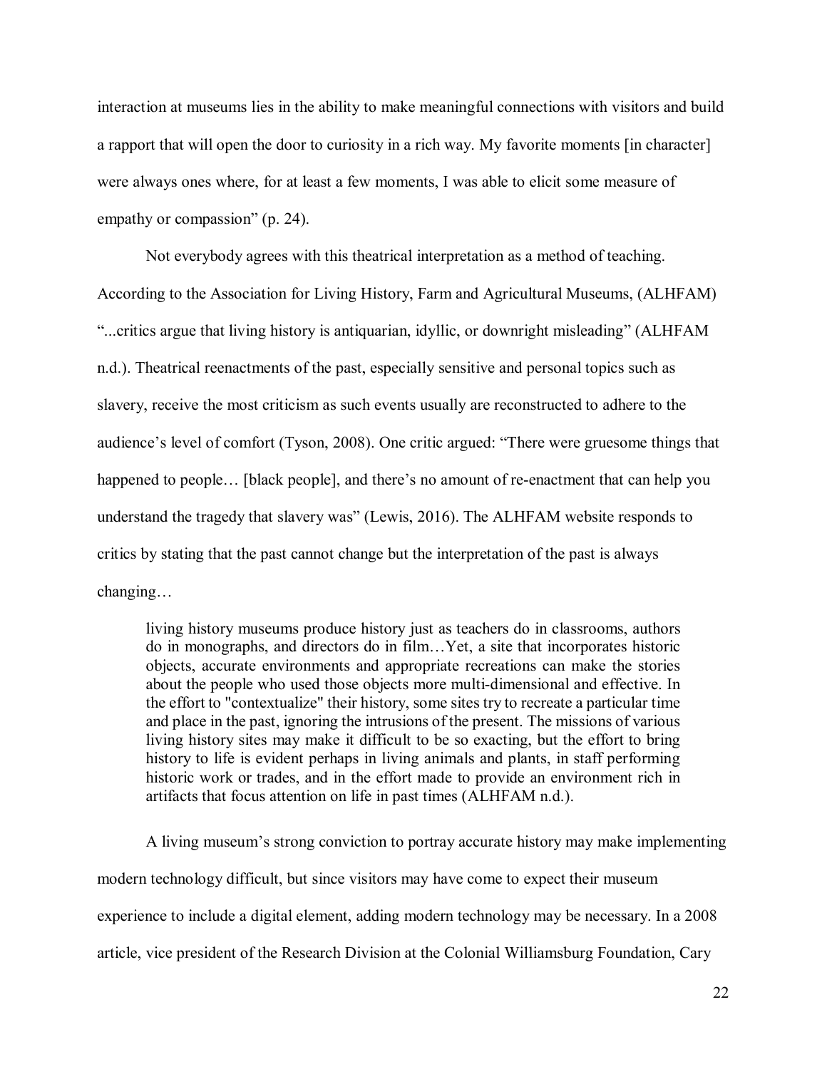interaction at museums lies in the ability to make meaningful connections with visitors and build a rapport that will open the door to curiosity in a rich way. My favorite moments [in character] were always ones where, for at least a few moments, I was able to elicit some measure of empathy or compassion" (p. 24).

Not everybody agrees with this theatrical interpretation as a method of teaching. According to the Association for Living History, Farm and Agricultural Museums, (ALHFAM) "...critics argue that living history is antiquarian, idyllic, or downright misleading" (ALHFAM n.d.). Theatrical reenactments of the past, especially sensitive and personal topics such as slavery, receive the most criticism as such events usually are reconstructed to adhere to the audience's level of comfort (Tyson, 2008). One critic argued: "There were gruesome things that happened to people… [black people], and there's no amount of re-enactment that can help you understand the tragedy that slavery was" (Lewis, 2016). The ALHFAM website responds to critics by stating that the past cannot change but the interpretation of the past is always changing…

> living history museums produce history just as teachers do in classrooms, authors do in monographs, and directors do in film…Yet, a site that incorporates historic objects, accurate environments and appropriate recreations can make the stories about the people who used those objects more multi-dimensional and effective. In the effort to "contextualize" their history, some sites try to recreate a particular time and place in the past, ignoring the intrusions of the present. The missions of various living history sites may make it difficult to be so exacting, but the effort to bring history to life is evident perhaps in living animals and plants, in staff performing historic work or trades, and in the effort made to provide an environment rich in artifacts that focus attention on life in past times (ALHFAM n.d.).

A living museum's strong conviction to portray accurate history may make implementing modern technology difficult, but since visitors may have come to expect their museum experience to include a digital element, adding modern technology may be necessary. In a 2008 article, vice president of the Research Division at the Colonial Williamsburg Foundation, Cary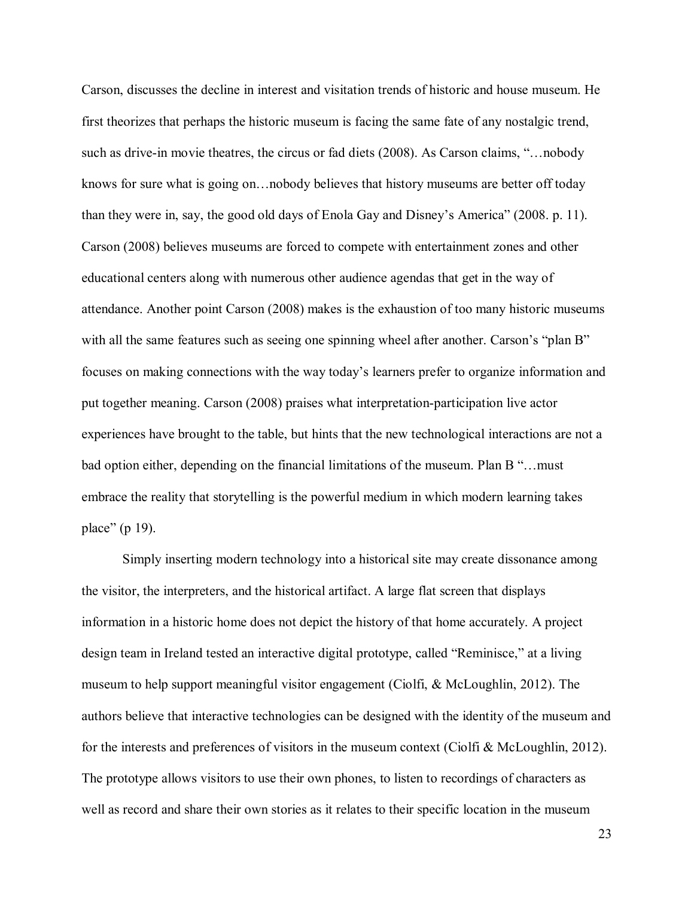Carson, discusses the decline in interest and visitation trends of historic and house museum. He first theorizes that perhaps the historic museum is facing the same fate of any nostalgic trend, such as drive-in movie theatres, the circus or fad diets (2008). As Carson claims, "…nobody knows for sure what is going on…nobody believes that history museums are better off today than they were in, say, the good old days of Enola Gay and Disney's America" (2008. p. 11). Carson (2008) believes museums are forced to compete with entertainment zones and other educational centers along with numerous other audience agendas that get in the way of attendance. Another point Carson (2008) makes is the exhaustion of too many historic museums with all the same features such as seeing one spinning wheel after another. Carson's "plan B" focuses on making connections with the way today's learners prefer to organize information and put together meaning. Carson (2008) praises what interpretation-participation live actor experiences have brought to the table, but hints that the new technological interactions are not a bad option either, depending on the financial limitations of the museum. Plan B "…must embrace the reality that storytelling is the powerful medium in which modern learning takes place" (p 19).

Simply inserting modern technology into a historical site may create dissonance among the visitor, the interpreters, and the historical artifact. A large flat screen that displays information in a historic home does not depict the history of that home accurately. A project design team in Ireland tested an interactive digital prototype, called "Reminisce," at a living museum to help support meaningful visitor engagement (Ciolfi, & McLoughlin, 2012). The authors believe that interactive technologies can be designed with the identity of the museum and for the interests and preferences of visitors in the museum context (Ciolfi & McLoughlin, 2012). The prototype allows visitors to use their own phones, to listen to recordings of characters as well as record and share their own stories as it relates to their specific location in the museum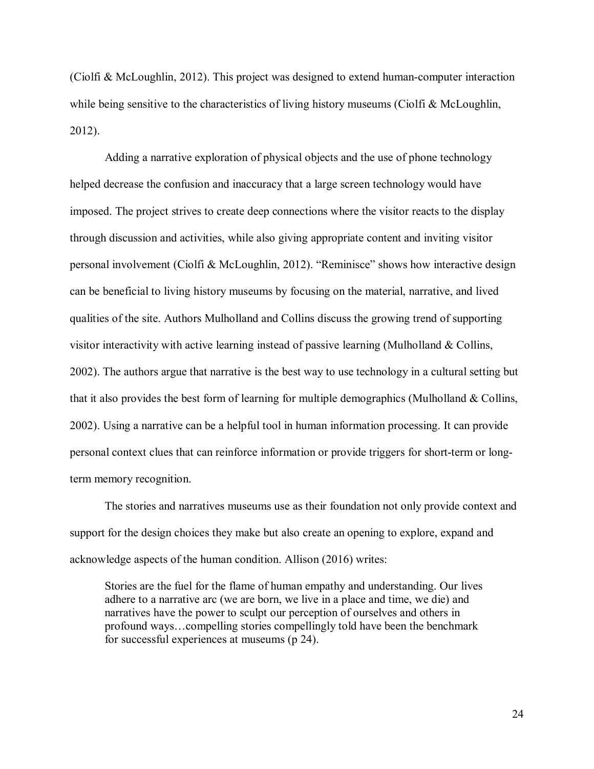(Ciolfi & McLoughlin, 2012). This project was designed to extend human-computer interaction while being sensitive to the characteristics of living history museums (Ciolfi & McLoughlin, 2012).

Adding a narrative exploration of physical objects and the use of phone technology helped decrease the confusion and inaccuracy that a large screen technology would have imposed. The project strives to create deep connections where the visitor reacts to the display through discussion and activities, while also giving appropriate content and inviting visitor personal involvement (Ciolfi & McLoughlin, 2012). “Reminisce” shows how interactive design can be beneficial to living history museums by focusing on the material, narrative, and lived qualities of the site. Authors Mulholland and Collins discuss the growing trend of supporting visitor interactivity with active learning instead of passive learning (Mulholland & Collins, 2002). The authors argue that narrative is the best way to use technology in a cultural setting but that it also provides the best form of learning for multiple demographics (Mulholland & Collins, 2002). Using a narrative can be a helpful tool in human information processing. It can provide personal context clues that can reinforce information or provide triggers for short-term or long-term memory recognition.

The stories and narratives museums use as their foundation not only provide context and support for the design choices they make but also create an opening to explore, expand and acknowledge aspects of the human condition. Allison (2016) writes:

> Stories are the fuel for the flame of human empathy and understanding. Our lives adhere to a narrative arc (we are born, we live in a place and time, we die) and narratives have the power to sculpt our perception of ourselves and others in profound ways…compelling stories compellingly told have been the benchmark for successful experiences at museums (p 24).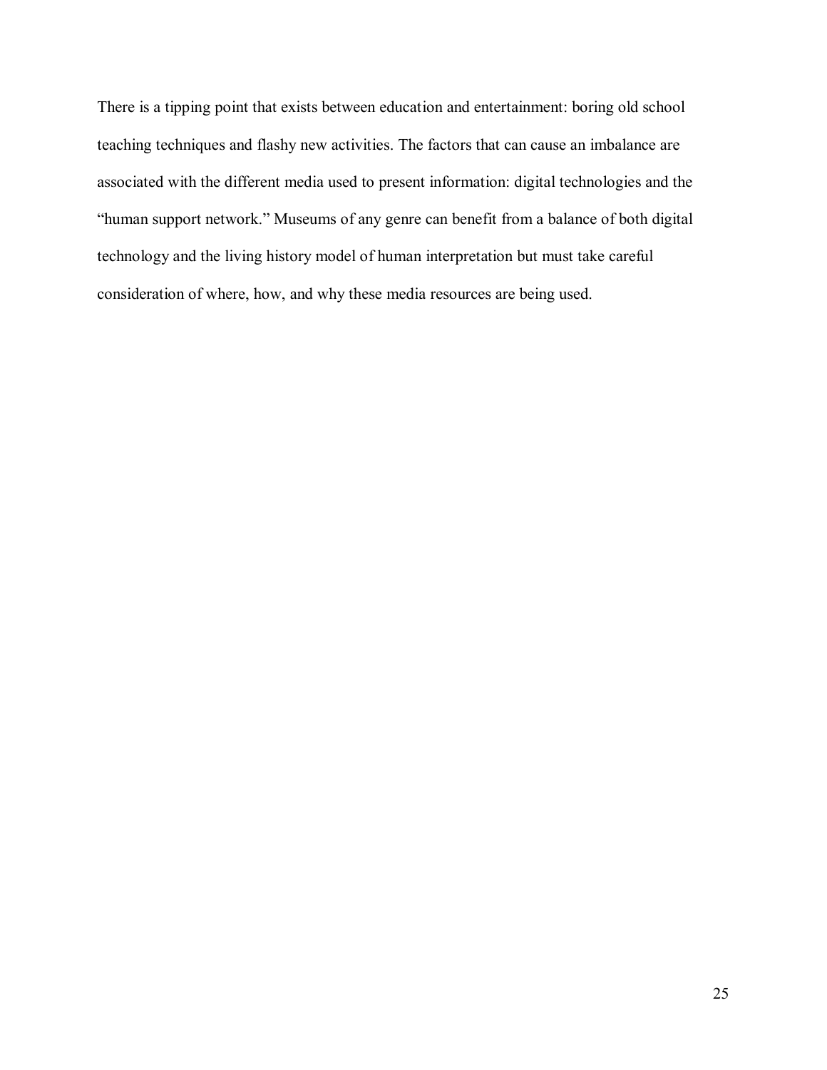There is a tipping point that exists between education and entertainment: boring old school teaching techniques and flashy new activities. The factors that can cause an imbalance are associated with the different media used to present information: digital technologies and the "human support network." Museums of any genre can benefit from a balance of both digital technology and the living history model of human interpretation but must take careful consideration of where, how, and why these media resources are being used.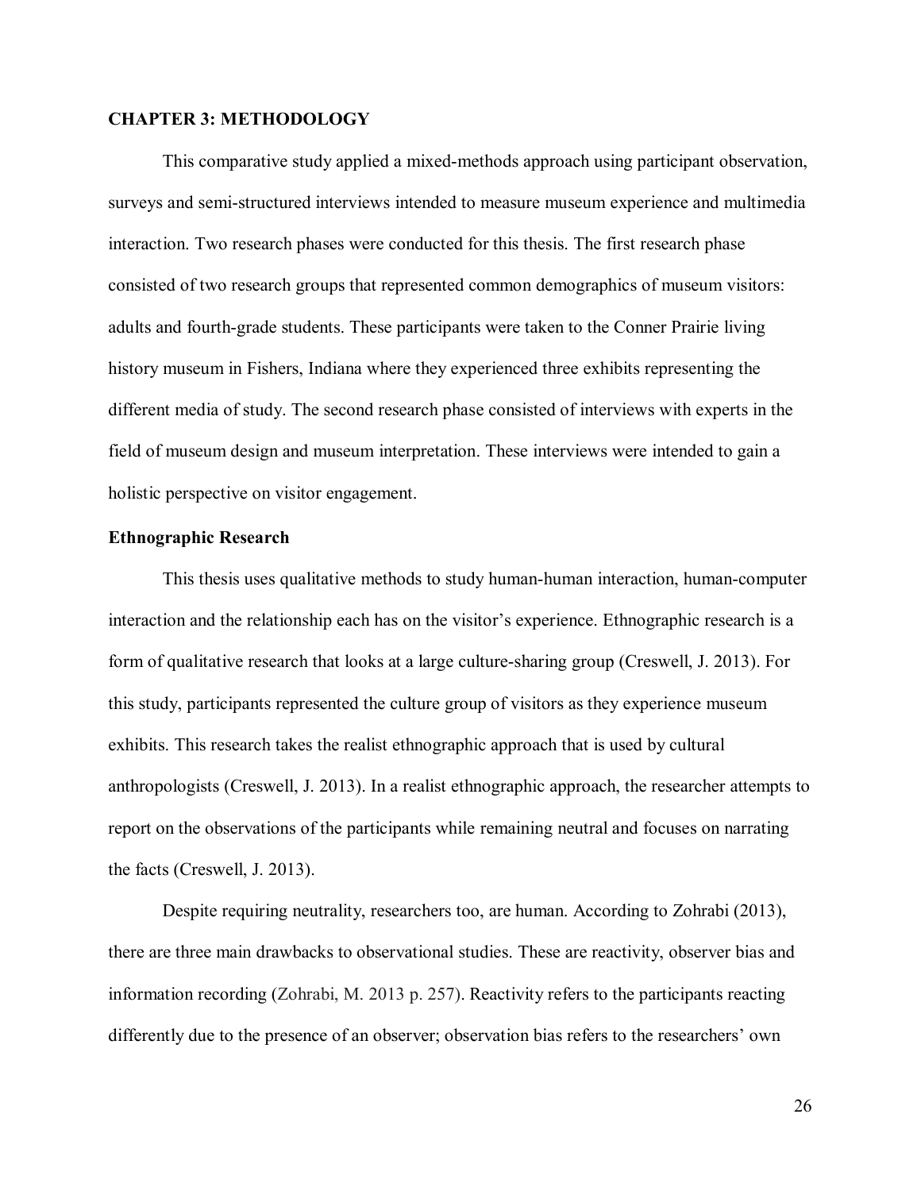## CHAPTER 3: METHODOLOGY

This comparative study applied a mixed-methods approach using participant observation, surveys and semi-structured interviews intended to measure museum experience and multimedia interaction. Two research phases were conducted for this thesis. The first research phase consisted of two research groups that represented common demographics of museum visitors: adults and fourth-grade students. These participants were taken to the Conner Prairie living history museum in Fishers, Indiana where they experienced three exhibits representing the different media of study. The second research phase consisted of interviews with experts in the field of museum design and museum interpretation. These interviews were intended to gain a holistic perspective on visitor engagement.

### Ethnographic Research

This thesis uses qualitative methods to study human-human interaction, human-computer interaction and the relationship each has on the visitor's experience. Ethnographic research is a form of qualitative research that looks at a large culture-sharing group (Creswell, J. 2013). For this study, participants represented the culture group of visitors as they experience museum exhibits. This research takes the realist ethnographic approach that is used by cultural anthropologists (Creswell, J. 2013). In a realist ethnographic approach, the researcher attempts to report on the observations of the participants while remaining neutral and focuses on narrating the facts (Creswell, J. 2013).

Despite requiring neutrality, researchers too, are human. According to Zohrabi (2013), there are three main drawbacks to observational studies. These are reactivity, observer bias and information recording (Zohrabi, M. 2013 p. 257). Reactivity refers to the participants reacting differently due to the presence of an observer; observation bias refers to the researchers' own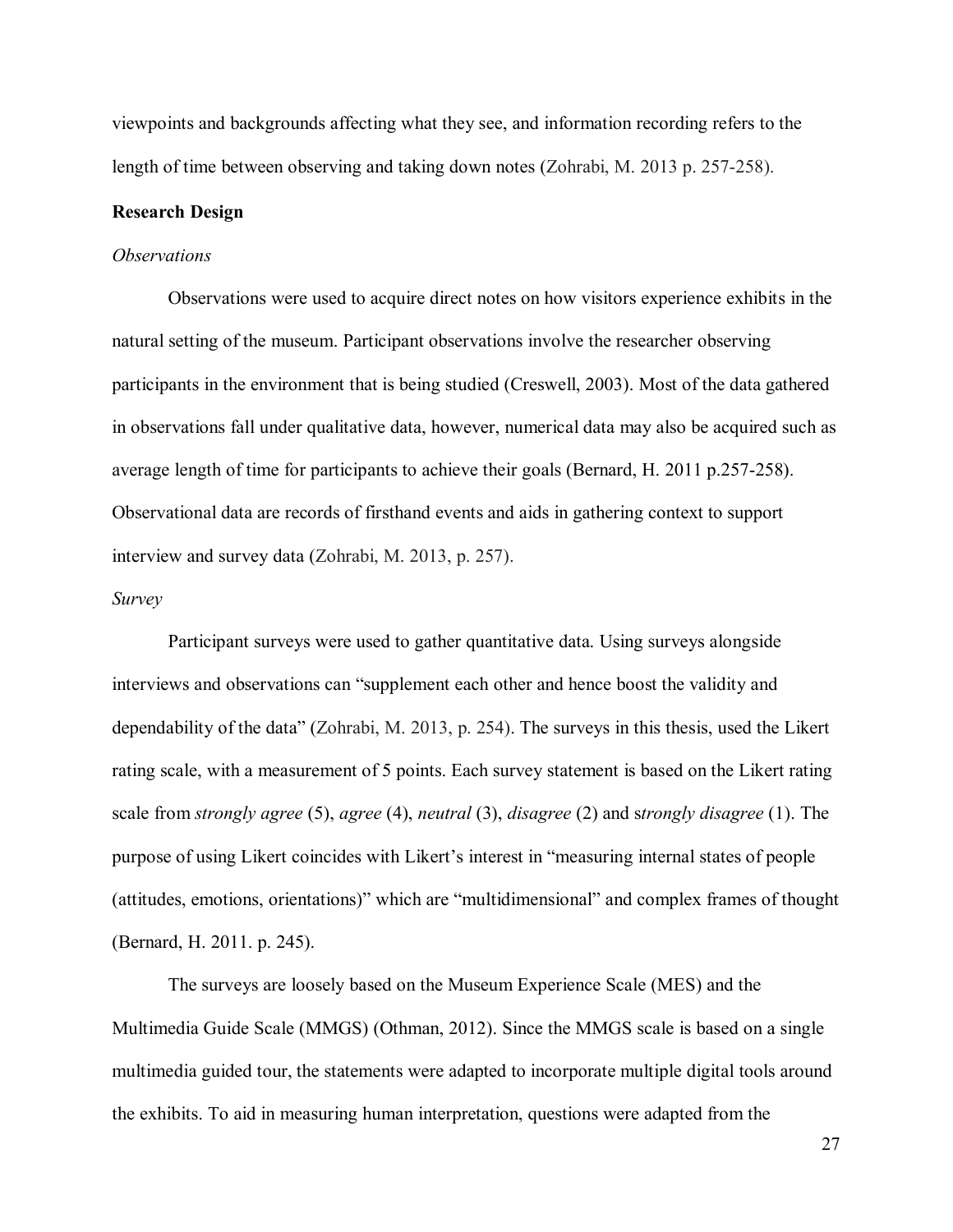viewpoints and backgrounds affecting what they see, and information recording refers to the length of time between observing and taking down notes (Zohrabi, M. 2013 p. 257-258).

## Research Design

### *Observations*

Observations were used to acquire direct notes on how visitors experience exhibits in the natural setting of the museum. Participant observations involve the researcher observing participants in the environment that is being studied (Creswell, 2003). Most of the data gathered in observations fall under qualitative data, however, numerical data may also be acquired such as average length of time for participants to achieve their goals (Bernard, H. 2011 p.257-258). Observational data are records of firsthand events and aids in gathering context to support interview and survey data (Zohrabi, M. 2013, p. 257).

### *Survey*

Participant surveys were used to gather quantitative data. Using surveys alongside interviews and observations can "supplement each other and hence boost the validity and dependability of the data" (Zohrabi, M. 2013, p. 254). The surveys in this thesis, used the Likert rating scale, with a measurement of 5 points. Each survey statement is based on the Likert rating scale from *strongly agree* (5), *agree* (4), *neutral* (3), *disagree* (2) and s*trongly disagree* (1). The purpose of using Likert coincides with Likert's interest in "measuring internal states of people (attitudes, emotions, orientations)" which are "multidimensional" and complex frames of thought (Bernard, H. 2011. p. 245).

The surveys are loosely based on the Museum Experience Scale (MES) and the Multimedia Guide Scale (MMGS) (Othman, 2012). Since the MMGS scale is based on a single multimedia guided tour, the statements were adapted to incorporate multiple digital tools around the exhibits. To aid in measuring human interpretation, questions were adapted from the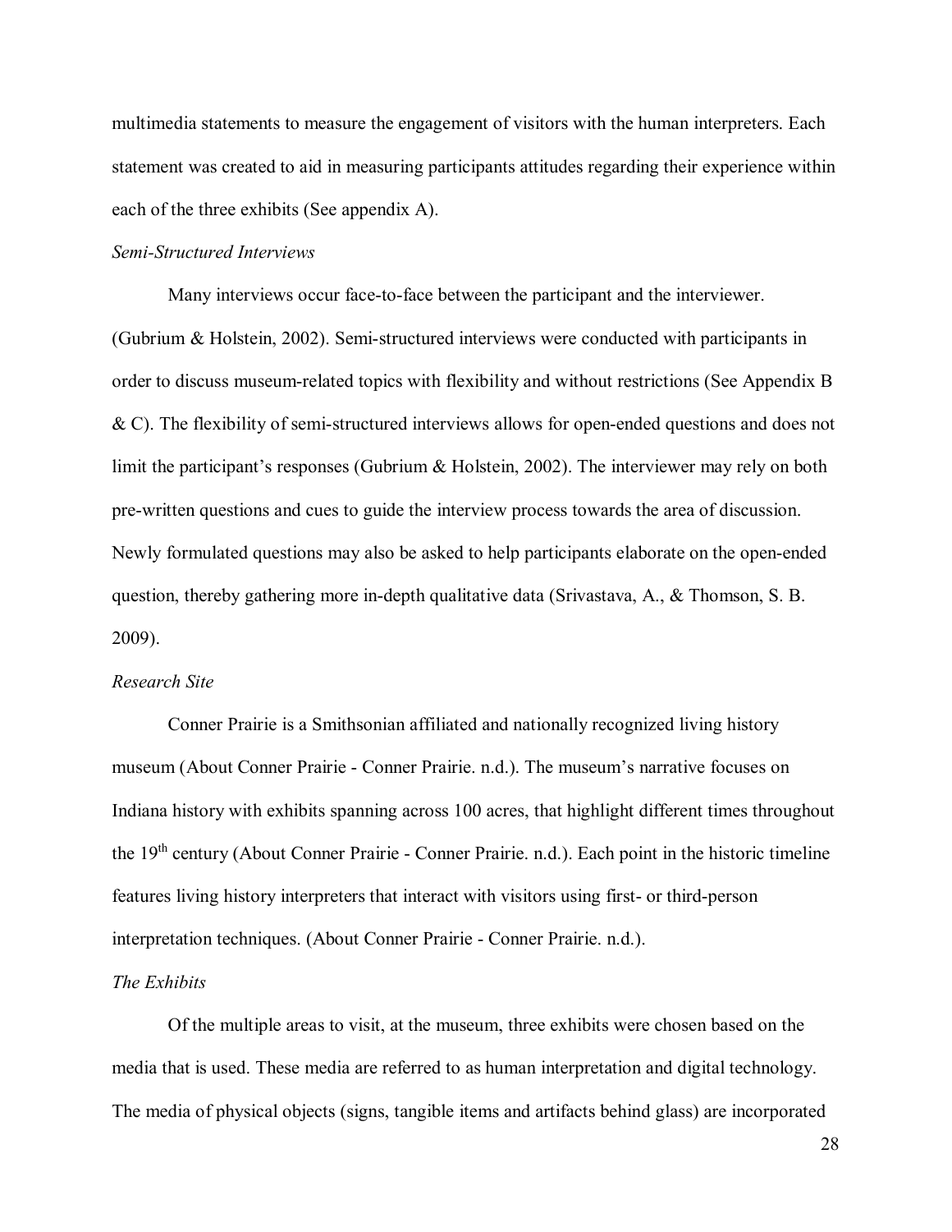multimedia statements to measure the engagement of visitors with the human interpreters. Each statement was created to aid in measuring participants attitudes regarding their experience within each of the three exhibits (See appendix A).

*Semi-Structured Interviews*

Many interviews occur face-to-face between the participant and the interviewer. (Gubrium & Holstein, 2002). Semi-structured interviews were conducted with participants in order to discuss museum-related topics with flexibility and without restrictions (See Appendix B & C). The flexibility of semi-structured interviews allows for open-ended questions and does not limit the participant's responses (Gubrium & Holstein, 2002). The interviewer may rely on both pre-written questions and cues to guide the interview process towards the area of discussion. Newly formulated questions may also be asked to help participants elaborate on the open-ended question, thereby gathering more in-depth qualitative data (Srivastava, A., & Thomson, S. B. 2009).

*Research Site*

Conner Prairie is a Smithsonian affiliated and nationally recognized living history museum (About Conner Prairie - Conner Prairie. n.d.). The museum's narrative focuses on Indiana history with exhibits spanning across 100 acres, that highlight different times throughout the 19th century (About Conner Prairie - Conner Prairie. n.d.). Each point in the historic timeline features living history interpreters that interact with visitors using first- or third-person interpretation techniques. (About Conner Prairie - Conner Prairie. n.d.).

*The Exhibits*

Of the multiple areas to visit, at the museum, three exhibits were chosen based on the media that is used. These media are referred to as human interpretation and digital technology. The media of physical objects (signs, tangible items and artifacts behind glass) are incorporated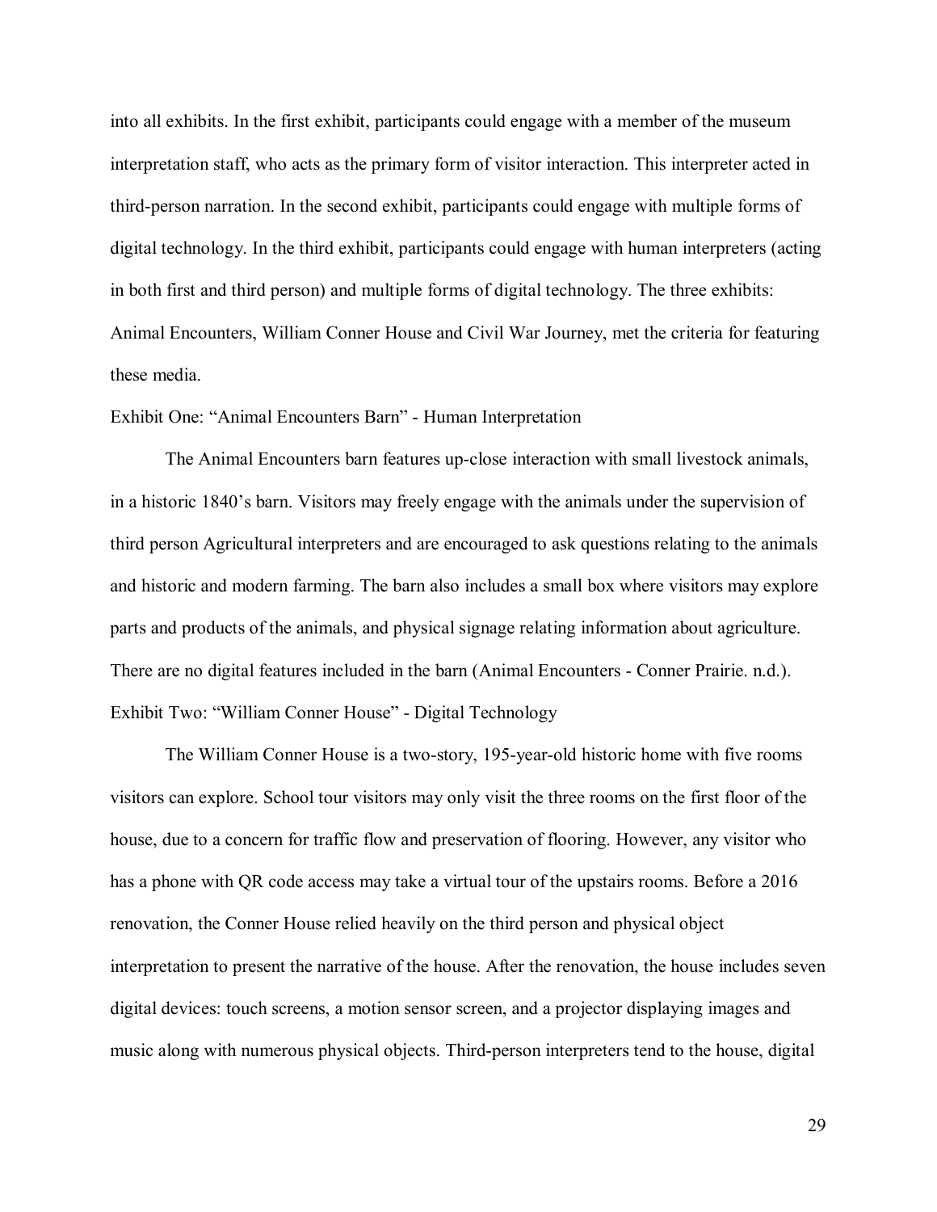into all exhibits. In the first exhibit, participants could engage with a member of the museum interpretation staff, who acts as the primary form of visitor interaction. This interpreter acted in third-person narration. In the second exhibit, participants could engage with multiple forms of digital technology. In the third exhibit, participants could engage with human interpreters (acting in both first and third person) and multiple forms of digital technology. The three exhibits: Animal Encounters, William Conner House and Civil War Journey, met the criteria for featuring these media.

Exhibit One: "Animal Encounters Barn" - Human Interpretation

The Animal Encounters barn features up-close interaction with small livestock animals, in a historic 1840's barn. Visitors may freely engage with the animals under the supervision of third person Agricultural interpreters and are encouraged to ask questions relating to the animals and historic and modern farming. The barn also includes a small box where visitors may explore parts and products of the animals, and physical signage relating information about agriculture. There are no digital features included in the barn (Animal Encounters - Conner Prairie. n.d.).

Exhibit Two: "William Conner House" - Digital Technology

The William Conner House is a two-story, 195-year-old historic home with five rooms visitors can explore. School tour visitors may only visit the three rooms on the first floor of the house, due to a concern for traffic flow and preservation of flooring. However, any visitor who has a phone with QR code access may take a virtual tour of the upstairs rooms. Before a 2016 renovation, the Conner House relied heavily on the third person and physical object interpretation to present the narrative of the house. After the renovation, the house includes seven digital devices: touch screens, a motion sensor screen, and a projector displaying images and music along with numerous physical objects. Third-person interpreters tend to the house, digital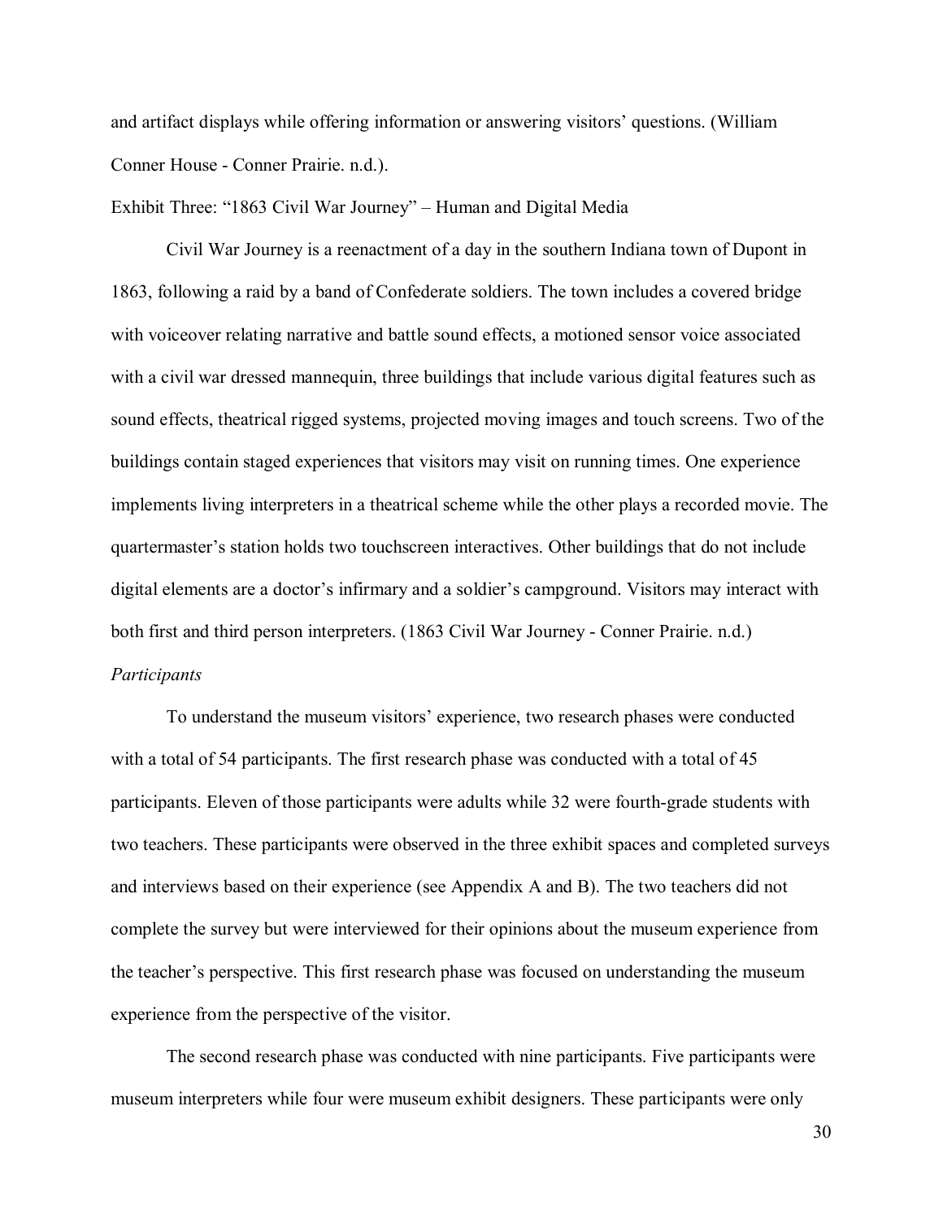and artifact displays while offering information or answering visitors' questions. (William Conner House - Conner Prairie. n.d.).

Exhibit Three: "1863 Civil War Journey" – Human and Digital Media

Civil War Journey is a reenactment of a day in the southern Indiana town of Dupont in 1863, following a raid by a band of Confederate soldiers. The town includes a covered bridge with voiceover relating narrative and battle sound effects, a motioned sensor voice associated with a civil war dressed mannequin, three buildings that include various digital features such as sound effects, theatrical rigged systems, projected moving images and touch screens. Two of the buildings contain staged experiences that visitors may visit on running times. One experience implements living interpreters in a theatrical scheme while the other plays a recorded movie. The quartermaster's station holds two touchscreen interactives. Other buildings that do not include digital elements are a doctor's infirmary and a soldier's campground. Visitors may interact with both first and third person interpreters. (1863 Civil War Journey - Conner Prairie. n.d.)

*Participants*

To understand the museum visitors' experience, two research phases were conducted with a total of 54 participants. The first research phase was conducted with a total of 45 participants. Eleven of those participants were adults while 32 were fourth-grade students with two teachers. These participants were observed in the three exhibit spaces and completed surveys and interviews based on their experience (see Appendix A and B). The two teachers did not complete the survey but were interviewed for their opinions about the museum experience from the teacher's perspective. This first research phase was focused on understanding the museum experience from the perspective of the visitor.

The second research phase was conducted with nine participants. Five participants were museum interpreters while four were museum exhibit designers. These participants were only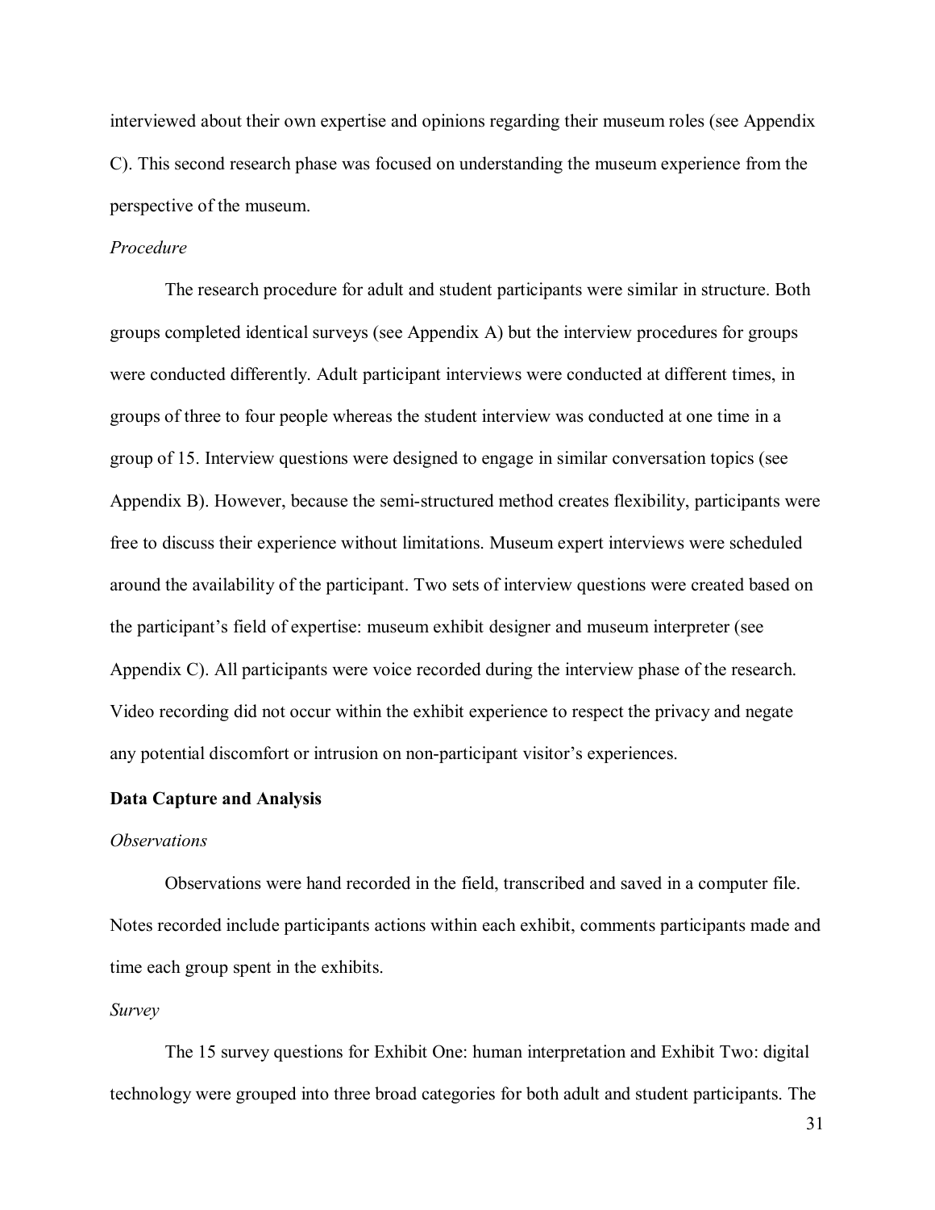interviewed about their own expertise and opinions regarding their museum roles (see Appendix C). This second research phase was focused on understanding the museum experience from the perspective of the museum.

*Procedure*

The research procedure for adult and student participants were similar in structure. Both groups completed identical surveys (see Appendix A) but the interview procedures for groups were conducted differently. Adult participant interviews were conducted at different times, in groups of three to four people whereas the student interview was conducted at one time in a group of 15. Interview questions were designed to engage in similar conversation topics (see Appendix B). However, because the semi-structured method creates flexibility, participants were free to discuss their experience without limitations. Museum expert interviews were scheduled around the availability of the participant. Two sets of interview questions were created based on the participant's field of expertise: museum exhibit designer and museum interpreter (see Appendix C). All participants were voice recorded during the interview phase of the research. Video recording did not occur within the exhibit experience to respect the privacy and negate any potential discomfort or intrusion on non-participant visitor's experiences.

**Data Capture and Analysis**

*Observations*

Observations were hand recorded in the field, transcribed and saved in a computer file. Notes recorded include participants actions within each exhibit, comments participants made and time each group spent in the exhibits.

*Survey*

The 15 survey questions for Exhibit One: human interpretation and Exhibit Two: digital technology were grouped into three broad categories for both adult and student participants. The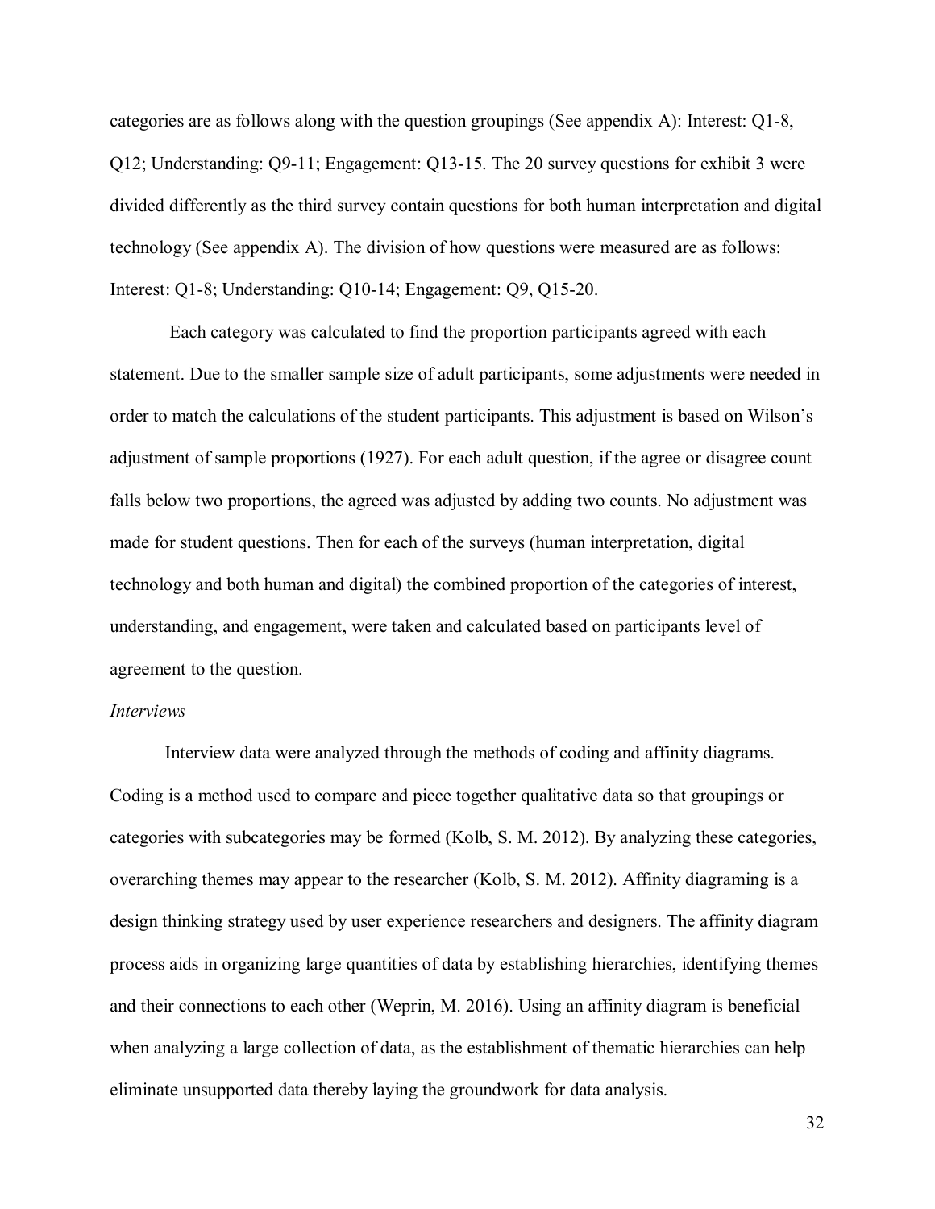categories are as follows along with the question groupings (See appendix A): Interest: Q1-8, Q12; Understanding: Q9-11; Engagement: Q13-15. The 20 survey questions for exhibit 3 were divided differently as the third survey contain questions for both human interpretation and digital technology (See appendix A). The division of how questions were measured are as follows: Interest: Q1-8; Understanding: Q10-14; Engagement: Q9, Q15-20.

Each category was calculated to find the proportion participants agreed with each statement. Due to the smaller sample size of adult participants, some adjustments were needed in order to match the calculations of the student participants. This adjustment is based on Wilson's adjustment of sample proportions (1927). For each adult question, if the agree or disagree count falls below two proportions, the agreed was adjusted by adding two counts. No adjustment was made for student questions. Then for each of the surveys (human interpretation, digital technology and both human and digital) the combined proportion of the categories of interest, understanding, and engagement, were taken and calculated based on participants level of agreement to the question.

*Interviews*

Interview data were analyzed through the methods of coding and affinity diagrams. Coding is a method used to compare and piece together qualitative data so that groupings or categories with subcategories may be formed (Kolb, S. M. 2012). By analyzing these categories, overarching themes may appear to the researcher (Kolb, S. M. 2012). Affinity diagraming is a design thinking strategy used by user experience researchers and designers. The affinity diagram process aids in organizing large quantities of data by establishing hierarchies, identifying themes and their connections to each other (Weprin, M. 2016). Using an affinity diagram is beneficial when analyzing a large collection of data, as the establishment of thematic hierarchies can help eliminate unsupported data thereby laying the groundwork for data analysis.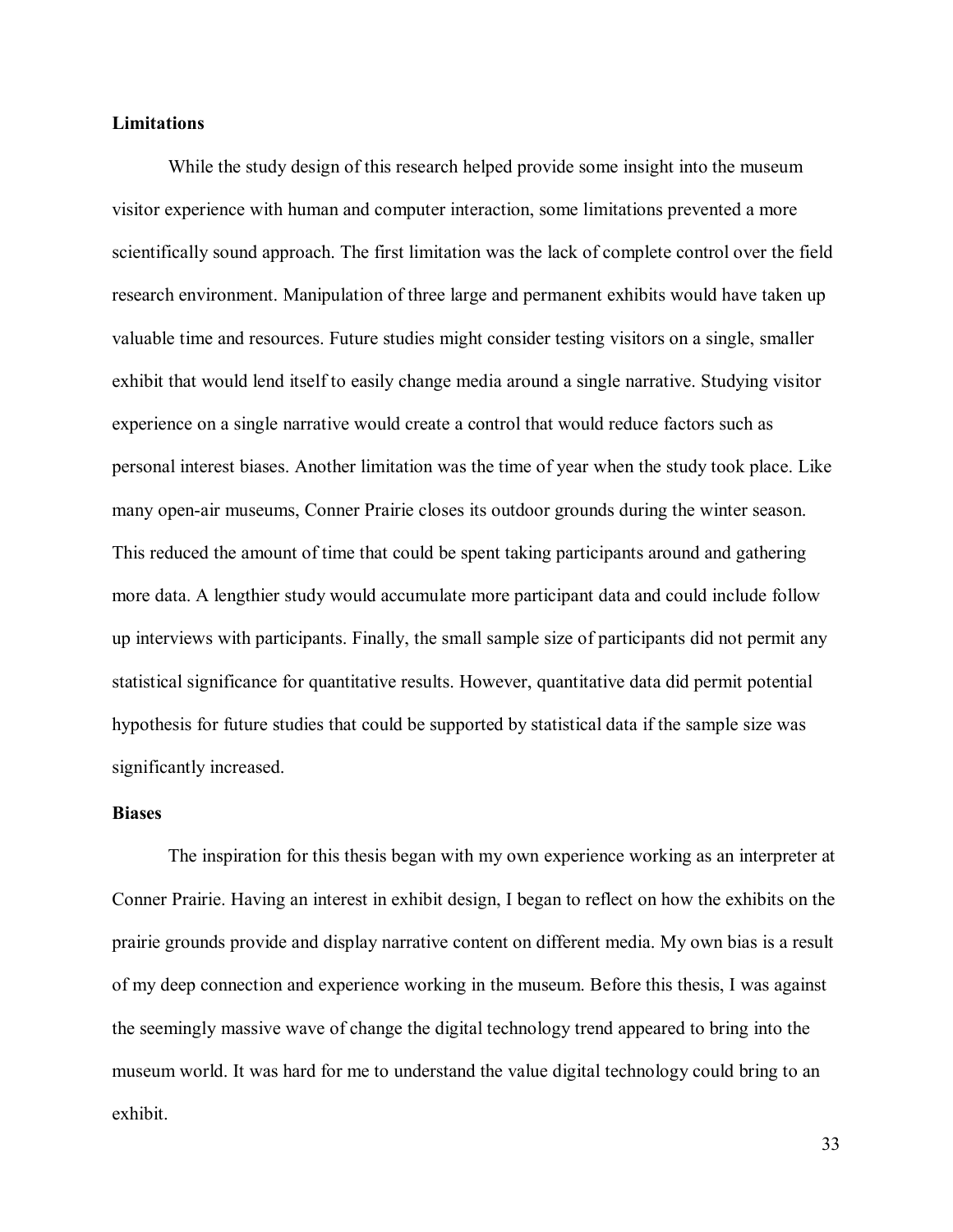**Limitations**

While the study design of this research helped provide some insight into the museum visitor experience with human and computer interaction, some limitations prevented a more scientifically sound approach. The first limitation was the lack of complete control over the field research environment. Manipulation of three large and permanent exhibits would have taken up valuable time and resources. Future studies might consider testing visitors on a single, smaller exhibit that would lend itself to easily change media around a single narrative. Studying visitor experience on a single narrative would create a control that would reduce factors such as personal interest biases. Another limitation was the time of year when the study took place. Like many open-air museums, Conner Prairie closes its outdoor grounds during the winter season. This reduced the amount of time that could be spent taking participants around and gathering more data. A lengthier study would accumulate more participant data and could include follow up interviews with participants. Finally, the small sample size of participants did not permit any statistical significance for quantitative results. However, quantitative data did permit potential hypothesis for future studies that could be supported by statistical data if the sample size was significantly increased.

**Biases**

The inspiration for this thesis began with my own experience working as an interpreter at Conner Prairie. Having an interest in exhibit design, I began to reflect on how the exhibits on the prairie grounds provide and display narrative content on different media. My own bias is a result of my deep connection and experience working in the museum. Before this thesis, I was against the seemingly massive wave of change the digital technology trend appeared to bring into the museum world. It was hard for me to understand the value digital technology could bring to an exhibit.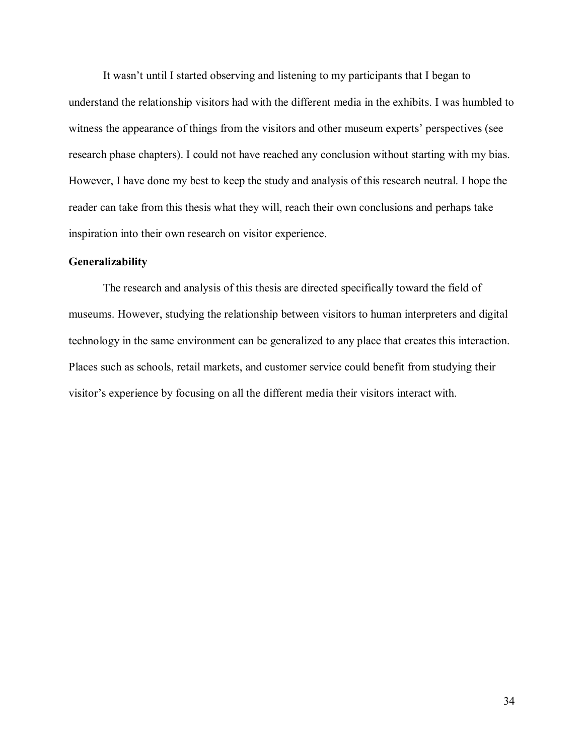It wasn't until I started observing and listening to my participants that I began to understand the relationship visitors had with the different media in the exhibits. I was humbled to witness the appearance of things from the visitors and other museum experts' perspectives (see research phase chapters). I could not have reached any conclusion without starting with my bias. However, I have done my best to keep the study and analysis of this research neutral. I hope the reader can take from this thesis what they will, reach their own conclusions and perhaps take inspiration into their own research on visitor experience.

**Generalizability**

The research and analysis of this thesis are directed specifically toward the field of museums. However, studying the relationship between visitors to human interpreters and digital technology in the same environment can be generalized to any place that creates this interaction. Places such as schools, retail markets, and customer service could benefit from studying their visitor's experience by focusing on all the different media their visitors interact with.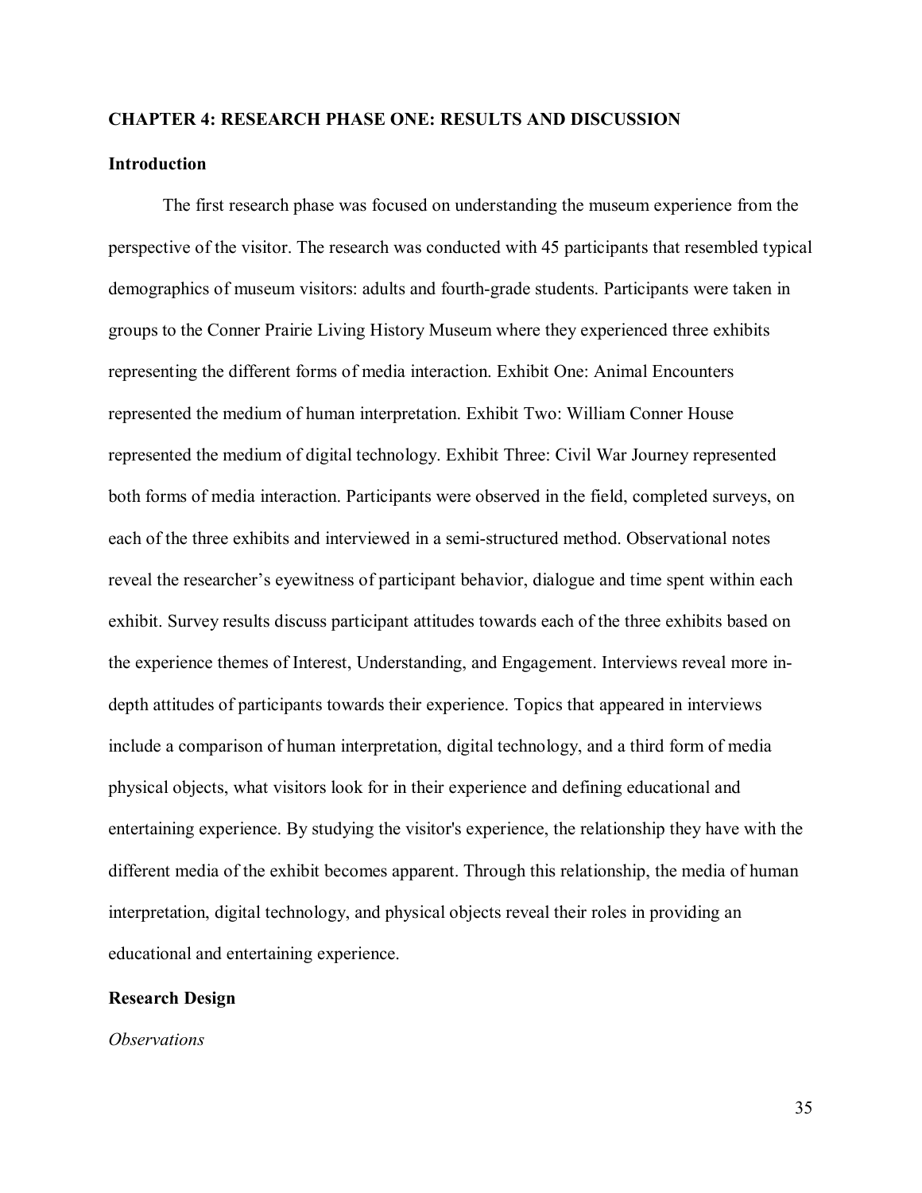# CHAPTER 4: RESEARCH PHASE ONE: RESULTS AND DISCUSSION

## Introduction

The first research phase was focused on understanding the museum experience from the perspective of the visitor. The research was conducted with 45 participants that resembled typical demographics of museum visitors: adults and fourth-grade students. Participants were taken in groups to the Conner Prairie Living History Museum where they experienced three exhibits representing the different forms of media interaction. Exhibit One: Animal Encounters represented the medium of human interpretation. Exhibit Two: William Conner House represented the medium of digital technology. Exhibit Three: Civil War Journey represented both forms of media interaction. Participants were observed in the field, completed surveys, on each of the three exhibits and interviewed in a semi-structured method. Observational notes reveal the researcher's eyewitness of participant behavior, dialogue and time spent within each exhibit. Survey results discuss participant attitudes towards each of the three exhibits based on the experience themes of Interest, Understanding, and Engagement. Interviews reveal more in-depth attitudes of participants towards their experience. Topics that appeared in interviews include a comparison of human interpretation, digital technology, and a third form of media physical objects, what visitors look for in their experience and defining educational and entertaining experience. By studying the visitor's experience, the relationship they have with the different media of the exhibit becomes apparent. Through this relationship, the media of human interpretation, digital technology, and physical objects reveal their roles in providing an educational and entertaining experience.

## Research Design

### *Observations*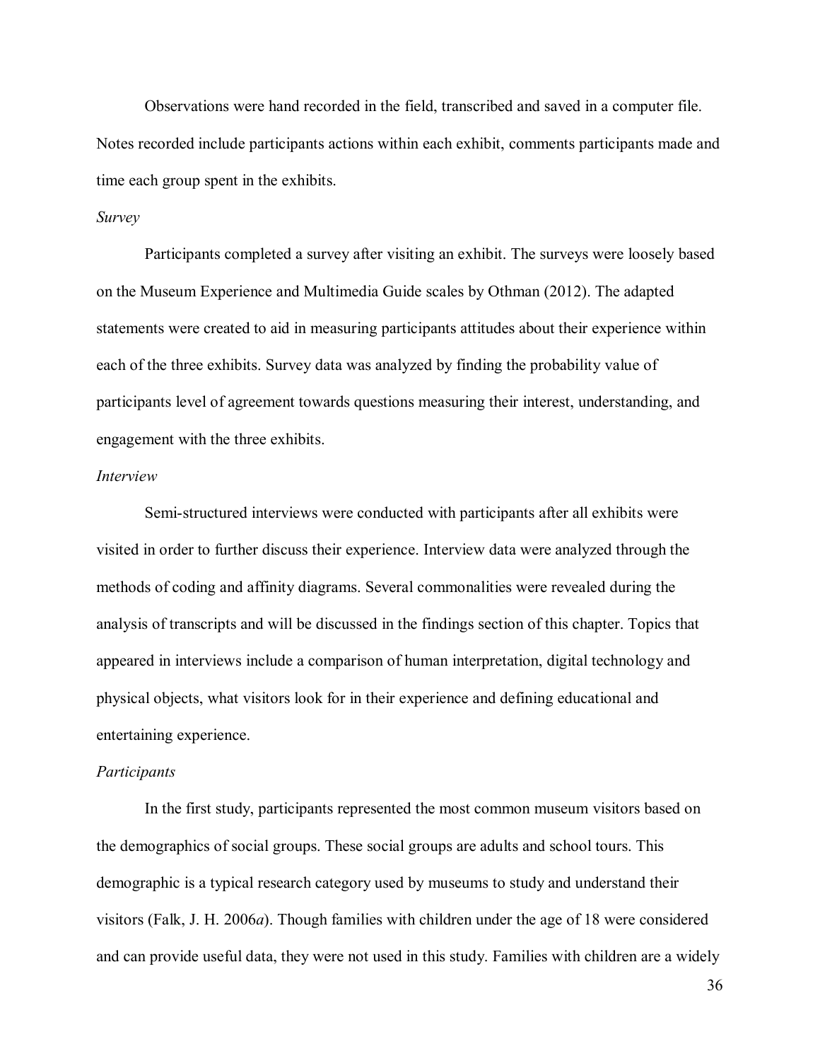Observations were hand recorded in the field, transcribed and saved in a computer file. Notes recorded include participants actions within each exhibit, comments participants made and time each group spent in the exhibits.

*Survey*

Participants completed a survey after visiting an exhibit. The surveys were loosely based on the Museum Experience and Multimedia Guide scales by Othman (2012). The adapted statements were created to aid in measuring participants attitudes about their experience within each of the three exhibits. Survey data was analyzed by finding the probability value of participants level of agreement towards questions measuring their interest, understanding, and engagement with the three exhibits.

*Interview*

Semi-structured interviews were conducted with participants after all exhibits were visited in order to further discuss their experience. Interview data were analyzed through the methods of coding and affinity diagrams. Several commonalities were revealed during the analysis of transcripts and will be discussed in the findings section of this chapter. Topics that appeared in interviews include a comparison of human interpretation, digital technology and physical objects, what visitors look for in their experience and defining educational and entertaining experience.

*Participants*

In the first study, participants represented the most common museum visitors based on the demographics of social groups. These social groups are adults and school tours. This demographic is a typical research category used by museums to study and understand their visitors (Falk, J. H. 2006*a*). Though families with children under the age of 18 were considered and can provide useful data, they were not used in this study. Families with children are a widely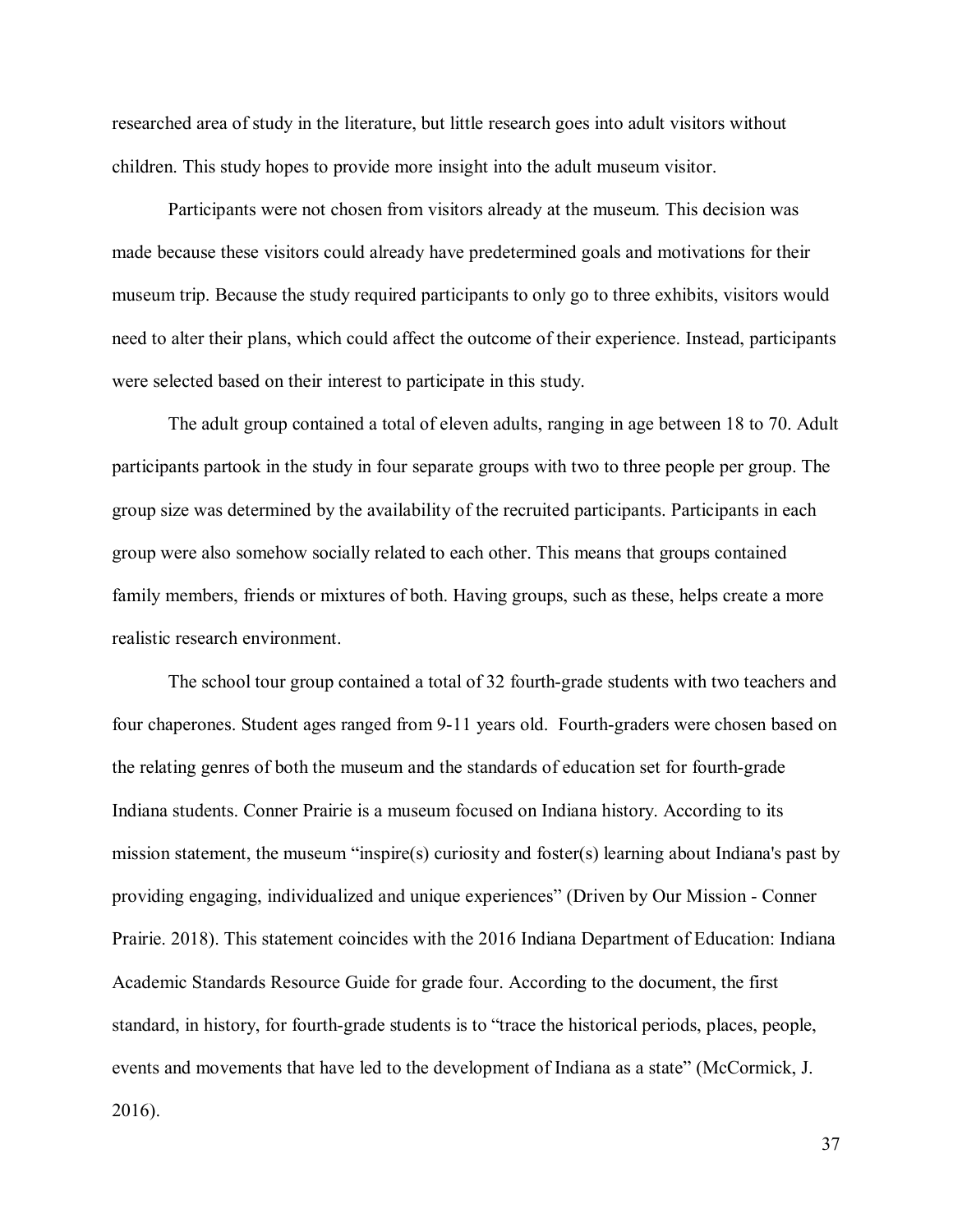researched area of study in the literature, but little research goes into adult visitors without children. This study hopes to provide more insight into the adult museum visitor.

Participants were not chosen from visitors already at the museum. This decision was made because these visitors could already have predetermined goals and motivations for their museum trip. Because the study required participants to only go to three exhibits, visitors would need to alter their plans, which could affect the outcome of their experience. Instead, participants were selected based on their interest to participate in this study.

The adult group contained a total of eleven adults, ranging in age between 18 to 70. Adult participants partook in the study in four separate groups with two to three people per group. The group size was determined by the availability of the recruited participants. Participants in each group were also somehow socially related to each other. This means that groups contained family members, friends or mixtures of both. Having groups, such as these, helps create a more realistic research environment.

The school tour group contained a total of 32 fourth-grade students with two teachers and four chaperones. Student ages ranged from 9-11 years old. Fourth-graders were chosen based on the relating genres of both the museum and the standards of education set for fourth-grade Indiana students. Conner Prairie is a museum focused on Indiana history. According to its mission statement, the museum "inspire(s) curiosity and foster(s) learning about Indiana's past by providing engaging, individualized and unique experiences" (Driven by Our Mission - Conner Prairie. 2018). This statement coincides with the 2016 Indiana Department of Education: Indiana Academic Standards Resource Guide for grade four. According to the document, the first standard, in history, for fourth-grade students is to "trace the historical periods, places, people, events and movements that have led to the development of Indiana as a state" (McCormick, J. 2016).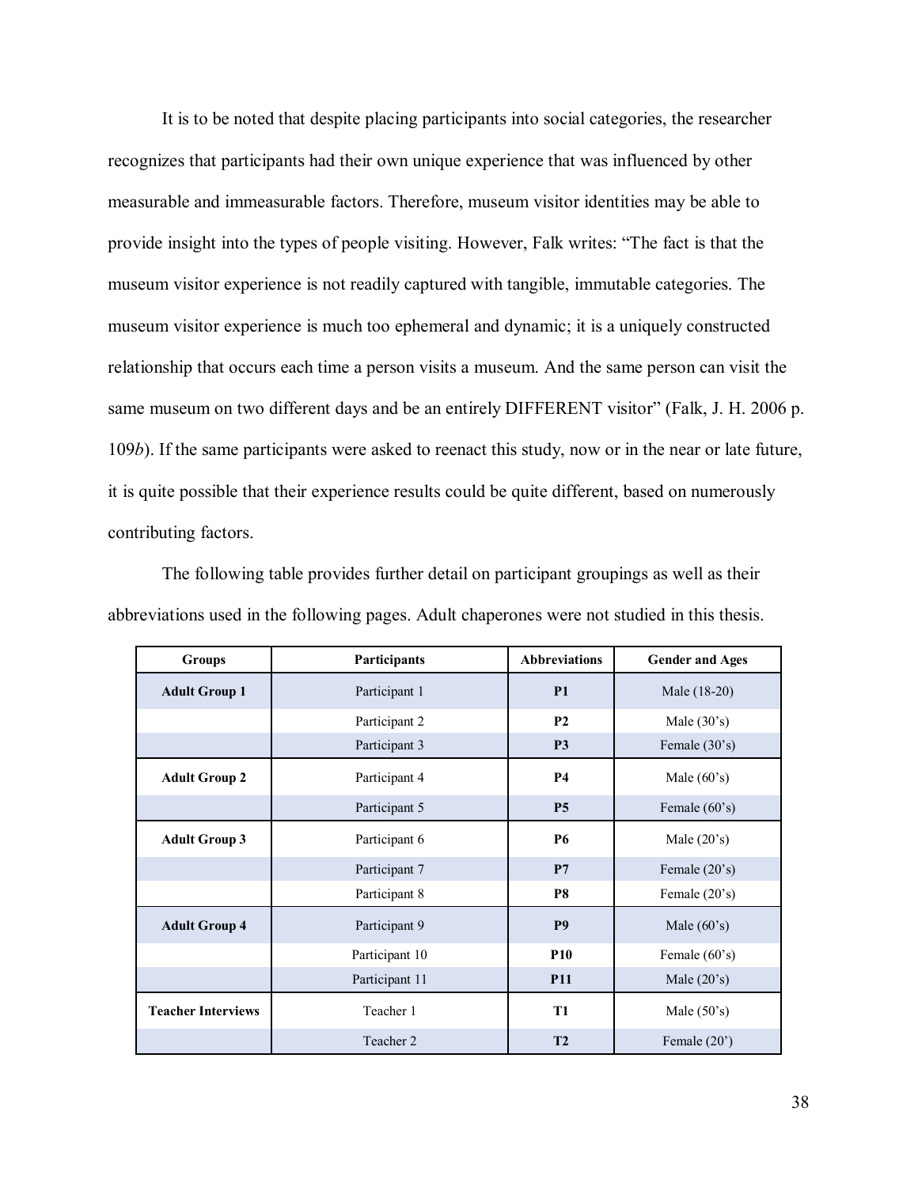It is to be noted that despite placing participants into social categories, the researcher recognizes that participants had their own unique experience that was influenced by other measurable and immeasurable factors. Therefore, museum visitor identities may be able to provide insight into the types of people visiting. However, Falk writes: "The fact is that the museum visitor experience is not readily captured with tangible, immutable categories. The museum visitor experience is much too ephemeral and dynamic; it is a uniquely constructed relationship that occurs each time a person visits a museum. And the same person can visit the same museum on two different days and be an entirely DIFFERENT visitor" (Falk, J. H. 2006 p. 109*b*). If the same participants were asked to reenact this study, now or in the near or late future, it is quite possible that their experience results could be quite different, based on numerously contributing factors.

The following table provides further detail on participant groupings as well as their abbreviations used in the following pages. Adult chaperones were not studied in this thesis.

| Groups | Participants | Abbreviations | Gender and Ages |
|---|---|---|---|
| **Adult Group 1** | Participant 1 | **P1** | Male (18-20) |
| | Participant 2 | **P2** | Male (30's) |
| | Participant 3 | **P3** | Female (30's) |
| **Adult Group 2** | Participant 4 | **P4** | Male (60's) |
| | Participant 5 | **P5** | Female (60's) |
| **Adult Group 3** | Participant 6 | **P6** | Male (20's) |
| | Participant 7 | **P7** | Female (20's) |
| | Participant 8 | **P8** | Female (20's) |
| **Adult Group 4** | Participant 9 | **P9** | Male (60's) |
| | Participant 10 | **P10** | Female (60's) |
| | Participant 11 | **P11** | Male (20's) |
| **Teacher Interviews** | Teacher 1 | **T1** | Male (50's) |
| | Teacher 2 | **T2** | Female (20') |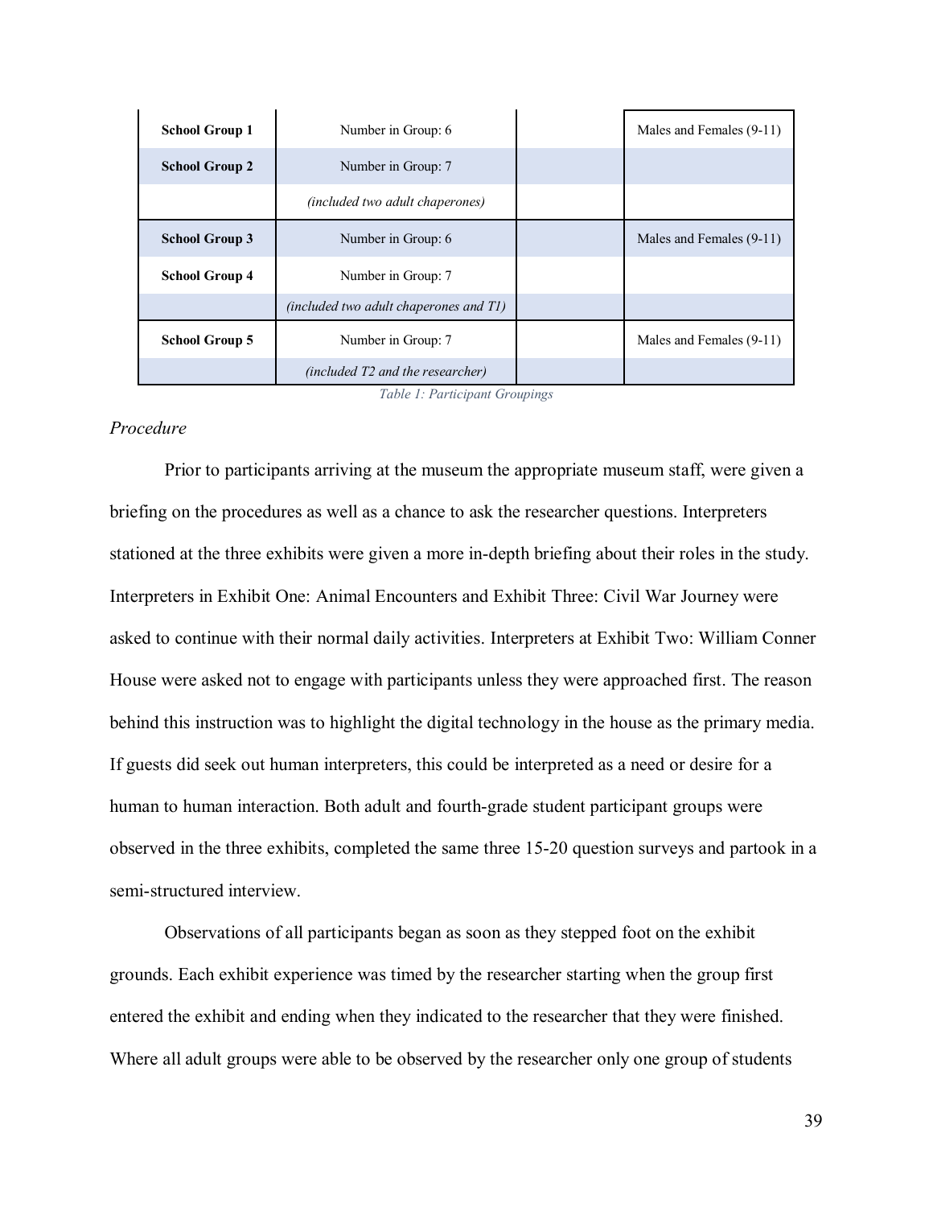| | | | |
|---|---|---|---|
| **School Group 1** | Number in Group: 6 | | Males and Females (9-11) |
| **School Group 2** | Number in Group: 7 | | |
| | *(included two adult chaperones)* | | |
| **School Group 3** | Number in Group: 6 | | Males and Females (9-11) |
| **School Group 4** | Number in Group: 7 | | |
| | *(included two adult chaperones and T1)* | | |
| **School Group 5** | Number in Group: 7 | | Males and Females (9-11) |
| | *(included T2 and the researcher)* | | |

*Table 1: Participant Groupings*

*Procedure*

Prior to participants arriving at the museum the appropriate museum staff, were given a briefing on the procedures as well as a chance to ask the researcher questions. Interpreters stationed at the three exhibits were given a more in-depth briefing about their roles in the study. Interpreters in Exhibit One: Animal Encounters and Exhibit Three: Civil War Journey were asked to continue with their normal daily activities. Interpreters at Exhibit Two: William Conner House were asked not to engage with participants unless they were approached first. The reason behind this instruction was to highlight the digital technology in the house as the primary media. If guests did seek out human interpreters, this could be interpreted as a need or desire for a human to human interaction. Both adult and fourth-grade student participant groups were observed in the three exhibits, completed the same three 15-20 question surveys and partook in a semi-structured interview.

Observations of all participants began as soon as they stepped foot on the exhibit grounds. Each exhibit experience was timed by the researcher starting when the group first entered the exhibit and ending when they indicated to the researcher that they were finished. Where all adult groups were able to be observed by the researcher only one group of students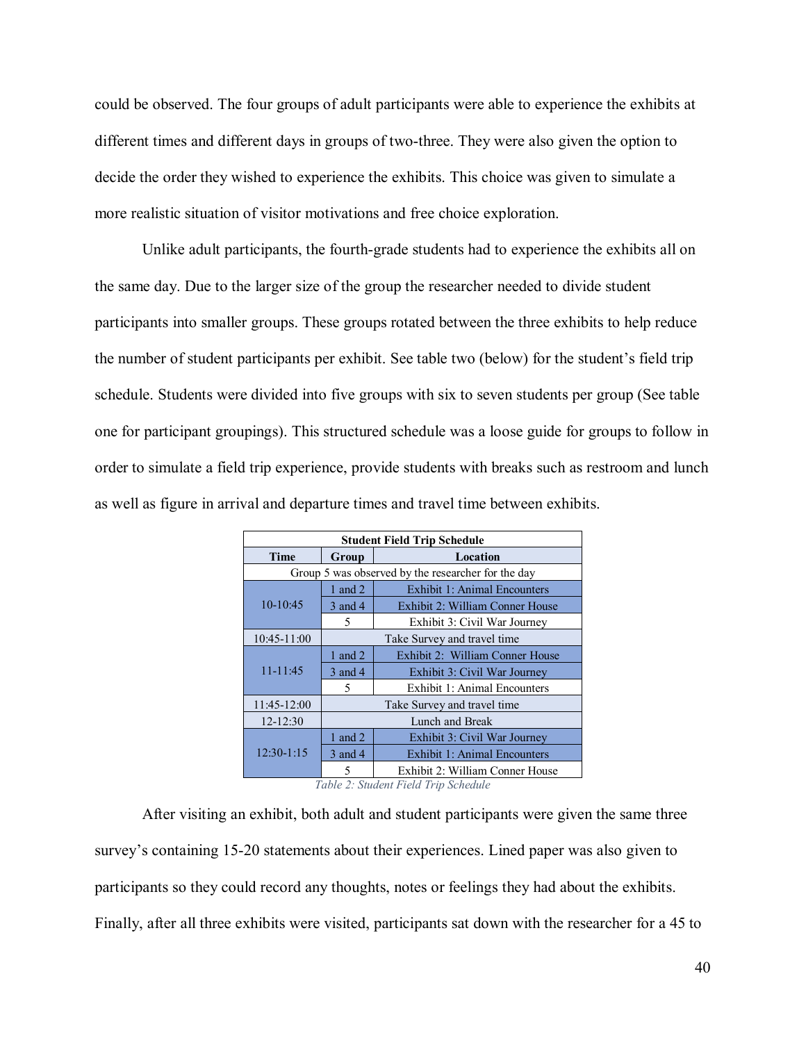could be observed. The four groups of adult participants were able to experience the exhibits at different times and different days in groups of two-three. They were also given the option to decide the order they wished to experience the exhibits. This choice was given to simulate a more realistic situation of visitor motivations and free choice exploration.

Unlike adult participants, the fourth-grade students had to experience the exhibits all on the same day. Due to the larger size of the group the researcher needed to divide student participants into smaller groups. These groups rotated between the three exhibits to help reduce the number of student participants per exhibit. See table two (below) for the student's field trip schedule. Students were divided into five groups with six to seven students per group (See table one for participant groupings). This structured schedule was a loose guide for groups to follow in order to simulate a field trip experience, provide students with breaks such as restroom and lunch as well as figure in arrival and departure times and travel time between exhibits.

| Student Field Trip Schedule | | |
|---|---|---|
| **Time** | **Group** | **Location** |
| Group 5 was observed by the researcher for the day | | |
| 10-10:45 | 1 and 2 | Exhibit 1: Animal Encounters |
| | 3 and 4 | Exhibit 2: William Conner House |
| | 5 | Exhibit 3: Civil War Journey |
| 10:45-11:00 | Take Survey and travel time | |
| 11-11:45 | 1 and 2 | Exhibit 2: William Conner House |
| | 3 and 4 | Exhibit 3: Civil War Journey |
| | 5 | Exhibit 1: Animal Encounters |
| 11:45-12:00 | Take Survey and travel time | |
| 12-12:30 | Lunch and Break | |
| 12:30-1:15 | 1 and 2 | Exhibit 3: Civil War Journey |
| | 3 and 4 | Exhibit 1: Animal Encounters |
| | 5 | Exhibit 2: William Conner House |

*Table 2: Student Field Trip Schedule*

After visiting an exhibit, both adult and student participants were given the same three survey's containing 15-20 statements about their experiences. Lined paper was also given to participants so they could record any thoughts, notes or feelings they had about the exhibits. Finally, after all three exhibits were visited, participants sat down with the researcher for a 45 to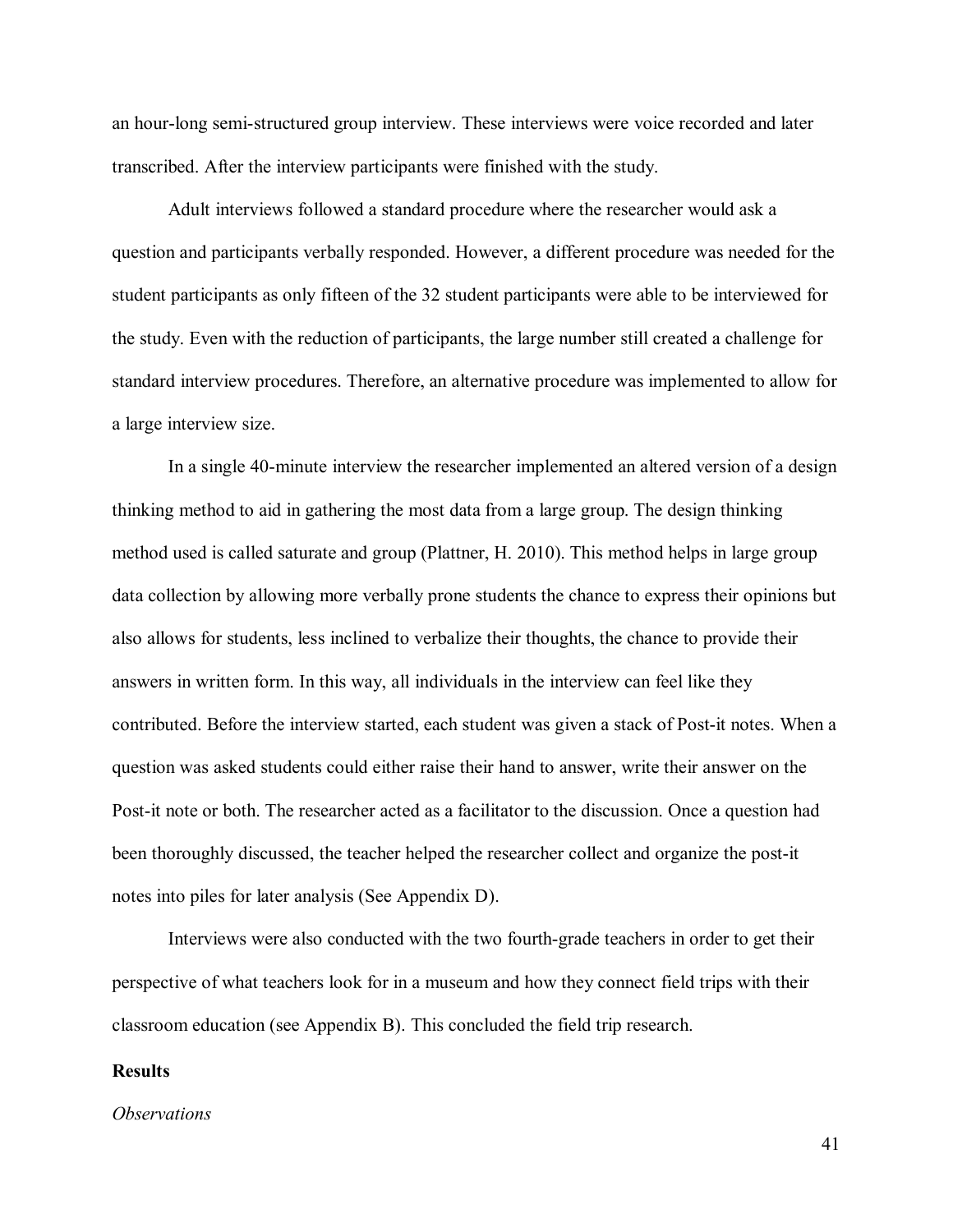an hour-long semi-structured group interview. These interviews were voice recorded and later transcribed. After the interview participants were finished with the study.

Adult interviews followed a standard procedure where the researcher would ask a question and participants verbally responded. However, a different procedure was needed for the student participants as only fifteen of the 32 student participants were able to be interviewed for the study. Even with the reduction of participants, the large number still created a challenge for standard interview procedures. Therefore, an alternative procedure was implemented to allow for a large interview size.

In a single 40-minute interview the researcher implemented an altered version of a design thinking method to aid in gathering the most data from a large group. The design thinking method used is called saturate and group (Plattner, H. 2010). This method helps in large group data collection by allowing more verbally prone students the chance to express their opinions but also allows for students, less inclined to verbalize their thoughts, the chance to provide their answers in written form. In this way, all individuals in the interview can feel like they contributed. Before the interview started, each student was given a stack of Post-it notes. When a question was asked students could either raise their hand to answer, write their answer on the Post-it note or both. The researcher acted as a facilitator to the discussion. Once a question had been thoroughly discussed, the teacher helped the researcher collect and organize the post-it notes into piles for later analysis (See Appendix D).

Interviews were also conducted with the two fourth-grade teachers in order to get their perspective of what teachers look for in a museum and how they connect field trips with their classroom education (see Appendix B). This concluded the field trip research.

## Results

### *Observations*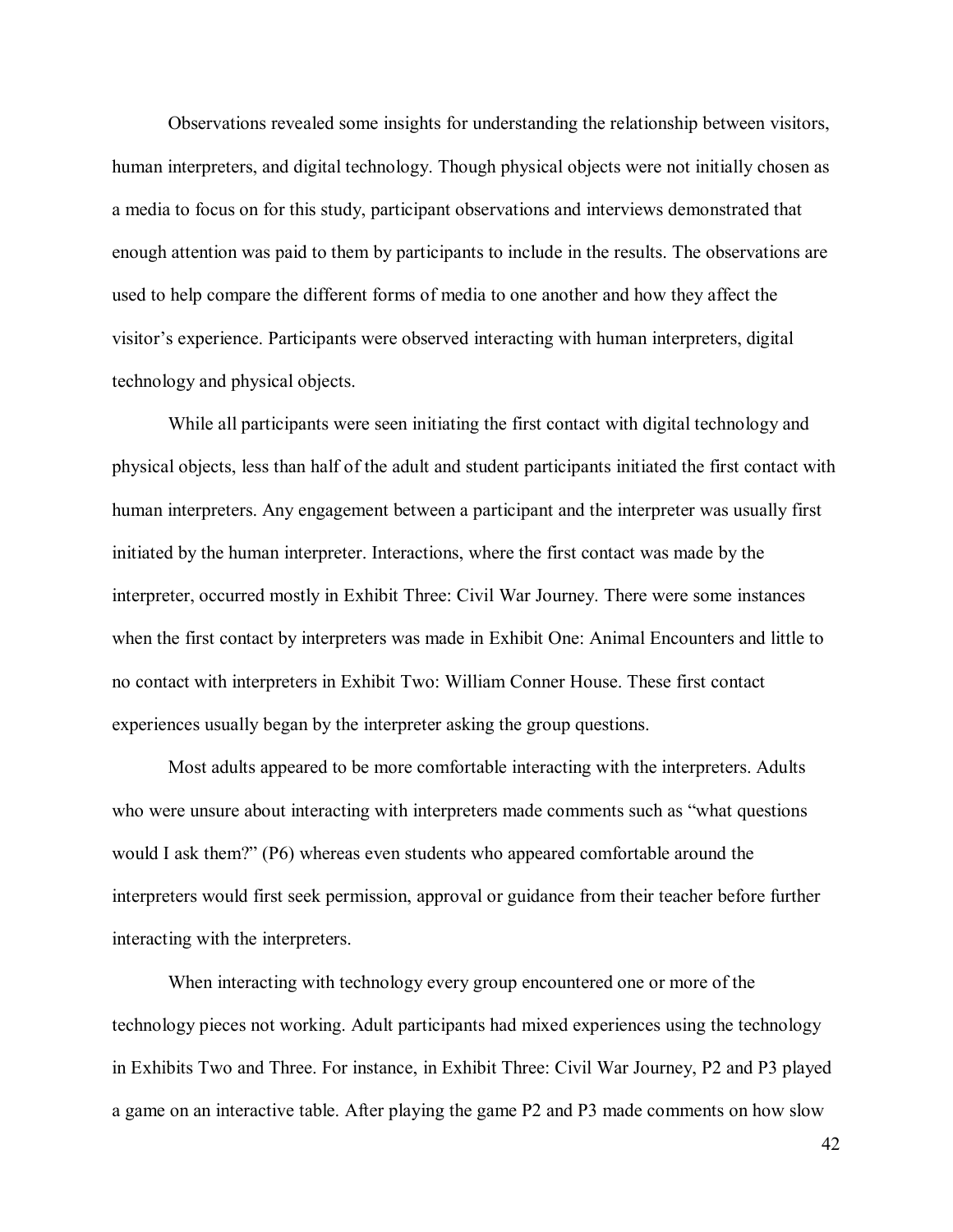Observations revealed some insights for understanding the relationship between visitors, human interpreters, and digital technology. Though physical objects were not initially chosen as a media to focus on for this study, participant observations and interviews demonstrated that enough attention was paid to them by participants to include in the results. The observations are used to help compare the different forms of media to one another and how they affect the visitor's experience. Participants were observed interacting with human interpreters, digital technology and physical objects.

While all participants were seen initiating the first contact with digital technology and physical objects, less than half of the adult and student participants initiated the first contact with human interpreters. Any engagement between a participant and the interpreter was usually first initiated by the human interpreter. Interactions, where the first contact was made by the interpreter, occurred mostly in Exhibit Three: Civil War Journey. There were some instances when the first contact by interpreters was made in Exhibit One: Animal Encounters and little to no contact with interpreters in Exhibit Two: William Conner House. These first contact experiences usually began by the interpreter asking the group questions.

Most adults appeared to be more comfortable interacting with the interpreters. Adults who were unsure about interacting with interpreters made comments such as "what questions would I ask them?" (P6) whereas even students who appeared comfortable around the interpreters would first seek permission, approval or guidance from their teacher before further interacting with the interpreters.

When interacting with technology every group encountered one or more of the technology pieces not working. Adult participants had mixed experiences using the technology in Exhibits Two and Three. For instance, in Exhibit Three: Civil War Journey, P2 and P3 played a game on an interactive table. After playing the game P2 and P3 made comments on how slow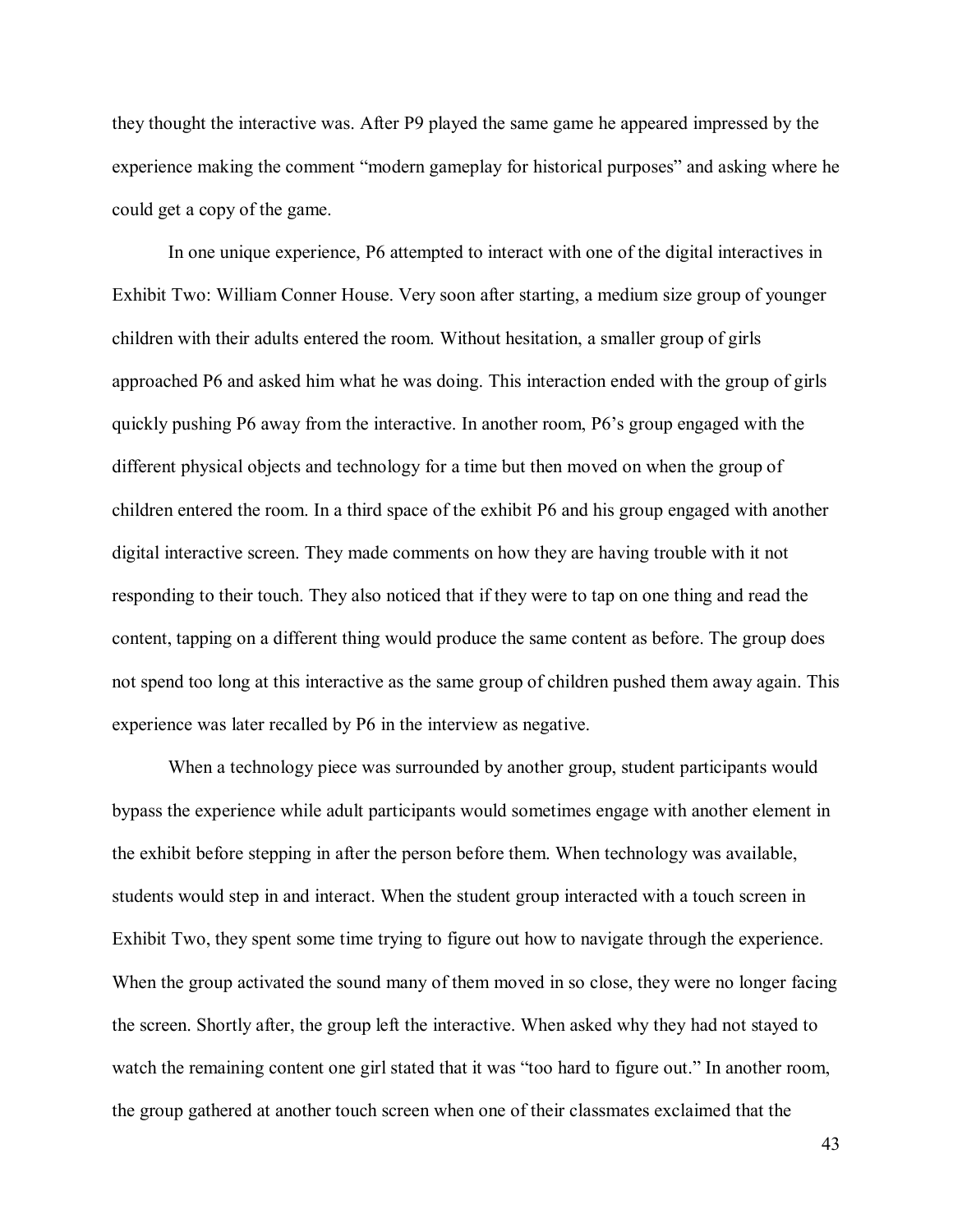they thought the interactive was. After P9 played the same game he appeared impressed by the experience making the comment "modern gameplay for historical purposes" and asking where he could get a copy of the game.

In one unique experience, P6 attempted to interact with one of the digital interactives in Exhibit Two: William Conner House. Very soon after starting, a medium size group of younger children with their adults entered the room. Without hesitation, a smaller group of girls approached P6 and asked him what he was doing. This interaction ended with the group of girls quickly pushing P6 away from the interactive. In another room, P6's group engaged with the different physical objects and technology for a time but then moved on when the group of children entered the room. In a third space of the exhibit P6 and his group engaged with another digital interactive screen. They made comments on how they are having trouble with it not responding to their touch. They also noticed that if they were to tap on one thing and read the content, tapping on a different thing would produce the same content as before. The group does not spend too long at this interactive as the same group of children pushed them away again. This experience was later recalled by P6 in the interview as negative.

When a technology piece was surrounded by another group, student participants would bypass the experience while adult participants would sometimes engage with another element in the exhibit before stepping in after the person before them. When technology was available, students would step in and interact. When the student group interacted with a touch screen in Exhibit Two, they spent some time trying to figure out how to navigate through the experience. When the group activated the sound many of them moved in so close, they were no longer facing the screen. Shortly after, the group left the interactive. When asked why they had not stayed to watch the remaining content one girl stated that it was "too hard to figure out." In another room, the group gathered at another touch screen when one of their classmates exclaimed that the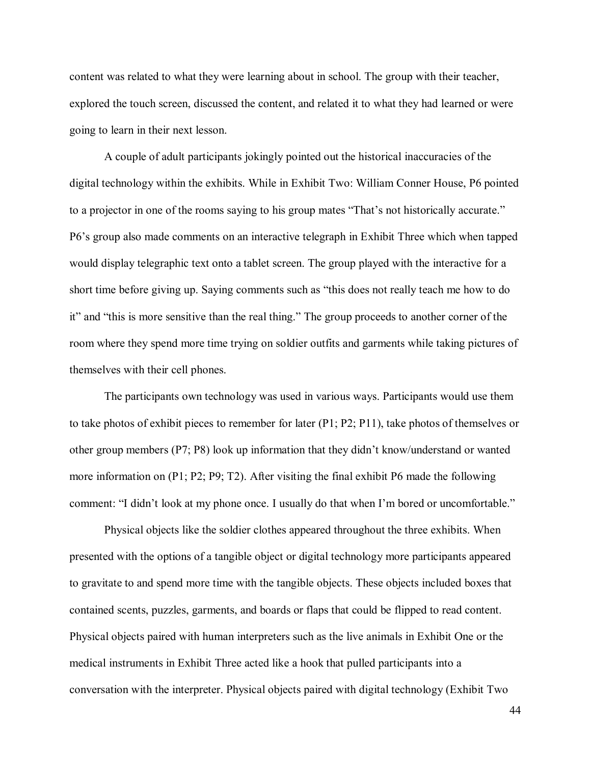content was related to what they were learning about in school. The group with their teacher, explored the touch screen, discussed the content, and related it to what they had learned or were going to learn in their next lesson.

A couple of adult participants jokingly pointed out the historical inaccuracies of the digital technology within the exhibits. While in Exhibit Two: William Conner House, P6 pointed to a projector in one of the rooms saying to his group mates "That's not historically accurate." P6's group also made comments on an interactive telegraph in Exhibit Three which when tapped would display telegraphic text onto a tablet screen. The group played with the interactive for a short time before giving up. Saying comments such as "this does not really teach me how to do it" and "this is more sensitive than the real thing." The group proceeds to another corner of the room where they spend more time trying on soldier outfits and garments while taking pictures of themselves with their cell phones.

The participants own technology was used in various ways. Participants would use them to take photos of exhibit pieces to remember for later (P1; P2; P11), take photos of themselves or other group members (P7; P8) look up information that they didn't know/understand or wanted more information on (P1; P2; P9; T2). After visiting the final exhibit P6 made the following comment: "I didn't look at my phone once. I usually do that when I'm bored or uncomfortable."

Physical objects like the soldier clothes appeared throughout the three exhibits. When presented with the options of a tangible object or digital technology more participants appeared to gravitate to and spend more time with the tangible objects. These objects included boxes that contained scents, puzzles, garments, and boards or flaps that could be flipped to read content. Physical objects paired with human interpreters such as the live animals in Exhibit One or the medical instruments in Exhibit Three acted like a hook that pulled participants into a conversation with the interpreter. Physical objects paired with digital technology (Exhibit Two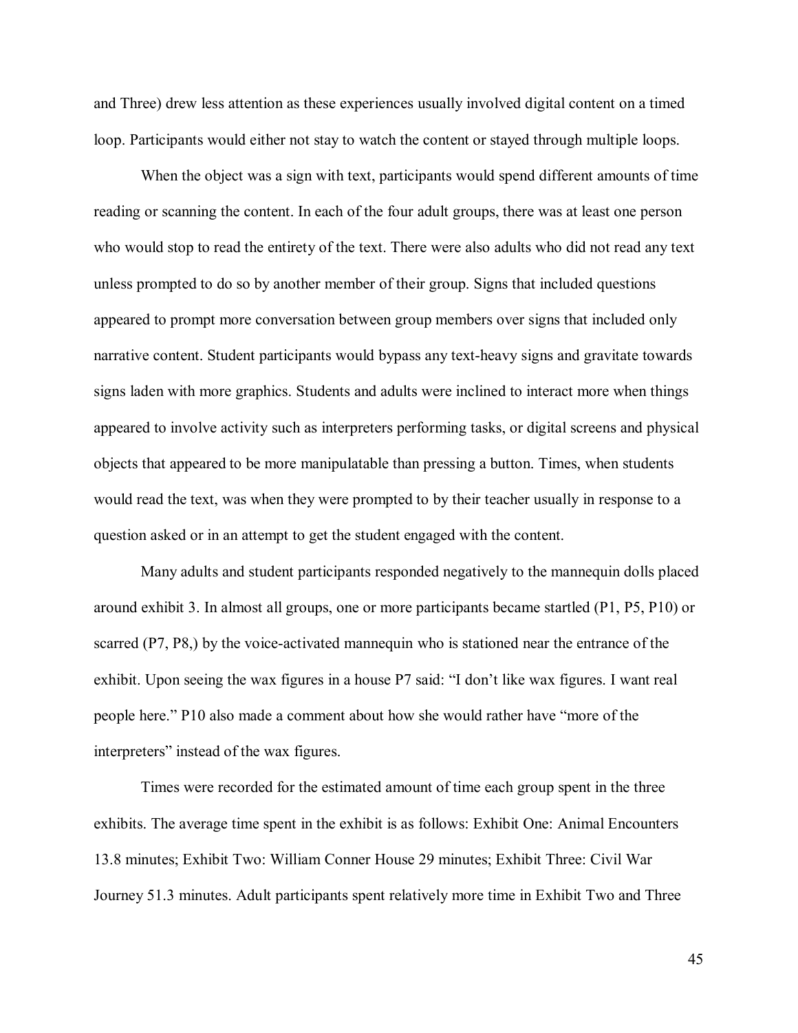and Three) drew less attention as these experiences usually involved digital content on a timed loop. Participants would either not stay to watch the content or stayed through multiple loops.

When the object was a sign with text, participants would spend different amounts of time reading or scanning the content. In each of the four adult groups, there was at least one person who would stop to read the entirety of the text. There were also adults who did not read any text unless prompted to do so by another member of their group. Signs that included questions appeared to prompt more conversation between group members over signs that included only narrative content. Student participants would bypass any text-heavy signs and gravitate towards signs laden with more graphics. Students and adults were inclined to interact more when things appeared to involve activity such as interpreters performing tasks, or digital screens and physical objects that appeared to be more manipulatable than pressing a button. Times, when students would read the text, was when they were prompted to by their teacher usually in response to a question asked or in an attempt to get the student engaged with the content.

Many adults and student participants responded negatively to the mannequin dolls placed around exhibit 3. In almost all groups, one or more participants became startled (P1, P5, P10) or scarred (P7, P8,) by the voice-activated mannequin who is stationed near the entrance of the exhibit. Upon seeing the wax figures in a house P7 said: "I don't like wax figures. I want real people here." P10 also made a comment about how she would rather have "more of the interpreters" instead of the wax figures.

Times were recorded for the estimated amount of time each group spent in the three exhibits. The average time spent in the exhibit is as follows: Exhibit One: Animal Encounters 13.8 minutes; Exhibit Two: William Conner House 29 minutes; Exhibit Three: Civil War Journey 51.3 minutes. Adult participants spent relatively more time in Exhibit Two and Three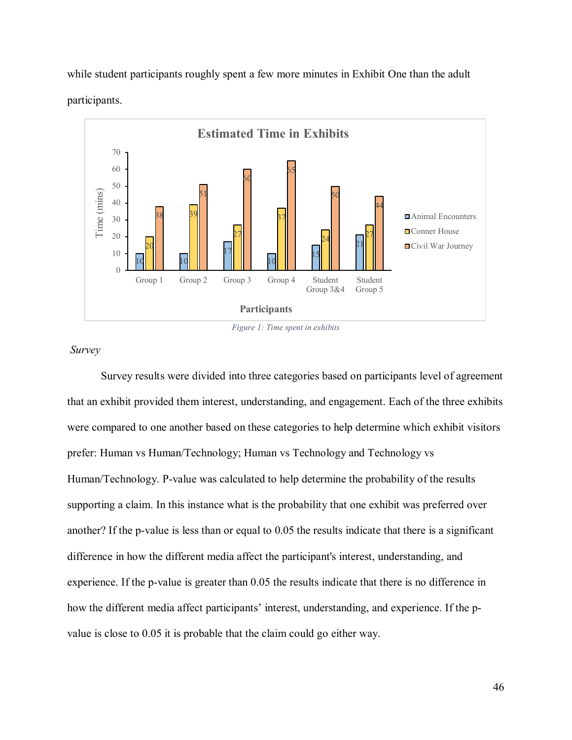while student participants roughly spent a few more minutes in Exhibit One than the adult participants.

**Estimated Time in Exhibits**

| Participants | Animal Encounters | Conner House | Civil War Journey |
|---|---|---|---|
| Group 1 | 10 | 20 | 38 |
| Group 2 | 10 | 39 | 51 |
| Group 3 | 17 | 27 | 60 |
| Group 4 | 10 | 37 | 65 |
| Student Group 3&4 | 15 | 24 | 50 |
| Student Group 5 | 21 | 27 | 44 |

Time (mins)

*Figure 1: Time spent in exhibits*

*Survey*

Survey results were divided into three categories based on participants level of agreement that an exhibit provided them interest, understanding, and engagement. Each of the three exhibits were compared to one another based on these categories to help determine which exhibit visitors prefer: Human vs Human/Technology; Human vs Technology and Technology vs Human/Technology. P-value was calculated to help determine the probability of the results supporting a claim. In this instance what is the probability that one exhibit was preferred over another? If the p-value is less than or equal to 0.05 the results indicate that there is a significant difference in how the different media affect the participant's interest, understanding, and experience. If the p-value is greater than 0.05 the results indicate that there is no difference in how the different media affect participants' interest, understanding, and experience. If the p-value is close to 0.05 it is probable that the claim could go either way.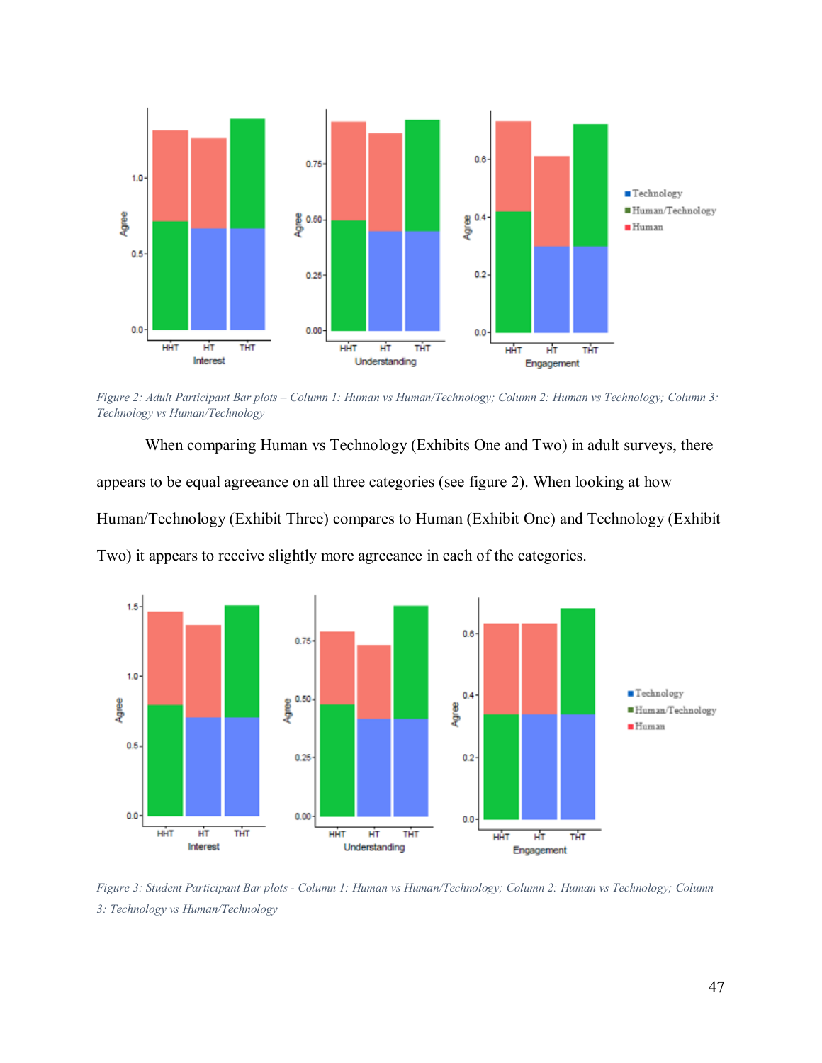*Figure 2: Adult Participant Bar plots – Column 1: Human vs Human/Technology; Column 2: Human vs Technology; Column 3: Technology vs Human/Technology*

When comparing Human vs Technology (Exhibits One and Two) in adult surveys, there appears to be equal agreeance on all three categories (see figure 2). When looking at how Human/Technology (Exhibit Three) compares to Human (Exhibit One) and Technology (Exhibit Two) it appears to receive slightly more agreeance in each of the categories.

*Figure 3: Student Participant Bar plots - Column 1: Human vs Human/Technology; Column 2: Human vs Technology; Column 3: Technology vs Human/Technology*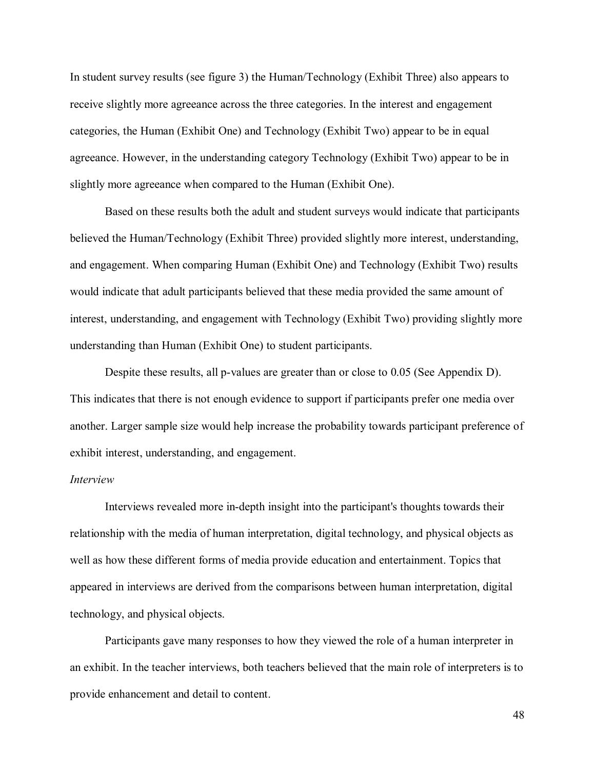In student survey results (see figure 3) the Human/Technology (Exhibit Three) also appears to receive slightly more agreeance across the three categories. In the interest and engagement categories, the Human (Exhibit One) and Technology (Exhibit Two) appear to be in equal agreeance. However, in the understanding category Technology (Exhibit Two) appear to be in slightly more agreeance when compared to the Human (Exhibit One).

Based on these results both the adult and student surveys would indicate that participants believed the Human/Technology (Exhibit Three) provided slightly more interest, understanding, and engagement. When comparing Human (Exhibit One) and Technology (Exhibit Two) results would indicate that adult participants believed that these media provided the same amount of interest, understanding, and engagement with Technology (Exhibit Two) providing slightly more understanding than Human (Exhibit One) to student participants.

Despite these results, all p-values are greater than or close to 0.05 (See Appendix D). This indicates that there is not enough evidence to support if participants prefer one media over another. Larger sample size would help increase the probability towards participant preference of exhibit interest, understanding, and engagement.

*Interview*

Interviews revealed more in-depth insight into the participant's thoughts towards their relationship with the media of human interpretation, digital technology, and physical objects as well as how these different forms of media provide education and entertainment. Topics that appeared in interviews are derived from the comparisons between human interpretation, digital technology, and physical objects.

Participants gave many responses to how they viewed the role of a human interpreter in an exhibit. In the teacher interviews, both teachers believed that the main role of interpreters is to provide enhancement and detail to content.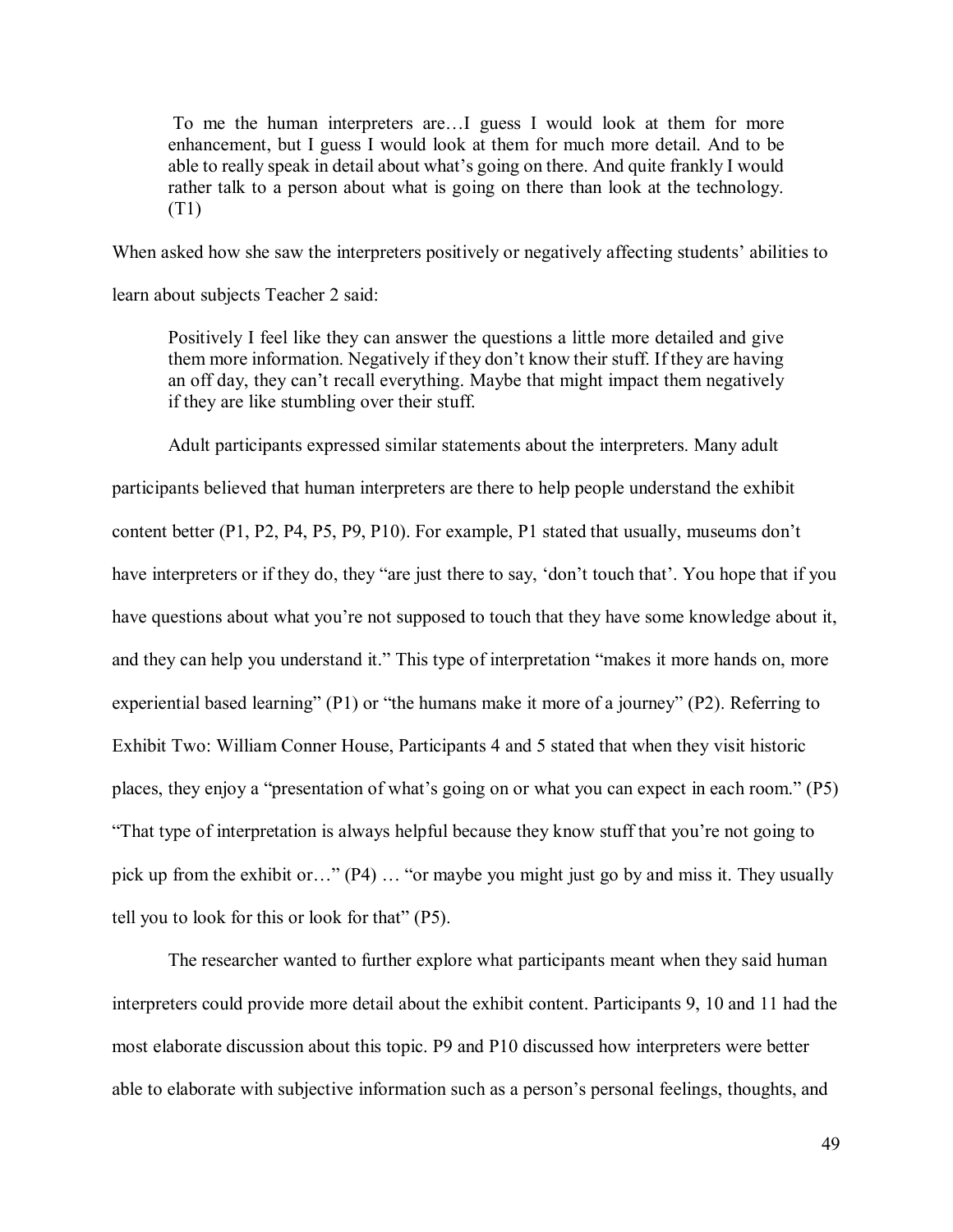> To me the human interpreters are…I guess I would look at them for more enhancement, but I guess I would look at them for much more detail. And to be able to really speak in detail about what's going on there. And quite frankly I would rather talk to a person about what is going on there than look at the technology. (T1)

When asked how she saw the interpreters positively or negatively affecting students' abilities to learn about subjects Teacher 2 said:

> Positively I feel like they can answer the questions a little more detailed and give them more information. Negatively if they don't know their stuff. If they are having an off day, they can't recall everything. Maybe that might impact them negatively if they are like stumbling over their stuff.

Adult participants expressed similar statements about the interpreters. Many adult participants believed that human interpreters are there to help people understand the exhibit content better (P1, P2, P4, P5, P9, P10). For example, P1 stated that usually, museums don't have interpreters or if they do, they "are just there to say, 'don't touch that'. You hope that if you have questions about what you're not supposed to touch that they have some knowledge about it, and they can help you understand it." This type of interpretation "makes it more hands on, more experiential based learning" (P1) or "the humans make it more of a journey" (P2). Referring to Exhibit Two: William Conner House, Participants 4 and 5 stated that when they visit historic places, they enjoy a "presentation of what's going on or what you can expect in each room." (P5) "That type of interpretation is always helpful because they know stuff that you're not going to pick up from the exhibit or…" (P4) … "or maybe you might just go by and miss it. They usually tell you to look for this or look for that" (P5).

The researcher wanted to further explore what participants meant when they said human interpreters could provide more detail about the exhibit content. Participants 9, 10 and 11 had the most elaborate discussion about this topic. P9 and P10 discussed how interpreters were better able to elaborate with subjective information such as a person's personal feelings, thoughts, and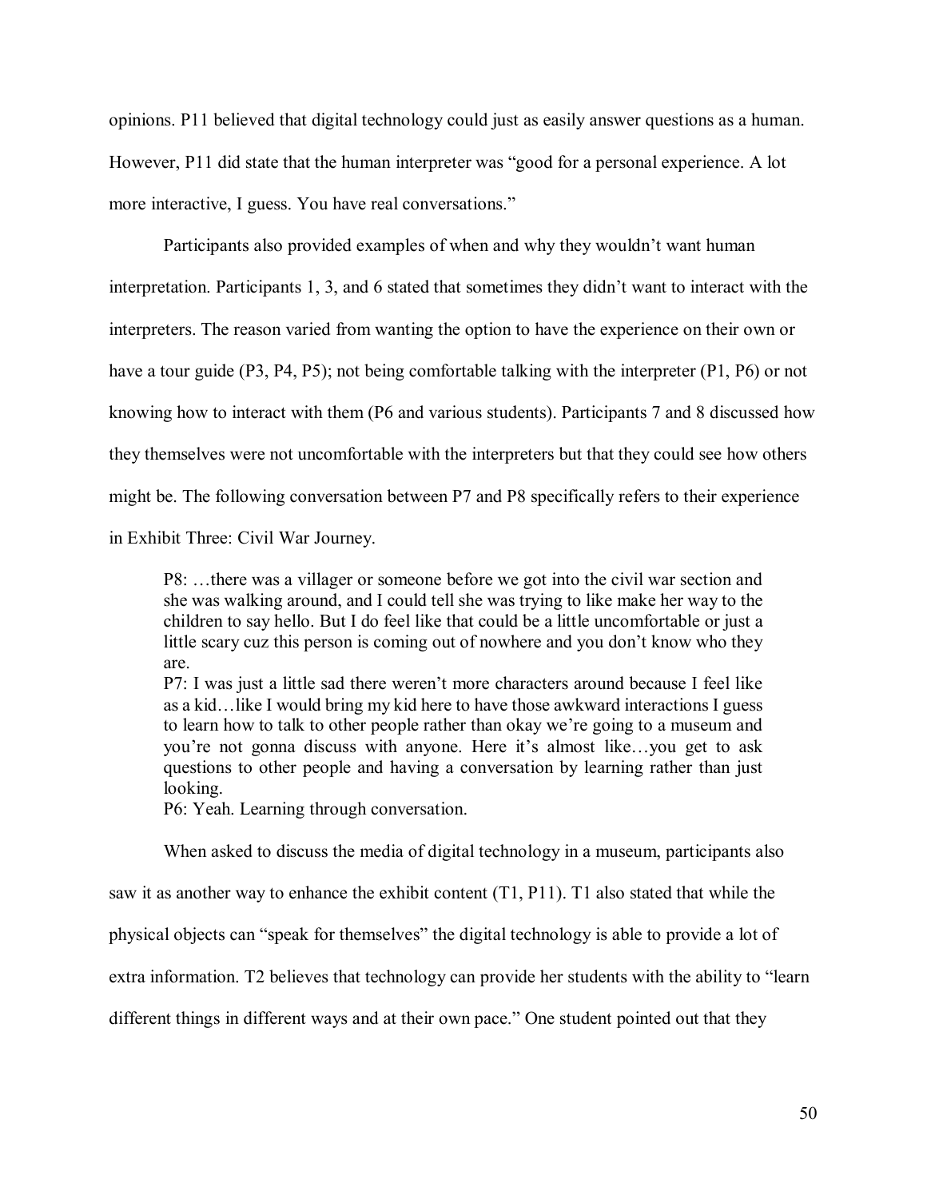opinions. P11 believed that digital technology could just as easily answer questions as a human. However, P11 did state that the human interpreter was "good for a personal experience. A lot more interactive, I guess. You have real conversations."

Participants also provided examples of when and why they wouldn't want human interpretation. Participants 1, 3, and 6 stated that sometimes they didn't want to interact with the interpreters. The reason varied from wanting the option to have the experience on their own or have a tour guide (P3, P4, P5); not being comfortable talking with the interpreter (P1, P6) or not knowing how to interact with them (P6 and various students). Participants 7 and 8 discussed how they themselves were not uncomfortable with the interpreters but that they could see how others might be. The following conversation between P7 and P8 specifically refers to their experience in Exhibit Three: Civil War Journey.

> P8: …there was a villager or someone before we got into the civil war section and she was walking around, and I could tell she was trying to like make her way to the children to say hello. But I do feel like that could be a little uncomfortable or just a little scary cuz this person is coming out of nowhere and you don't know who they are.
> P7: I was just a little sad there weren't more characters around because I feel like as a kid…like I would bring my kid here to have those awkward interactions I guess to learn how to talk to other people rather than okay we're going to a museum and you're not gonna discuss with anyone. Here it's almost like…you get to ask questions to other people and having a conversation by learning rather than just looking.
> P6: Yeah. Learning through conversation.

When asked to discuss the media of digital technology in a museum, participants also saw it as another way to enhance the exhibit content (T1, P11). T1 also stated that while the physical objects can "speak for themselves" the digital technology is able to provide a lot of extra information. T2 believes that technology can provide her students with the ability to "learn different things in different ways and at their own pace." One student pointed out that they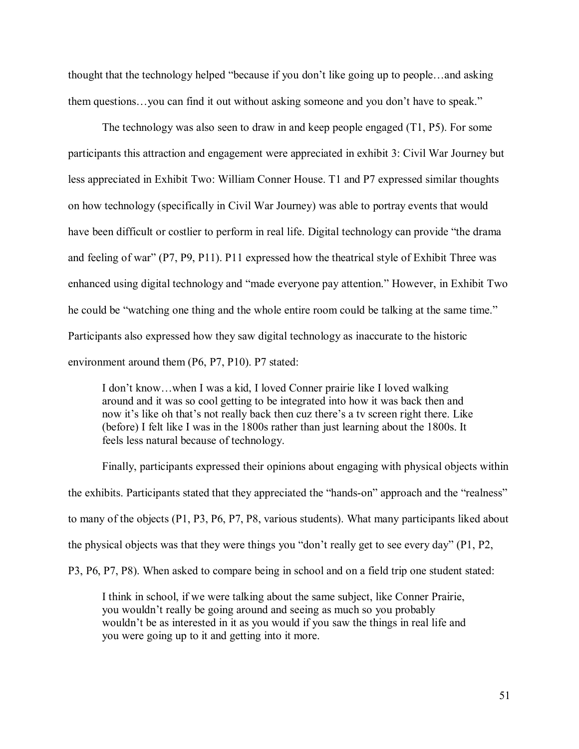thought that the technology helped "because if you don't like going up to people…and asking them questions…you can find it out without asking someone and you don't have to speak."

The technology was also seen to draw in and keep people engaged (T1, P5). For some participants this attraction and engagement were appreciated in exhibit 3: Civil War Journey but less appreciated in Exhibit Two: William Conner House. T1 and P7 expressed similar thoughts on how technology (specifically in Civil War Journey) was able to portray events that would have been difficult or costlier to perform in real life. Digital technology can provide "the drama and feeling of war" (P7, P9, P11). P11 expressed how the theatrical style of Exhibit Three was enhanced using digital technology and "made everyone pay attention." However, in Exhibit Two he could be "watching one thing and the whole entire room could be talking at the same time." Participants also expressed how they saw digital technology as inaccurate to the historic environment around them (P6, P7, P10). P7 stated:

> I don't know…when I was a kid, I loved Conner prairie like I loved walking around and it was so cool getting to be integrated into how it was back then and now it's like oh that's not really back then cuz there's a tv screen right there. Like (before) I felt like I was in the 1800s rather than just learning about the 1800s. It feels less natural because of technology.

Finally, participants expressed their opinions about engaging with physical objects within the exhibits. Participants stated that they appreciated the "hands-on" approach and the "realness" to many of the objects (P1, P3, P6, P7, P8, various students). What many participants liked about the physical objects was that they were things you "don't really get to see every day" (P1, P2, P3, P6, P7, P8). When asked to compare being in school and on a field trip one student stated:

> I think in school, if we were talking about the same subject, like Conner Prairie, you wouldn't really be going around and seeing as much so you probably wouldn't be as interested in it as you would if you saw the things in real life and you were going up to it and getting into it more.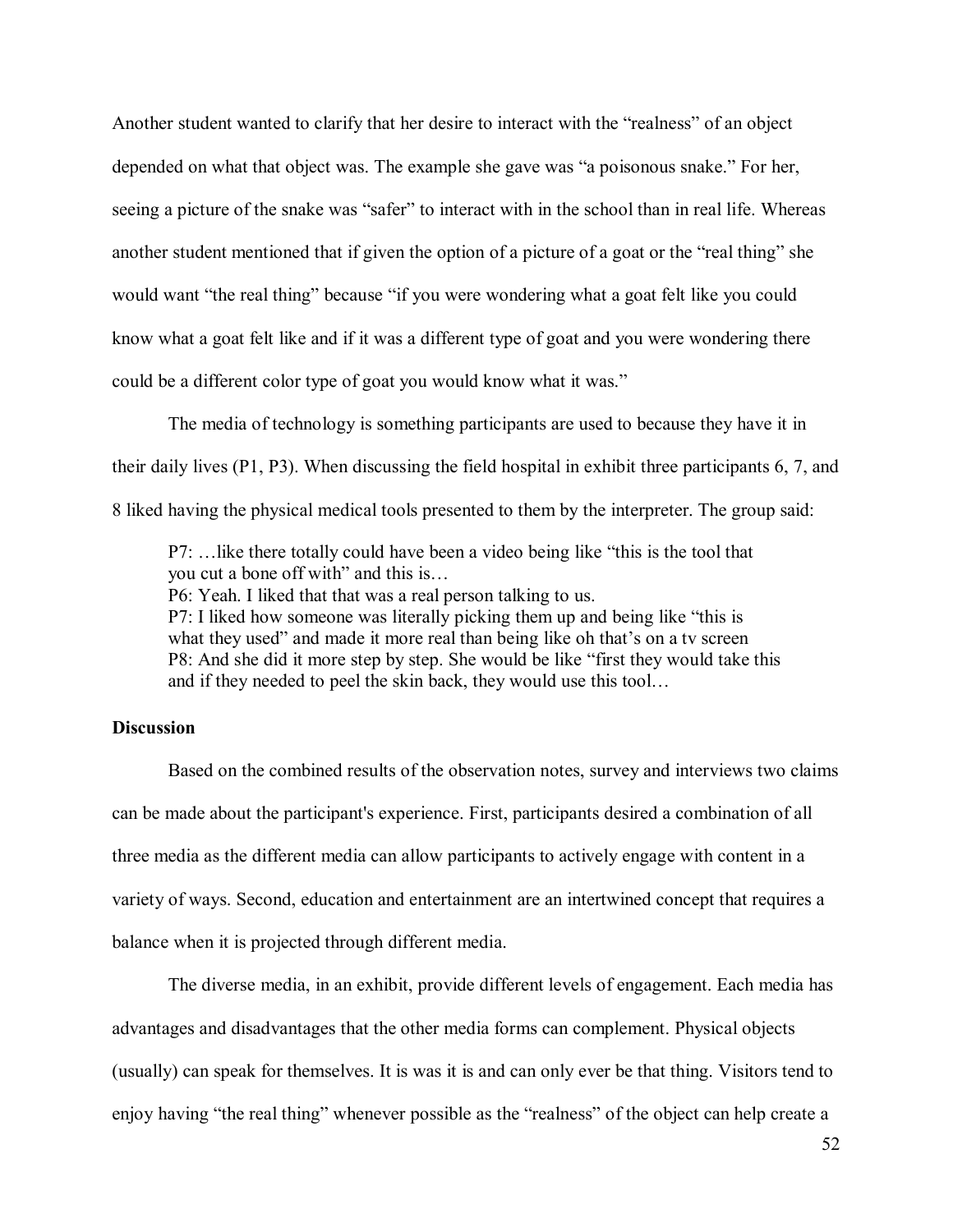Another student wanted to clarify that her desire to interact with the "realness" of an object depended on what that object was. The example she gave was "a poisonous snake." For her, seeing a picture of the snake was "safer" to interact with in the school than in real life. Whereas another student mentioned that if given the option of a picture of a goat or the "real thing" she would want "the real thing" because "if you were wondering what a goat felt like you could know what a goat felt like and if it was a different type of goat and you were wondering there could be a different color type of goat you would know what it was."

The media of technology is something participants are used to because they have it in their daily lives (P1, P3). When discussing the field hospital in exhibit three participants 6, 7, and 8 liked having the physical medical tools presented to them by the interpreter. The group said:

> P7: …like there totally could have been a video being like "this is the tool that you cut a bone off with" and this is…
> P6: Yeah. I liked that that was a real person talking to us.
> P7: I liked how someone was literally picking them up and being like "this is what they used" and made it more real than being like oh that's on a tv screen
> P8: And she did it more step by step. She would be like "first they would take this and if they needed to peel the skin back, they would use this tool…

### Discussion

Based on the combined results of the observation notes, survey and interviews two claims can be made about the participant's experience. First, participants desired a combination of all three media as the different media can allow participants to actively engage with content in a variety of ways. Second, education and entertainment are an intertwined concept that requires a balance when it is projected through different media.

The diverse media, in an exhibit, provide different levels of engagement. Each media has advantages and disadvantages that the other media forms can complement. Physical objects (usually) can speak for themselves. It is was it is and can only ever be that thing. Visitors tend to enjoy having "the real thing" whenever possible as the "realness" of the object can help create a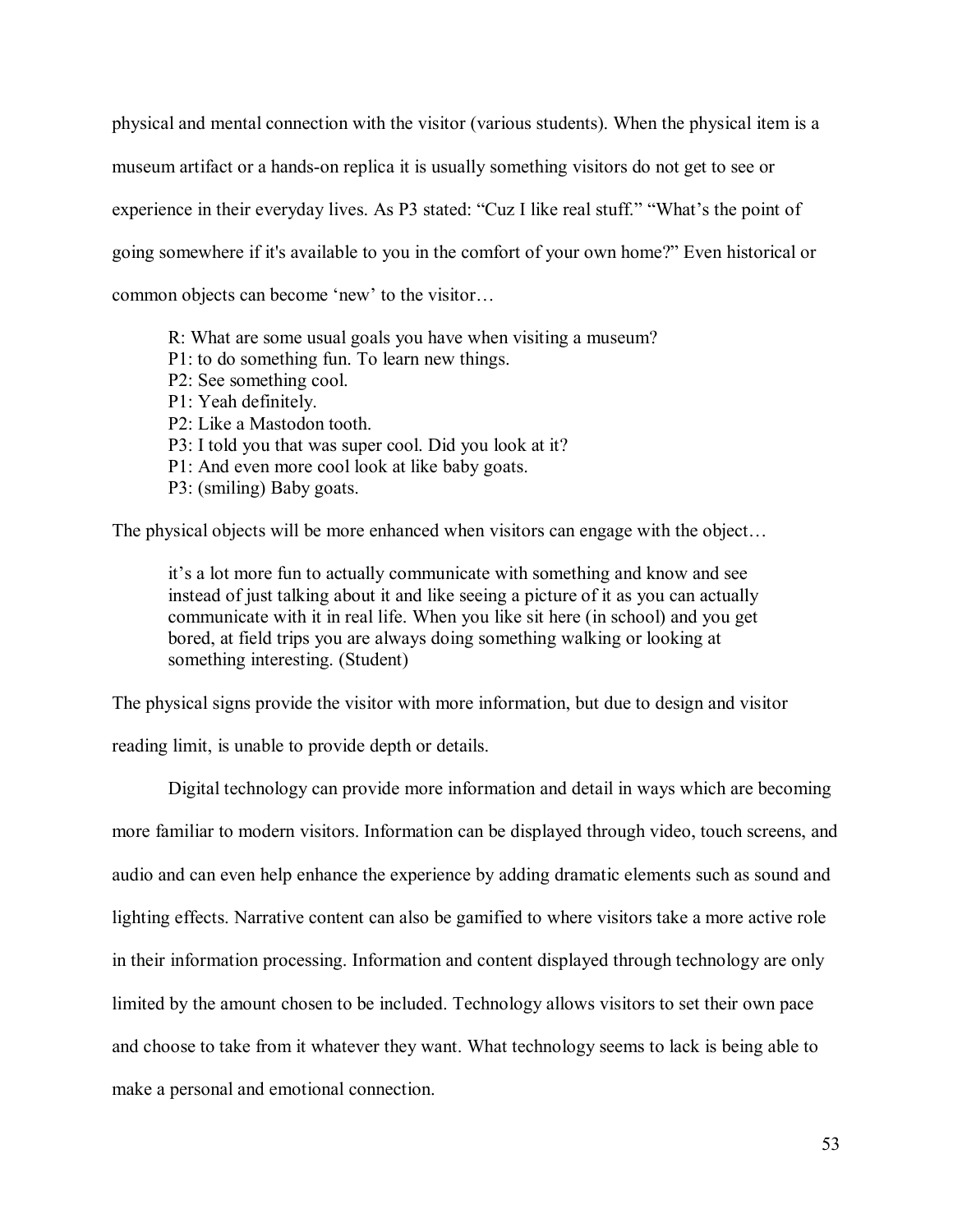physical and mental connection with the visitor (various students). When the physical item is a museum artifact or a hands-on replica it is usually something visitors do not get to see or experience in their everyday lives. As P3 stated: “Cuz I like real stuff.” “What’s the point of going somewhere if it's available to you in the comfort of your own home?” Even historical or common objects can become ‘new’ to the visitor…

> R: What are some usual goals you have when visiting a museum?
> P1: to do something fun. To learn new things.
> P2: See something cool.
> P1: Yeah definitely.
> P2: Like a Mastodon tooth.
> P3: I told you that was super cool. Did you look at it?
> P1: And even more cool look at like baby goats.
> P3: (smiling) Baby goats.

The physical objects will be more enhanced when visitors can engage with the object…

> it’s a lot more fun to actually communicate with something and know and see instead of just talking about it and like seeing a picture of it as you can actually communicate with it in real life. When you like sit here (in school) and you get bored, at field trips you are always doing something walking or looking at something interesting. (Student)

The physical signs provide the visitor with more information, but due to design and visitor reading limit, is unable to provide depth or details.

Digital technology can provide more information and detail in ways which are becoming more familiar to modern visitors. Information can be displayed through video, touch screens, and audio and can even help enhance the experience by adding dramatic elements such as sound and lighting effects. Narrative content can also be gamified to where visitors take a more active role in their information processing. Information and content displayed through technology are only limited by the amount chosen to be included. Technology allows visitors to set their own pace and choose to take from it whatever they want. What technology seems to lack is being able to make a personal and emotional connection.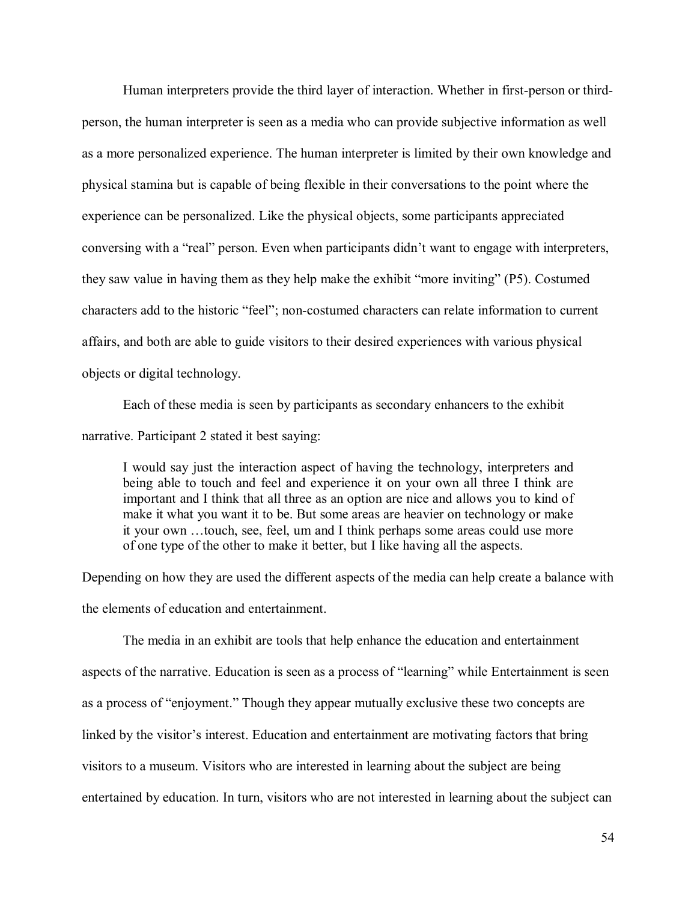Human interpreters provide the third layer of interaction. Whether in first-person or third-person, the human interpreter is seen as a media who can provide subjective information as well as a more personalized experience. The human interpreter is limited by their own knowledge and physical stamina but is capable of being flexible in their conversations to the point where the experience can be personalized. Like the physical objects, some participants appreciated conversing with a "real" person. Even when participants didn't want to engage with interpreters, they saw value in having them as they help make the exhibit "more inviting" (P5). Costumed characters add to the historic "feel"; non-costumed characters can relate information to current affairs, and both are able to guide visitors to their desired experiences with various physical objects or digital technology.

Each of these media is seen by participants as secondary enhancers to the exhibit narrative. Participant 2 stated it best saying:

> I would say just the interaction aspect of having the technology, interpreters and being able to touch and feel and experience it on your own all three I think are important and I think that all three as an option are nice and allows you to kind of make it what you want it to be. But some areas are heavier on technology or make it your own …touch, see, feel, um and I think perhaps some areas could use more of one type of the other to make it better, but I like having all the aspects.

Depending on how they are used the different aspects of the media can help create a balance with the elements of education and entertainment.

The media in an exhibit are tools that help enhance the education and entertainment aspects of the narrative. Education is seen as a process of "learning" while Entertainment is seen as a process of "enjoyment." Though they appear mutually exclusive these two concepts are linked by the visitor's interest. Education and entertainment are motivating factors that bring visitors to a museum. Visitors who are interested in learning about the subject are being entertained by education. In turn, visitors who are not interested in learning about the subject can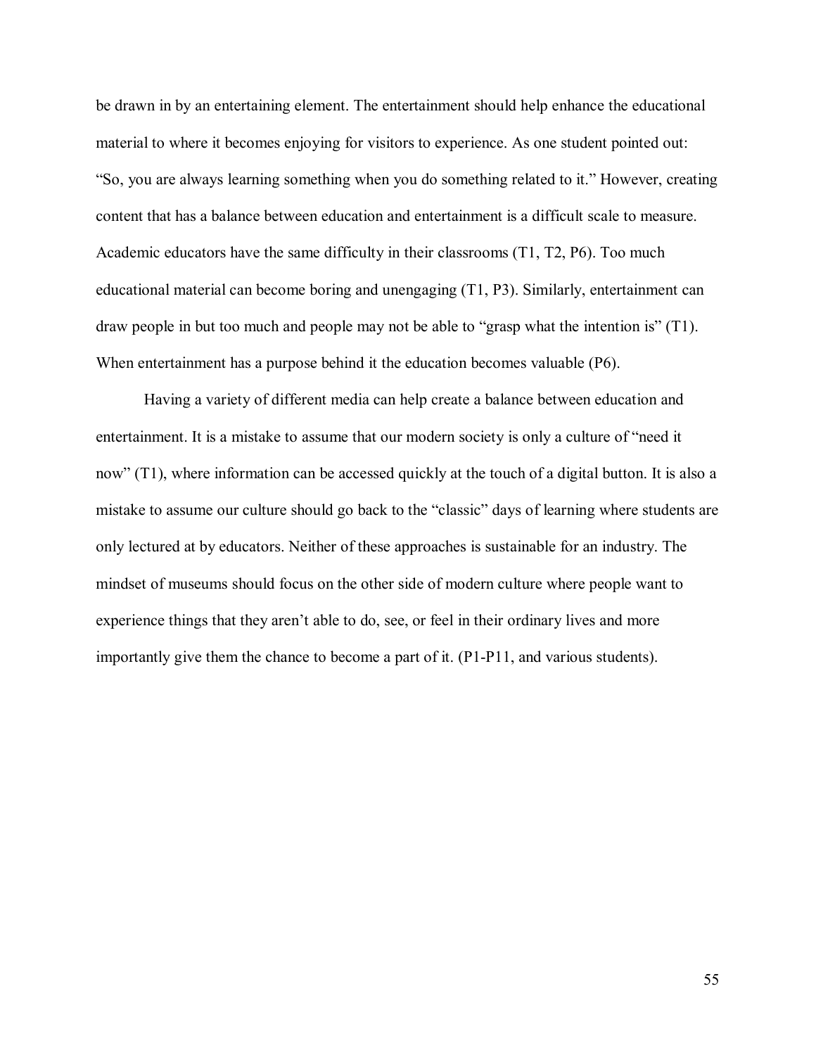be drawn in by an entertaining element. The entertainment should help enhance the educational material to where it becomes enjoying for visitors to experience. As one student pointed out: "So, you are always learning something when you do something related to it." However, creating content that has a balance between education and entertainment is a difficult scale to measure. Academic educators have the same difficulty in their classrooms (T1, T2, P6). Too much educational material can become boring and unengaging (T1, P3). Similarly, entertainment can draw people in but too much and people may not be able to "grasp what the intention is" (T1). When entertainment has a purpose behind it the education becomes valuable (P6).

Having a variety of different media can help create a balance between education and entertainment. It is a mistake to assume that our modern society is only a culture of "need it now" (T1), where information can be accessed quickly at the touch of a digital button. It is also a mistake to assume our culture should go back to the "classic" days of learning where students are only lectured at by educators. Neither of these approaches is sustainable for an industry. The mindset of museums should focus on the other side of modern culture where people want to experience things that they aren't able to do, see, or feel in their ordinary lives and more importantly give them the chance to become a part of it. (P1-P11, and various students).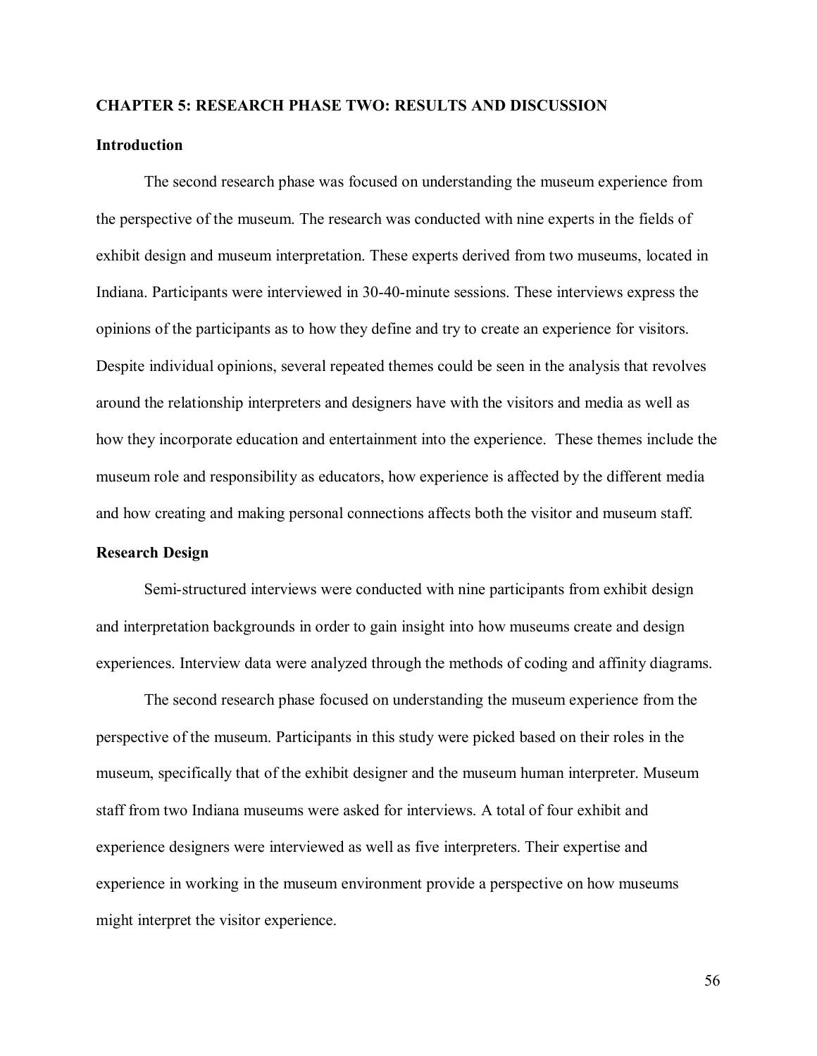# CHAPTER 5: RESEARCH PHASE TWO: RESULTS AND DISCUSSION

## Introduction

The second research phase was focused on understanding the museum experience from the perspective of the museum. The research was conducted with nine experts in the fields of exhibit design and museum interpretation. These experts derived from two museums, located in Indiana. Participants were interviewed in 30-40-minute sessions. These interviews express the opinions of the participants as to how they define and try to create an experience for visitors. Despite individual opinions, several repeated themes could be seen in the analysis that revolves around the relationship interpreters and designers have with the visitors and media as well as how they incorporate education and entertainment into the experience. These themes include the museum role and responsibility as educators, how experience is affected by the different media and how creating and making personal connections affects both the visitor and museum staff.

## Research Design

Semi-structured interviews were conducted with nine participants from exhibit design and interpretation backgrounds in order to gain insight into how museums create and design experiences. Interview data were analyzed through the methods of coding and affinity diagrams.

The second research phase focused on understanding the museum experience from the perspective of the museum. Participants in this study were picked based on their roles in the museum, specifically that of the exhibit designer and the museum human interpreter. Museum staff from two Indiana museums were asked for interviews. A total of four exhibit and experience designers were interviewed as well as five interpreters. Their expertise and experience in working in the museum environment provide a perspective on how museums might interpret the visitor experience.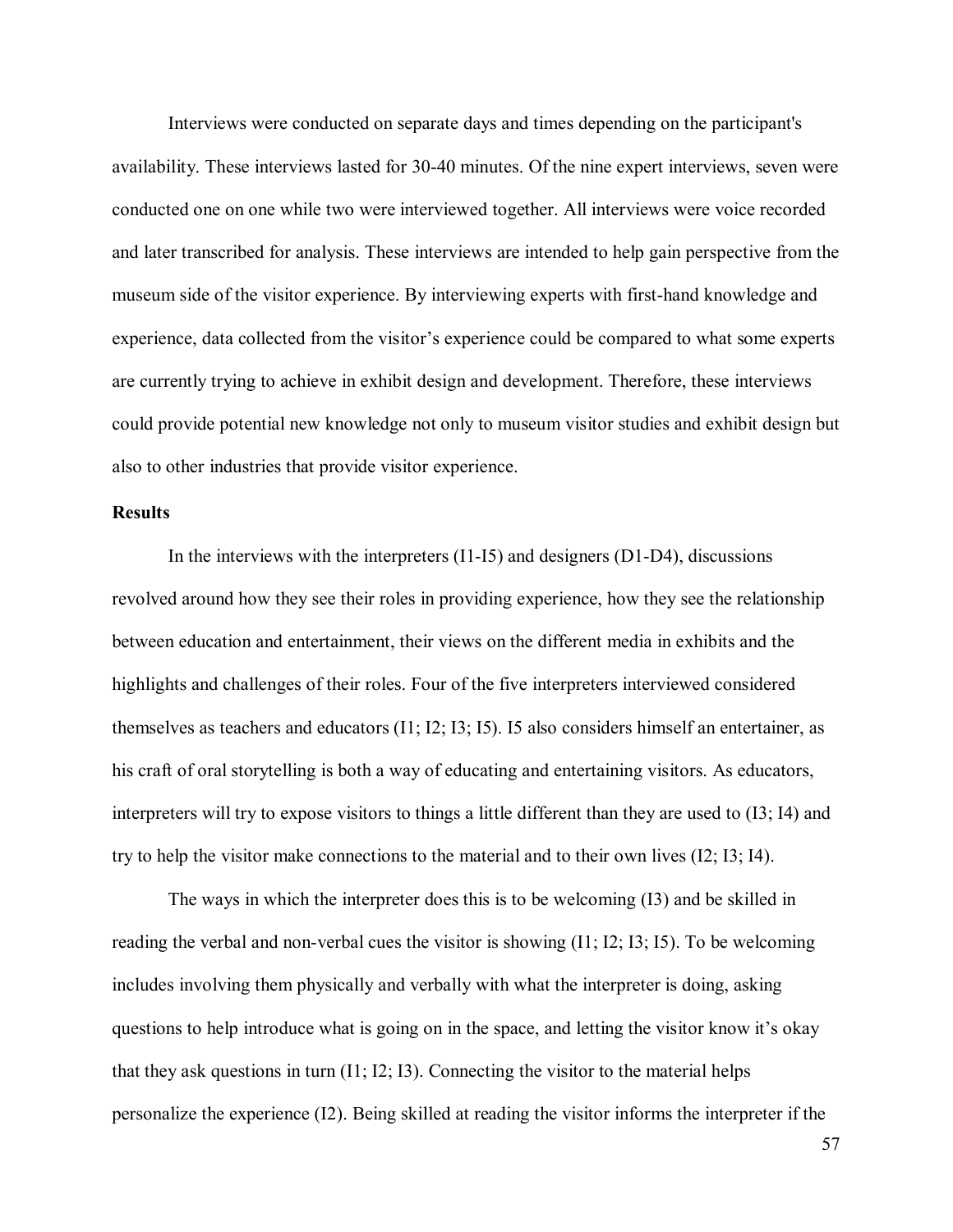Interviews were conducted on separate days and times depending on the participant's availability. These interviews lasted for 30-40 minutes. Of the nine expert interviews, seven were conducted one on one while two were interviewed together. All interviews were voice recorded and later transcribed for analysis. These interviews are intended to help gain perspective from the museum side of the visitor experience. By interviewing experts with first-hand knowledge and experience, data collected from the visitor's experience could be compared to what some experts are currently trying to achieve in exhibit design and development. Therefore, these interviews could provide potential new knowledge not only to museum visitor studies and exhibit design but also to other industries that provide visitor experience.

**Results**

In the interviews with the interpreters (I1-I5) and designers (D1-D4), discussions revolved around how they see their roles in providing experience, how they see the relationship between education and entertainment, their views on the different media in exhibits and the highlights and challenges of their roles. Four of the five interpreters interviewed considered themselves as teachers and educators (I1; I2; I3; I5). I5 also considers himself an entertainer, as his craft of oral storytelling is both a way of educating and entertaining visitors. As educators, interpreters will try to expose visitors to things a little different than they are used to (I3; I4) and try to help the visitor make connections to the material and to their own lives (I2; I3; I4).

The ways in which the interpreter does this is to be welcoming (I3) and be skilled in reading the verbal and non-verbal cues the visitor is showing (I1; I2; I3; I5). To be welcoming includes involving them physically and verbally with what the interpreter is doing, asking questions to help introduce what is going on in the space, and letting the visitor know it's okay that they ask questions in turn (I1; I2; I3). Connecting the visitor to the material helps personalize the experience (I2). Being skilled at reading the visitor informs the interpreter if the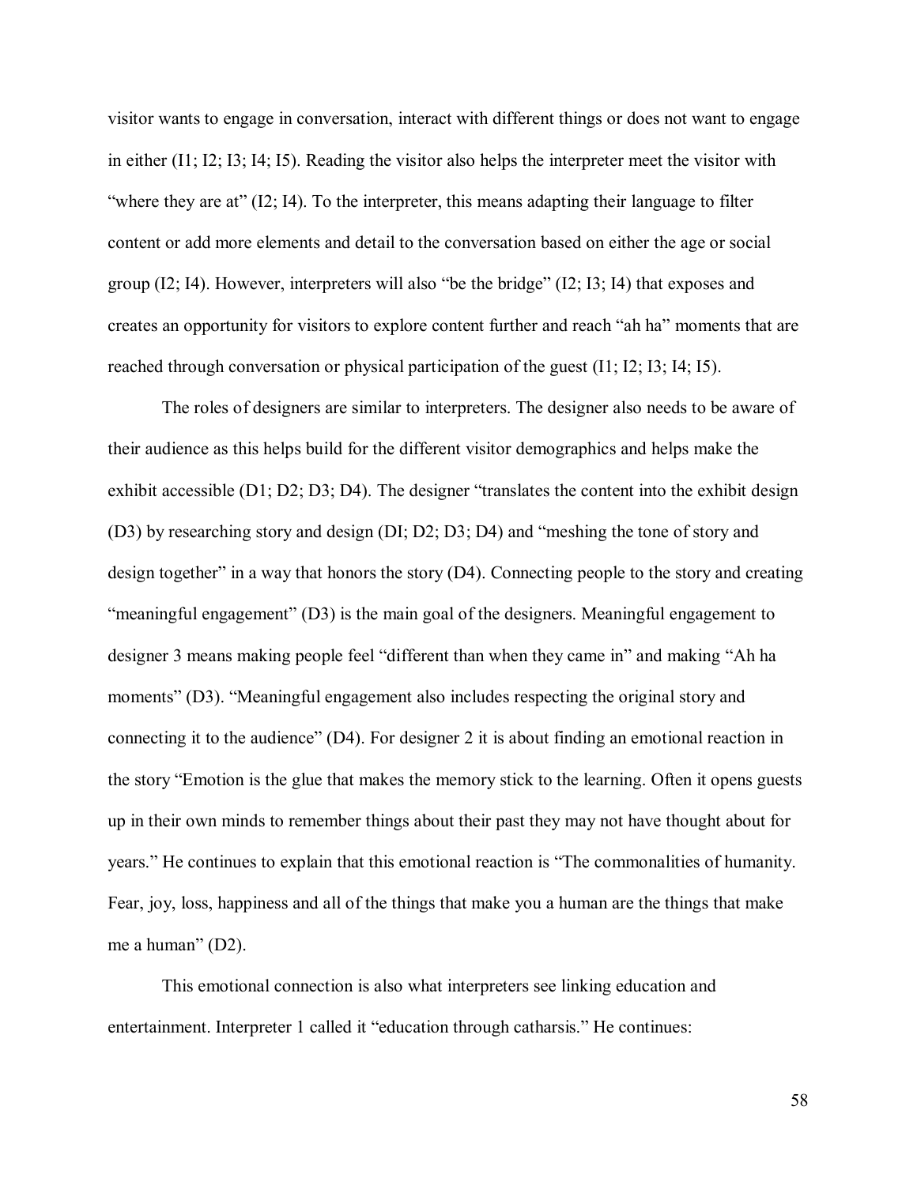visitor wants to engage in conversation, interact with different things or does not want to engage in either (I1; I2; I3; I4; I5). Reading the visitor also helps the interpreter meet the visitor with "where they are at" (I2; I4). To the interpreter, this means adapting their language to filter content or add more elements and detail to the conversation based on either the age or social group (I2; I4). However, interpreters will also "be the bridge" (I2; I3; I4) that exposes and creates an opportunity for visitors to explore content further and reach "ah ha" moments that are reached through conversation or physical participation of the guest (I1; I2; I3; I4; I5).

The roles of designers are similar to interpreters. The designer also needs to be aware of their audience as this helps build for the different visitor demographics and helps make the exhibit accessible (D1; D2; D3; D4). The designer "translates the content into the exhibit design (D3) by researching story and design (DI; D2; D3; D4) and "meshing the tone of story and design together" in a way that honors the story (D4). Connecting people to the story and creating "meaningful engagement" (D3) is the main goal of the designers. Meaningful engagement to designer 3 means making people feel "different than when they came in" and making "Ah ha moments" (D3). "Meaningful engagement also includes respecting the original story and connecting it to the audience" (D4). For designer 2 it is about finding an emotional reaction in the story "Emotion is the glue that makes the memory stick to the learning. Often it opens guests up in their own minds to remember things about their past they may not have thought about for years." He continues to explain that this emotional reaction is "The commonalities of humanity. Fear, joy, loss, happiness and all of the things that make you a human are the things that make me a human" (D2).

This emotional connection is also what interpreters see linking education and entertainment. Interpreter 1 called it "education through catharsis." He continues: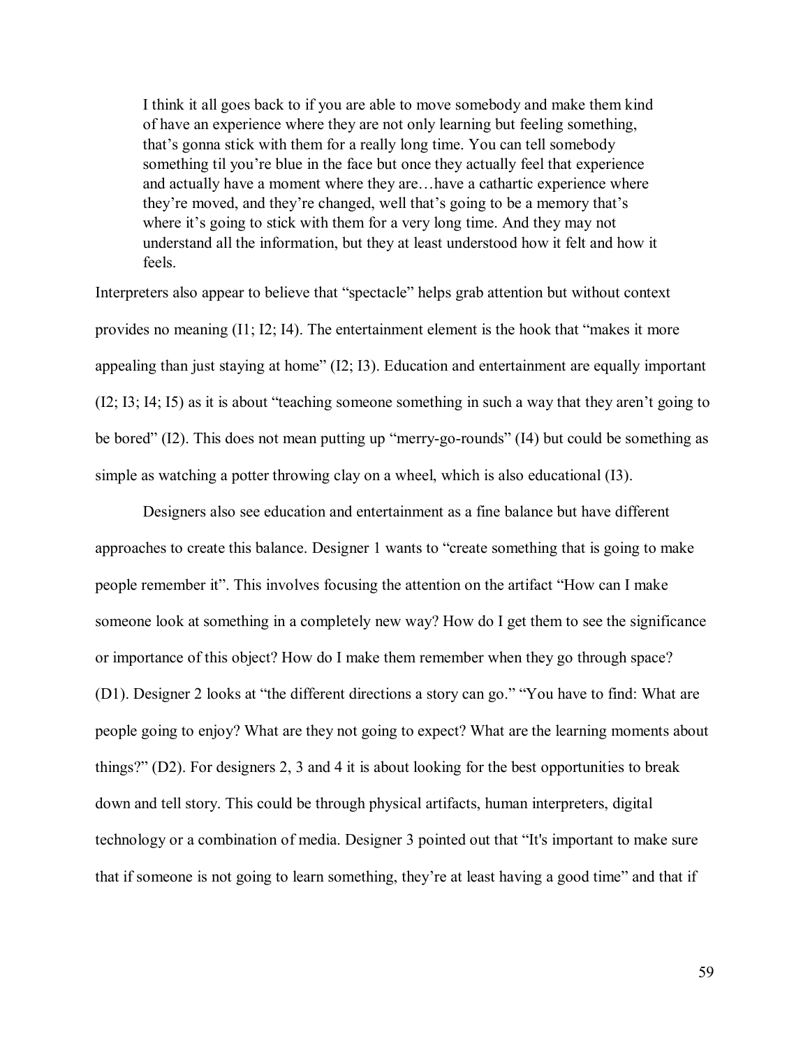> I think it all goes back to if you are able to move somebody and make them kind of have an experience where they are not only learning but feeling something, that's gonna stick with them for a really long time. You can tell somebody something til you're blue in the face but once they actually feel that experience and actually have a moment where they are…have a cathartic experience where they're moved, and they're changed, well that's going to be a memory that's where it's going to stick with them for a very long time. And they may not understand all the information, but they at least understood how it felt and how it feels.

Interpreters also appear to believe that "spectacle" helps grab attention but without context provides no meaning (I1; I2; I4). The entertainment element is the hook that "makes it more appealing than just staying at home" (I2; I3). Education and entertainment are equally important (I2; I3; I4; I5) as it is about "teaching someone something in such a way that they aren't going to be bored" (I2). This does not mean putting up "merry-go-rounds" (I4) but could be something as simple as watching a potter throwing clay on a wheel, which is also educational (I3).

Designers also see education and entertainment as a fine balance but have different approaches to create this balance. Designer 1 wants to "create something that is going to make people remember it". This involves focusing the attention on the artifact "How can I make someone look at something in a completely new way? How do I get them to see the significance or importance of this object? How do I make them remember when they go through space? (D1). Designer 2 looks at "the different directions a story can go." "You have to find: What are people going to enjoy? What are they not going to expect? What are the learning moments about things?" (D2). For designers 2, 3 and 4 it is about looking for the best opportunities to break down and tell story. This could be through physical artifacts, human interpreters, digital technology or a combination of media. Designer 3 pointed out that "It's important to make sure that if someone is not going to learn something, they're at least having a good time" and that if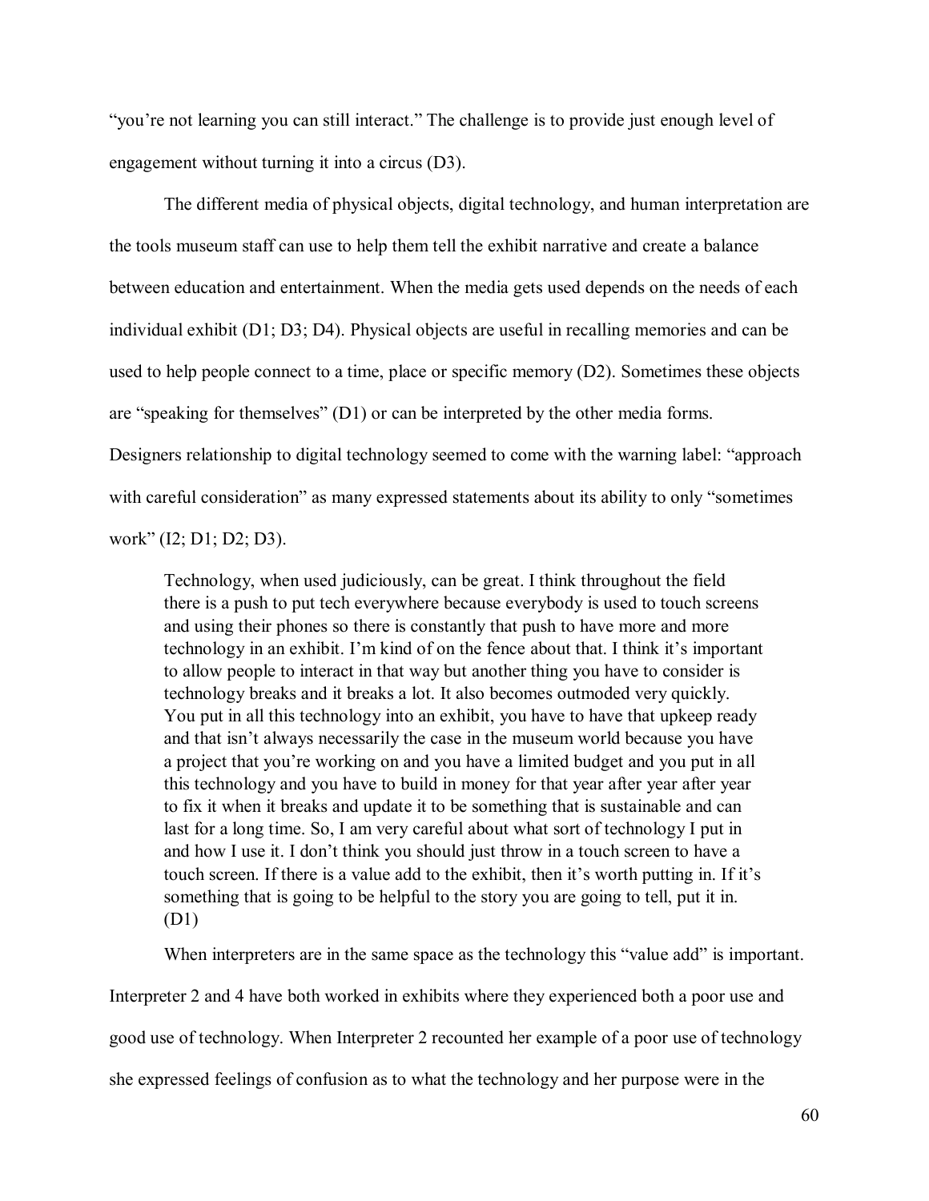"you're not learning you can still interact." The challenge is to provide just enough level of engagement without turning it into a circus (D3).

The different media of physical objects, digital technology, and human interpretation are the tools museum staff can use to help them tell the exhibit narrative and create a balance between education and entertainment. When the media gets used depends on the needs of each individual exhibit (D1; D3; D4). Physical objects are useful in recalling memories and can be used to help people connect to a time, place or specific memory (D2). Sometimes these objects are "speaking for themselves" (D1) or can be interpreted by the other media forms. Designers relationship to digital technology seemed to come with the warning label: "approach with careful consideration" as many expressed statements about its ability to only "sometimes work" (I2; D1; D2; D3).

> Technology, when used judiciously, can be great. I think throughout the field there is a push to put tech everywhere because everybody is used to touch screens and using their phones so there is constantly that push to have more and more technology in an exhibit. I'm kind of on the fence about that. I think it's important to allow people to interact in that way but another thing you have to consider is technology breaks and it breaks a lot. It also becomes outmoded very quickly. You put in all this technology into an exhibit, you have to have that upkeep ready and that isn't always necessarily the case in the museum world because you have a project that you're working on and you have a limited budget and you put in all this technology and you have to build in money for that year after year after year to fix it when it breaks and update it to be something that is sustainable and can last for a long time. So, I am very careful about what sort of technology I put in and how I use it. I don't think you should just throw in a touch screen to have a touch screen. If there is a value add to the exhibit, then it's worth putting in. If it's something that is going to be helpful to the story you are going to tell, put it in. (D1)

When interpreters are in the same space as the technology this "value add" is important. Interpreter 2 and 4 have both worked in exhibits where they experienced both a poor use and good use of technology. When Interpreter 2 recounted her example of a poor use of technology she expressed feelings of confusion as to what the technology and her purpose were in the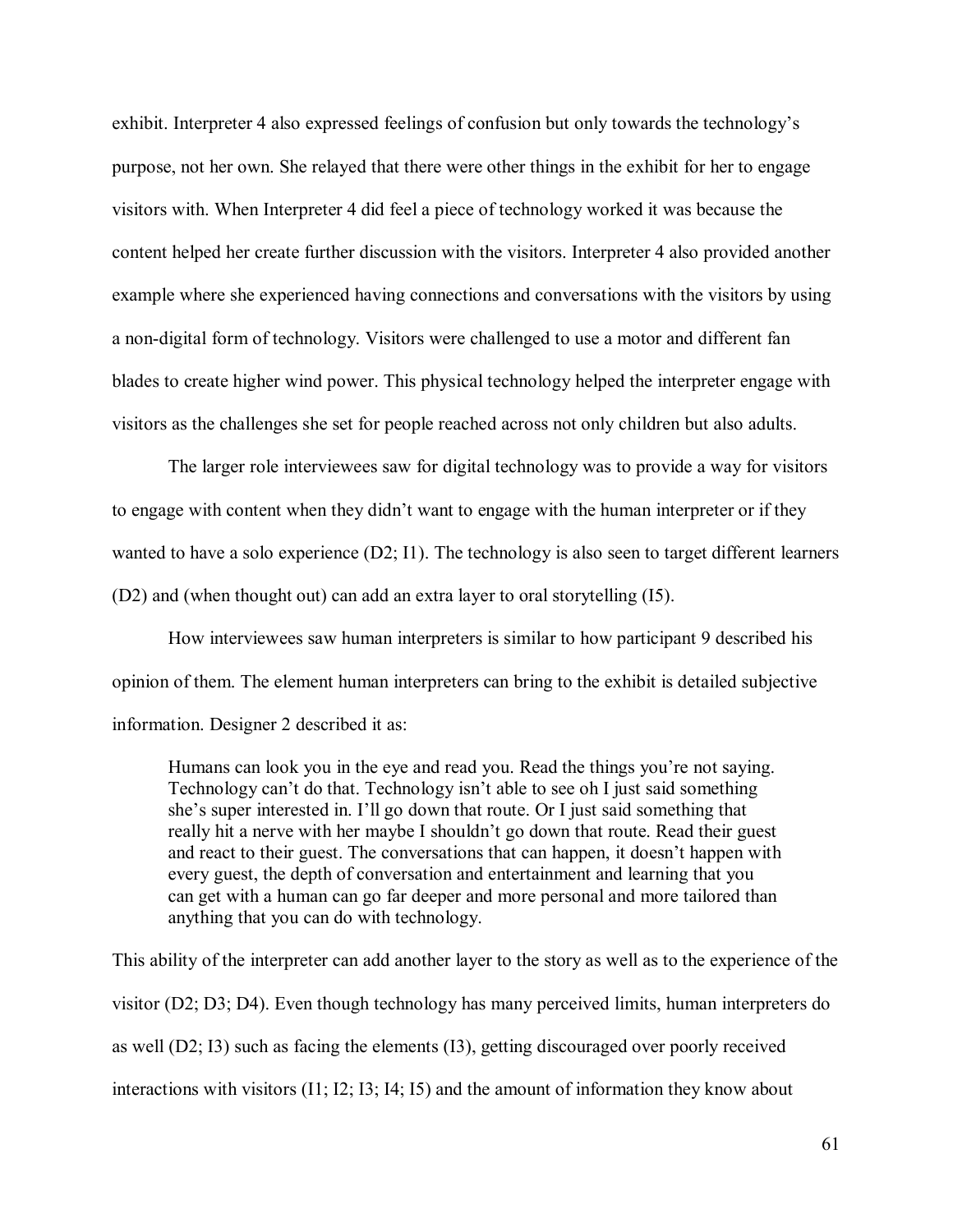exhibit. Interpreter 4 also expressed feelings of confusion but only towards the technology's purpose, not her own. She relayed that there were other things in the exhibit for her to engage visitors with. When Interpreter 4 did feel a piece of technology worked it was because the content helped her create further discussion with the visitors. Interpreter 4 also provided another example where she experienced having connections and conversations with the visitors by using a non-digital form of technology. Visitors were challenged to use a motor and different fan blades to create higher wind power. This physical technology helped the interpreter engage with visitors as the challenges she set for people reached across not only children but also adults.

The larger role interviewees saw for digital technology was to provide a way for visitors to engage with content when they didn't want to engage with the human interpreter or if they wanted to have a solo experience (D2; I1). The technology is also seen to target different learners (D2) and (when thought out) can add an extra layer to oral storytelling (I5).

How interviewees saw human interpreters is similar to how participant 9 described his opinion of them. The element human interpreters can bring to the exhibit is detailed subjective information. Designer 2 described it as:

> Humans can look you in the eye and read you. Read the things you're not saying. Technology can't do that. Technology isn't able to see oh I just said something she's super interested in. I'll go down that route. Or I just said something that really hit a nerve with her maybe I shouldn't go down that route. Read their guest and react to their guest. The conversations that can happen, it doesn't happen with every guest, the depth of conversation and entertainment and learning that you can get with a human can go far deeper and more personal and more tailored than anything that you can do with technology.

This ability of the interpreter can add another layer to the story as well as to the experience of the visitor (D2; D3; D4). Even though technology has many perceived limits, human interpreters do as well (D2; I3) such as facing the elements (I3), getting discouraged over poorly received interactions with visitors (I1; I2; I3; I4; I5) and the amount of information they know about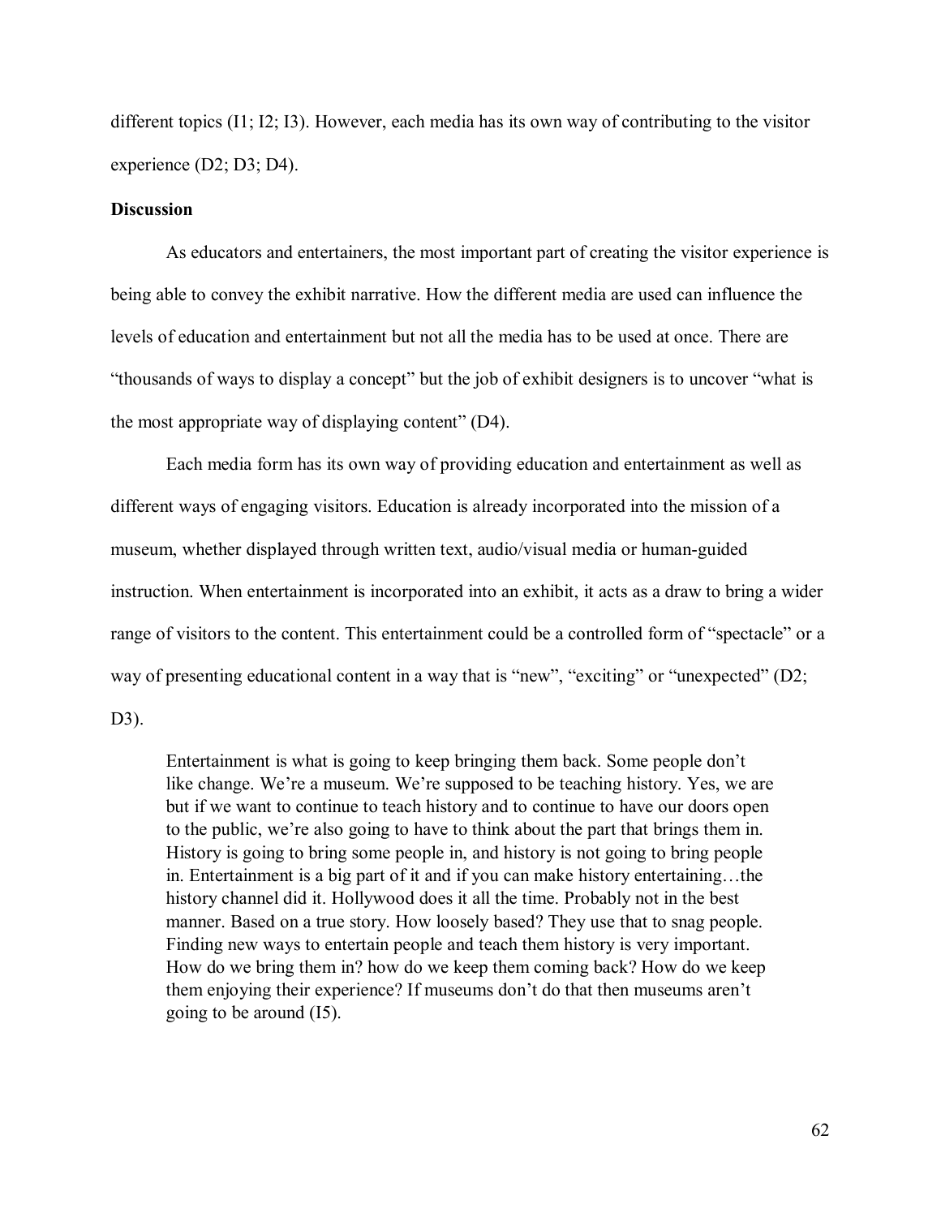different topics (I1; I2; I3). However, each media has its own way of contributing to the visitor experience (D2; D3; D4).

**Discussion**

As educators and entertainers, the most important part of creating the visitor experience is being able to convey the exhibit narrative. How the different media are used can influence the levels of education and entertainment but not all the media has to be used at once. There are "thousands of ways to display a concept" but the job of exhibit designers is to uncover "what is the most appropriate way of displaying content" (D4).

Each media form has its own way of providing education and entertainment as well as different ways of engaging visitors. Education is already incorporated into the mission of a museum, whether displayed through written text, audio/visual media or human-guided instruction. When entertainment is incorporated into an exhibit, it acts as a draw to bring a wider range of visitors to the content. This entertainment could be a controlled form of "spectacle" or a way of presenting educational content in a way that is "new", "exciting" or "unexpected" (D2; D3).

> Entertainment is what is going to keep bringing them back. Some people don't like change. We're a museum. We're supposed to be teaching history. Yes, we are but if we want to continue to teach history and to continue to have our doors open to the public, we're also going to have to think about the part that brings them in. History is going to bring some people in, and history is not going to bring people in. Entertainment is a big part of it and if you can make history entertaining…the history channel did it. Hollywood does it all the time. Probably not in the best manner. Based on a true story. How loosely based? They use that to snag people. Finding new ways to entertain people and teach them history is very important. How do we bring them in? how do we keep them coming back? How do we keep them enjoying their experience? If museums don't do that then museums aren't going to be around (I5).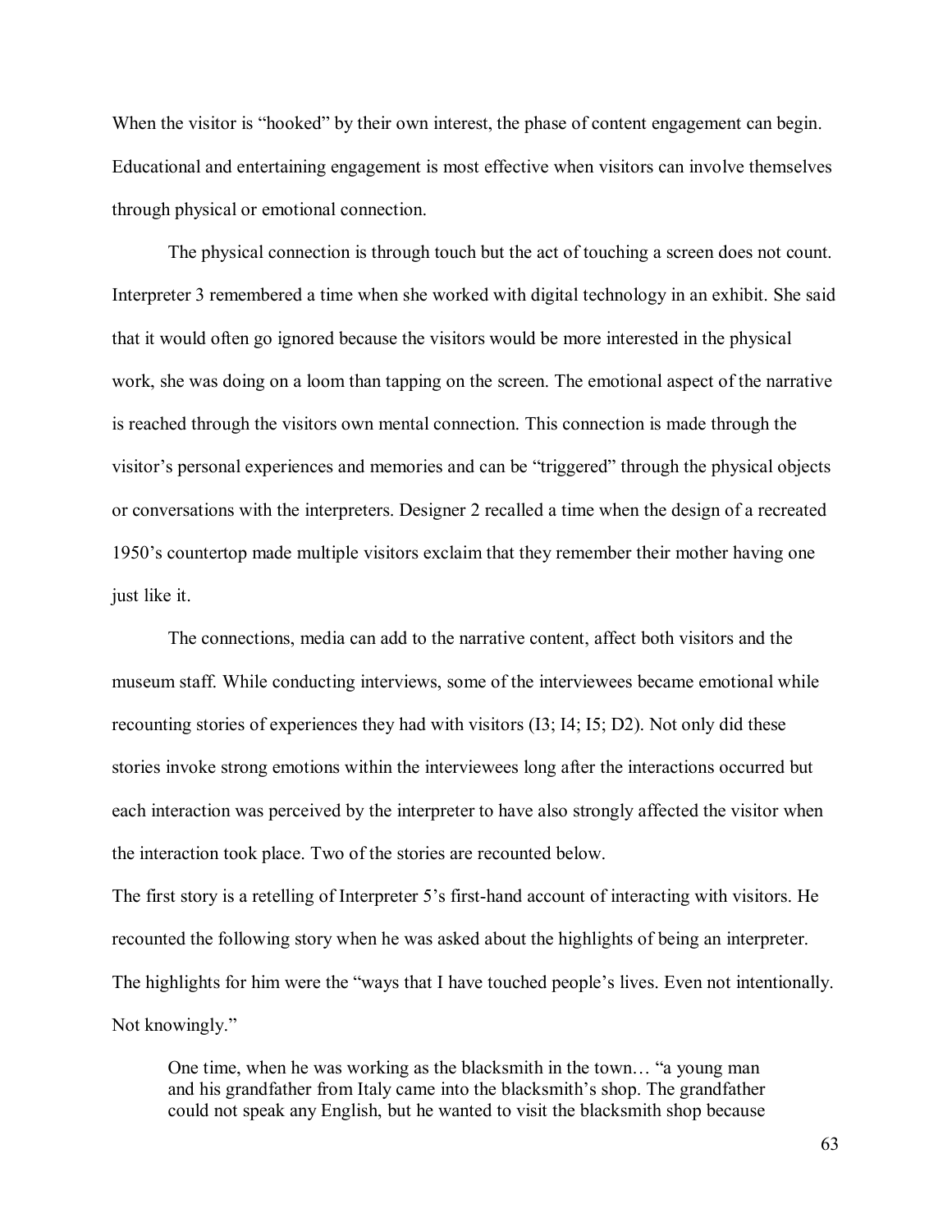When the visitor is "hooked" by their own interest, the phase of content engagement can begin. Educational and entertaining engagement is most effective when visitors can involve themselves through physical or emotional connection.

The physical connection is through touch but the act of touching a screen does not count. Interpreter 3 remembered a time when she worked with digital technology in an exhibit. She said that it would often go ignored because the visitors would be more interested in the physical work, she was doing on a loom than tapping on the screen. The emotional aspect of the narrative is reached through the visitors own mental connection. This connection is made through the visitor's personal experiences and memories and can be "triggered" through the physical objects or conversations with the interpreters. Designer 2 recalled a time when the design of a recreated 1950's countertop made multiple visitors exclaim that they remember their mother having one just like it.

The connections, media can add to the narrative content, affect both visitors and the museum staff. While conducting interviews, some of the interviewees became emotional while recounting stories of experiences they had with visitors (I3; I4; I5; D2). Not only did these stories invoke strong emotions within the interviewees long after the interactions occurred but each interaction was perceived by the interpreter to have also strongly affected the visitor when the interaction took place. Two of the stories are recounted below.

The first story is a retelling of Interpreter 5's first-hand account of interacting with visitors. He recounted the following story when he was asked about the highlights of being an interpreter. The highlights for him were the "ways that I have touched people's lives. Even not intentionally. Not knowingly."

> One time, when he was working as the blacksmith in the town… "a young man and his grandfather from Italy came into the blacksmith's shop. The grandfather could not speak any English, but he wanted to visit the blacksmith shop because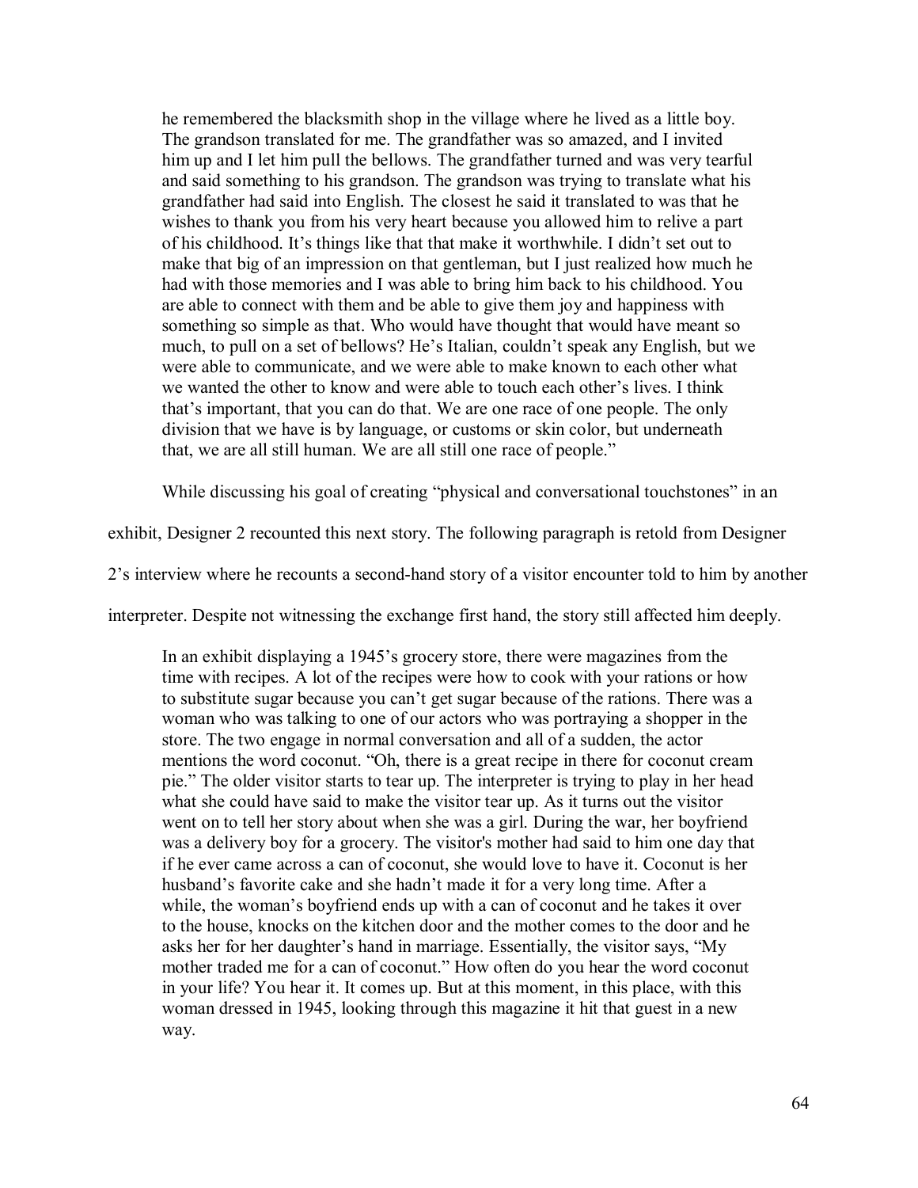> he remembered the blacksmith shop in the village where he lived as a little boy. The grandson translated for me. The grandfather was so amazed, and I invited him up and I let him pull the bellows. The grandfather turned and was very tearful and said something to his grandson. The grandson was trying to translate what his grandfather had said into English. The closest he said it translated to was that he wishes to thank you from his very heart because you allowed him to relive a part of his childhood. It's things like that that make it worthwhile. I didn't set out to make that big of an impression on that gentleman, but I just realized how much he had with those memories and I was able to bring him back to his childhood. You are able to connect with them and be able to give them joy and happiness with something so simple as that. Who would have thought that would have meant so much, to pull on a set of bellows? He's Italian, couldn't speak any English, but we were able to communicate, and we were able to make known to each other what we wanted the other to know and were able to touch each other's lives. I think that's important, that you can do that. We are one race of one people. The only division that we have is by language, or customs or skin color, but underneath that, we are all still human. We are all still one race of people."

While discussing his goal of creating "physical and conversational touchstones" in an exhibit, Designer 2 recounted this next story. The following paragraph is retold from Designer 2's interview where he recounts a second-hand story of a visitor encounter told to him by another interpreter. Despite not witnessing the exchange first hand, the story still affected him deeply.

> In an exhibit displaying a 1945's grocery store, there were magazines from the time with recipes. A lot of the recipes were how to cook with your rations or how to substitute sugar because you can't get sugar because of the rations. There was a woman who was talking to one of our actors who was portraying a shopper in the store. The two engage in normal conversation and all of a sudden, the actor mentions the word coconut. "Oh, there is a great recipe in there for coconut cream pie." The older visitor starts to tear up. The interpreter is trying to play in her head what she could have said to make the visitor tear up. As it turns out the visitor went on to tell her story about when she was a girl. During the war, her boyfriend was a delivery boy for a grocery. The visitor's mother had said to him one day that if he ever came across a can of coconut, she would love to have it. Coconut is her husband's favorite cake and she hadn't made it for a very long time. After a while, the woman's boyfriend ends up with a can of coconut and he takes it over to the house, knocks on the kitchen door and the mother comes to the door and he asks her for her daughter's hand in marriage. Essentially, the visitor says, "My mother traded me for a can of coconut." How often do you hear the word coconut in your life? You hear it. It comes up. But at this moment, in this place, with this woman dressed in 1945, looking through this magazine it hit that guest in a new way.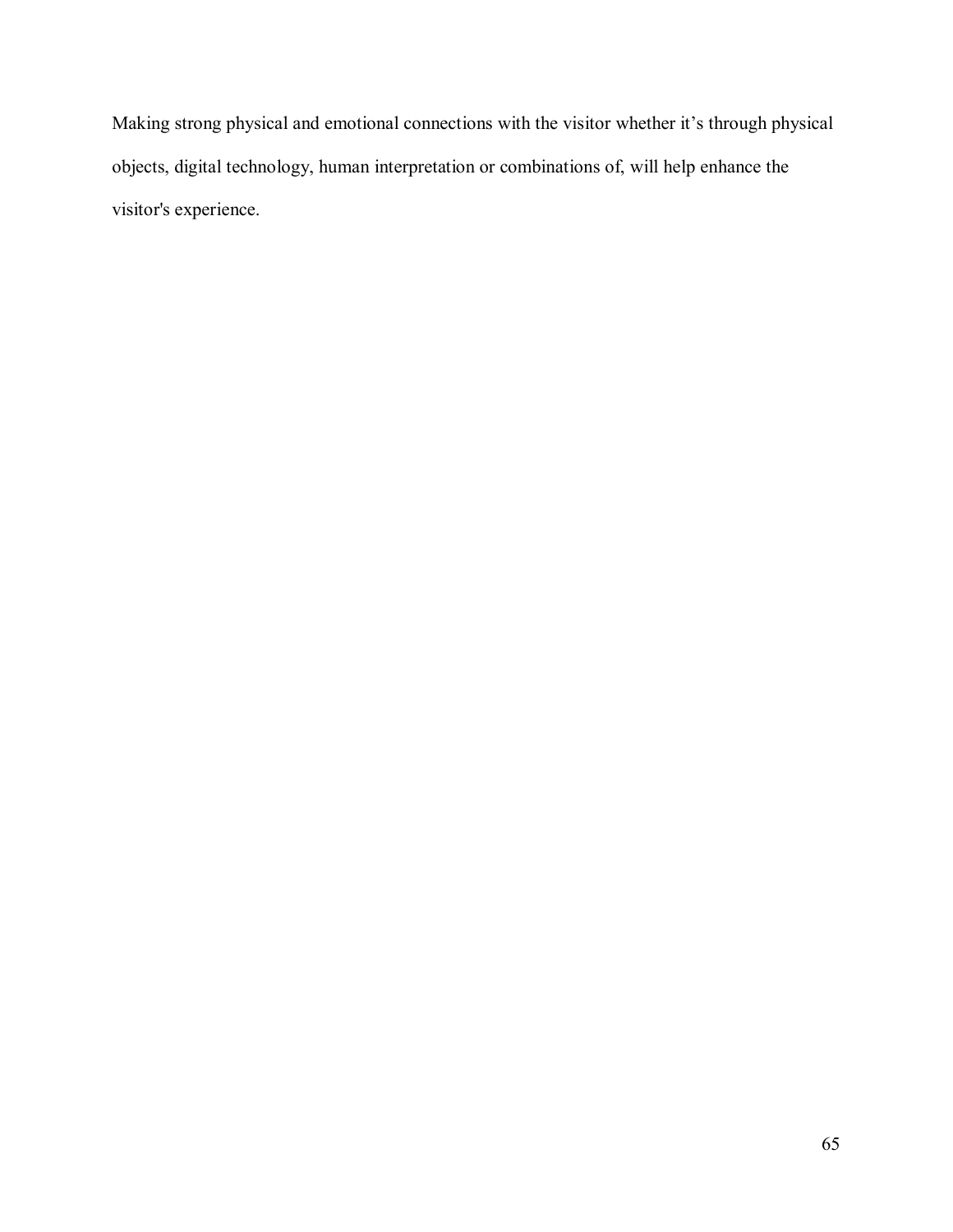Making strong physical and emotional connections with the visitor whether it’s through physical objects, digital technology, human interpretation or combinations of, will help enhance the visitor's experience.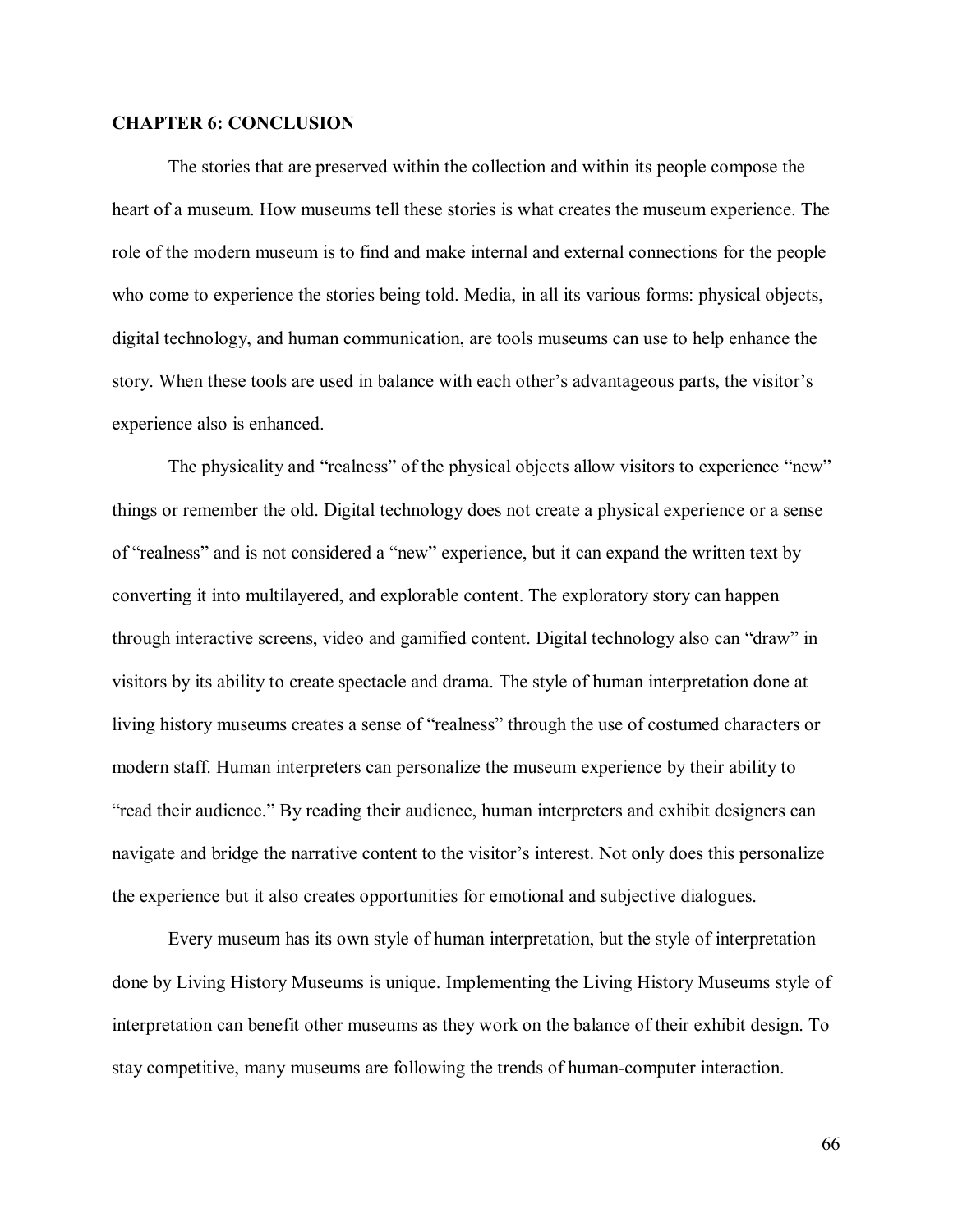# CHAPTER 6: CONCLUSION

The stories that are preserved within the collection and within its people compose the heart of a museum. How museums tell these stories is what creates the museum experience. The role of the modern museum is to find and make internal and external connections for the people who come to experience the stories being told. Media, in all its various forms: physical objects, digital technology, and human communication, are tools museums can use to help enhance the story. When these tools are used in balance with each other's advantageous parts, the visitor's experience also is enhanced.

The physicality and "realness" of the physical objects allow visitors to experience "new" things or remember the old. Digital technology does not create a physical experience or a sense of "realness" and is not considered a "new" experience, but it can expand the written text by converting it into multilayered, and explorable content. The exploratory story can happen through interactive screens, video and gamified content. Digital technology also can "draw" in visitors by its ability to create spectacle and drama. The style of human interpretation done at living history museums creates a sense of "realness" through the use of costumed characters or modern staff. Human interpreters can personalize the museum experience by their ability to "read their audience." By reading their audience, human interpreters and exhibit designers can navigate and bridge the narrative content to the visitor's interest. Not only does this personalize the experience but it also creates opportunities for emotional and subjective dialogues.

Every museum has its own style of human interpretation, but the style of interpretation done by Living History Museums is unique. Implementing the Living History Museums style of interpretation can benefit other museums as they work on the balance of their exhibit design. To stay competitive, many museums are following the trends of human-computer interaction.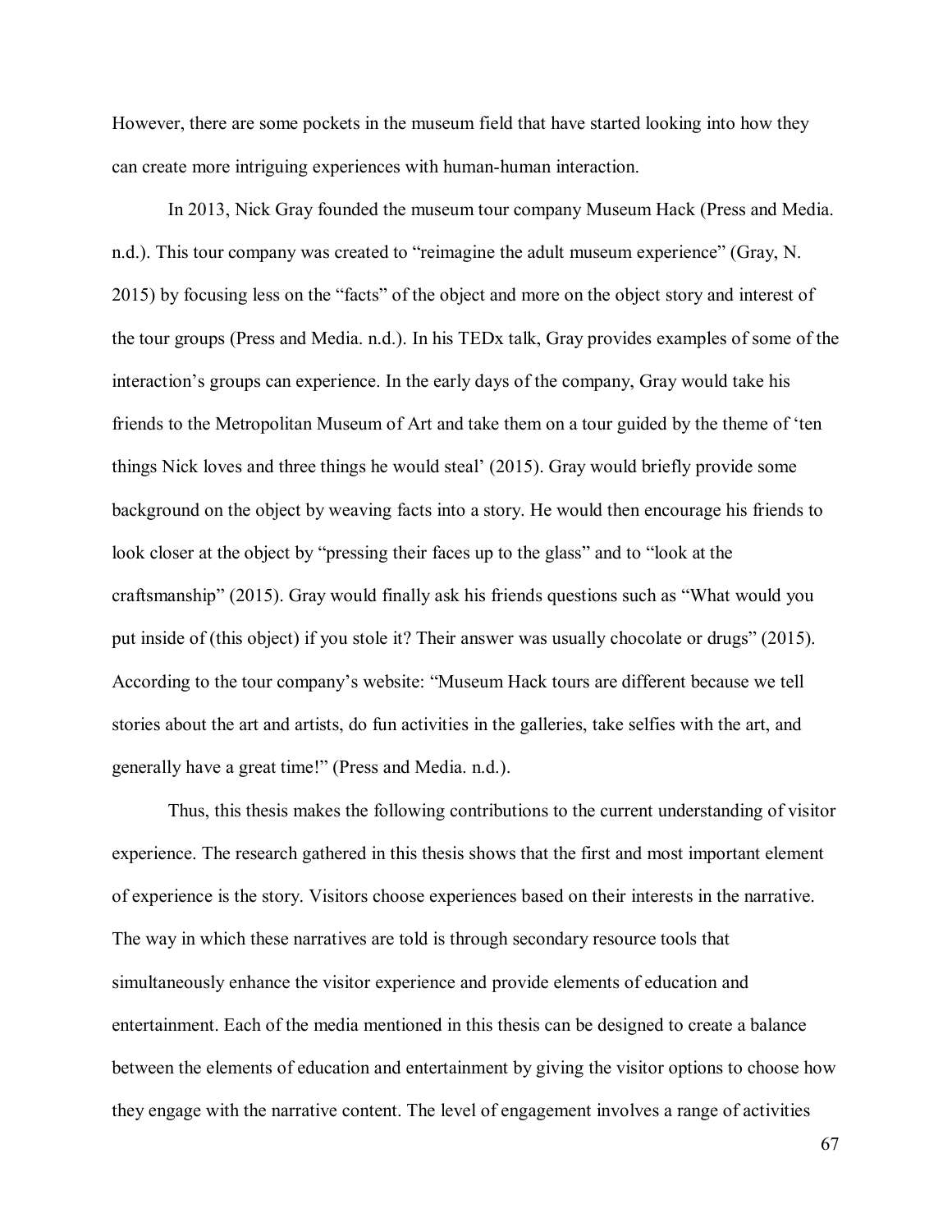However, there are some pockets in the museum field that have started looking into how they can create more intriguing experiences with human-human interaction.

In 2013, Nick Gray founded the museum tour company Museum Hack (Press and Media. n.d.). This tour company was created to "reimagine the adult museum experience" (Gray, N. 2015) by focusing less on the "facts" of the object and more on the object story and interest of the tour groups (Press and Media. n.d.). In his TEDx talk, Gray provides examples of some of the interaction's groups can experience. In the early days of the company, Gray would take his friends to the Metropolitan Museum of Art and take them on a tour guided by the theme of 'ten things Nick loves and three things he would steal' (2015). Gray would briefly provide some background on the object by weaving facts into a story. He would then encourage his friends to look closer at the object by "pressing their faces up to the glass" and to "look at the craftsmanship" (2015). Gray would finally ask his friends questions such as "What would you put inside of (this object) if you stole it? Their answer was usually chocolate or drugs" (2015). According to the tour company's website: "Museum Hack tours are different because we tell stories about the art and artists, do fun activities in the galleries, take selfies with the art, and generally have a great time!" (Press and Media. n.d.).

Thus, this thesis makes the following contributions to the current understanding of visitor experience. The research gathered in this thesis shows that the first and most important element of experience is the story. Visitors choose experiences based on their interests in the narrative. The way in which these narratives are told is through secondary resource tools that simultaneously enhance the visitor experience and provide elements of education and entertainment. Each of the media mentioned in this thesis can be designed to create a balance between the elements of education and entertainment by giving the visitor options to choose how they engage with the narrative content. The level of engagement involves a range of activities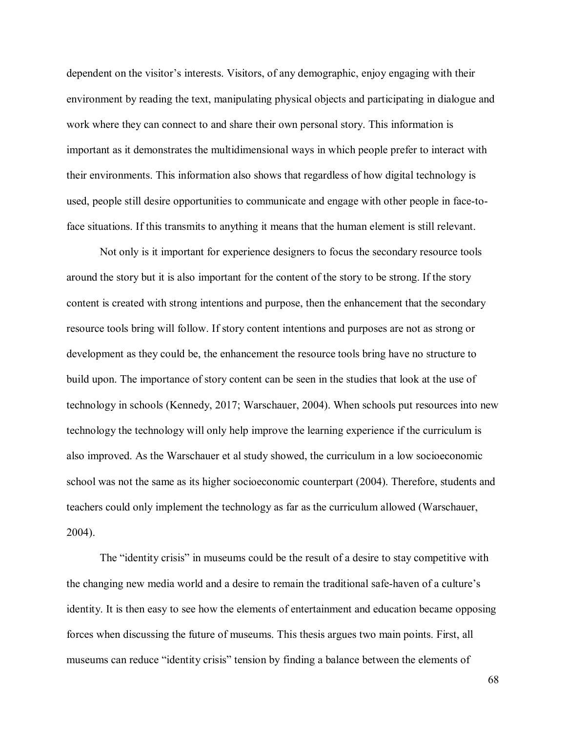dependent on the visitor's interests. Visitors, of any demographic, enjoy engaging with their environment by reading the text, manipulating physical objects and participating in dialogue and work where they can connect to and share their own personal story. This information is important as it demonstrates the multidimensional ways in which people prefer to interact with their environments. This information also shows that regardless of how digital technology is used, people still desire opportunities to communicate and engage with other people in face-to-face situations. If this transmits to anything it means that the human element is still relevant.

Not only is it important for experience designers to focus the secondary resource tools around the story but it is also important for the content of the story to be strong. If the story content is created with strong intentions and purpose, then the enhancement that the secondary resource tools bring will follow. If story content intentions and purposes are not as strong or development as they could be, the enhancement the resource tools bring have no structure to build upon. The importance of story content can be seen in the studies that look at the use of technology in schools (Kennedy, 2017; Warschauer, 2004). When schools put resources into new technology the technology will only help improve the learning experience if the curriculum is also improved. As the Warschauer et al study showed, the curriculum in a low socioeconomic school was not the same as its higher socioeconomic counterpart (2004). Therefore, students and teachers could only implement the technology as far as the curriculum allowed (Warschauer, 2004).

The "identity crisis" in museums could be the result of a desire to stay competitive with the changing new media world and a desire to remain the traditional safe-haven of a culture's identity. It is then easy to see how the elements of entertainment and education became opposing forces when discussing the future of museums. This thesis argues two main points. First, all museums can reduce "identity crisis" tension by finding a balance between the elements of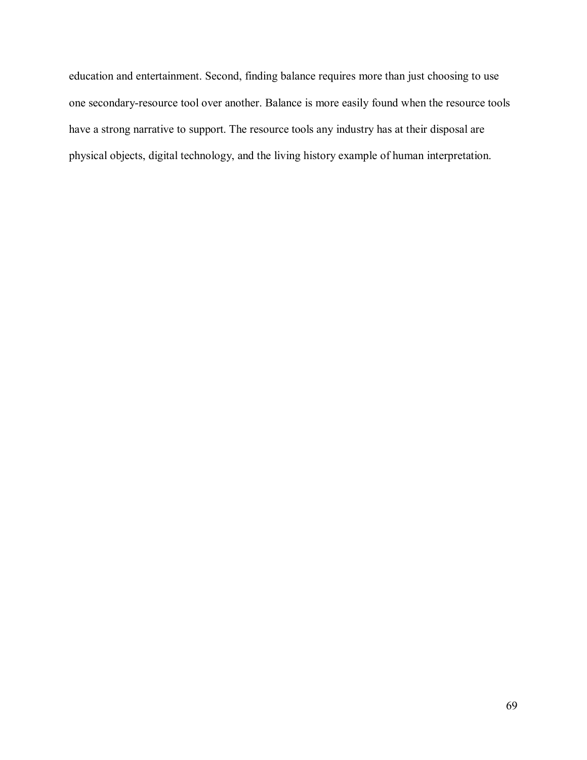education and entertainment. Second, finding balance requires more than just choosing to use one secondary-resource tool over another. Balance is more easily found when the resource tools have a strong narrative to support. The resource tools any industry has at their disposal are physical objects, digital technology, and the living history example of human interpretation.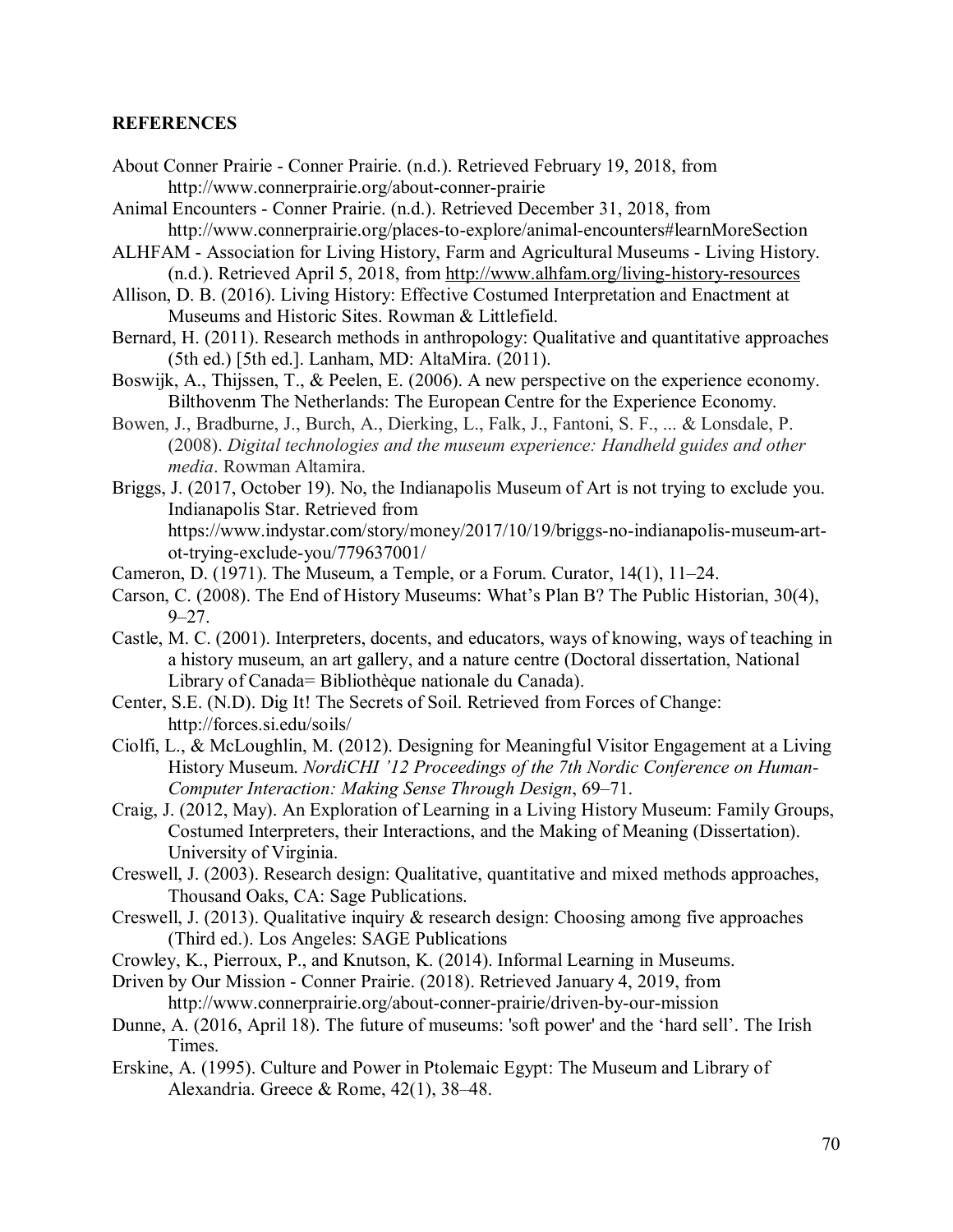## REFERENCES

About Conner Prairie - Conner Prairie. (n.d.). Retrieved February 19, 2018, from http://www.connerprairie.org/about-conner-prairie

Animal Encounters - Conner Prairie. (n.d.). Retrieved December 31, 2018, from http://www.connerprairie.org/places-to-explore/animal-encounters#learnMoreSection

ALHFAM - Association for Living History, Farm and Agricultural Museums - Living History. (n.d.). Retrieved April 5, 2018, from http://www.alhfam.org/living-history-resources

Allison, D. B. (2016). Living History: Effective Costumed Interpretation and Enactment at Museums and Historic Sites. Rowman & Littlefield.

Bernard, H. (2011). Research methods in anthropology: Qualitative and quantitative approaches (5th ed.) [5th ed.]. Lanham, MD: AltaMira. (2011).

Boswijk, A., Thijssen, T., & Peelen, E. (2006). A new perspective on the experience economy. Bilthovenm The Netherlands: The European Centre for the Experience Economy.

Bowen, J., Bradburne, J., Burch, A., Dierking, L., Falk, J., Fantoni, S. F., ... & Lonsdale, P. (2008). *Digital technologies and the museum experience: Handheld guides and other media*. Rowman Altamira.

Briggs, J. (2017, October 19). No, the Indianapolis Museum of Art is not trying to exclude you. Indianapolis Star. Retrieved from https://www.indystar.com/story/money/2017/10/19/briggs-no-indianapolis-museum-art-ot-trying-exclude-you/779637001/

Cameron, D. (1971). The Museum, a Temple, or a Forum. Curator, 14(1), 11–24.

Carson, C. (2008). The End of History Museums: What's Plan B? The Public Historian, 30(4), 9–27.

Castle, M. C. (2001). Interpreters, docents, and educators, ways of knowing, ways of teaching in a history museum, an art gallery, and a nature centre (Doctoral dissertation, National Library of Canada= Bibliothèque nationale du Canada).

Center, S.E. (N.D). Dig It! The Secrets of Soil. Retrieved from Forces of Change: http://forces.si.edu/soils/

Ciolfi, L., & McLoughlin, M. (2012). Designing for Meaningful Visitor Engagement at a Living History Museum. *NordiCHI '12 Proceedings of the 7th Nordic Conference on Human-Computer Interaction: Making Sense Through Design*, 69–71.

Craig, J. (2012, May). An Exploration of Learning in a Living History Museum: Family Groups, Costumed Interpreters, their Interactions, and the Making of Meaning (Dissertation). University of Virginia.

Creswell, J. (2003). Research design: Qualitative, quantitative and mixed methods approaches, Thousand Oaks, CA: Sage Publications.

Creswell, J. (2013). Qualitative inquiry & research design: Choosing among five approaches (Third ed.). Los Angeles: SAGE Publications

Crowley, K., Pierroux, P., and Knutson, K. (2014). Informal Learning in Museums.

Driven by Our Mission - Conner Prairie. (2018). Retrieved January 4, 2019, from http://www.connerprairie.org/about-conner-prairie/driven-by-our-mission

Dunne, A. (2016, April 18). The future of museums: 'soft power' and the 'hard sell'. The Irish Times.

Erskine, A. (1995). Culture and Power in Ptolemaic Egypt: The Museum and Library of Alexandria. Greece & Rome, 42(1), 38–48.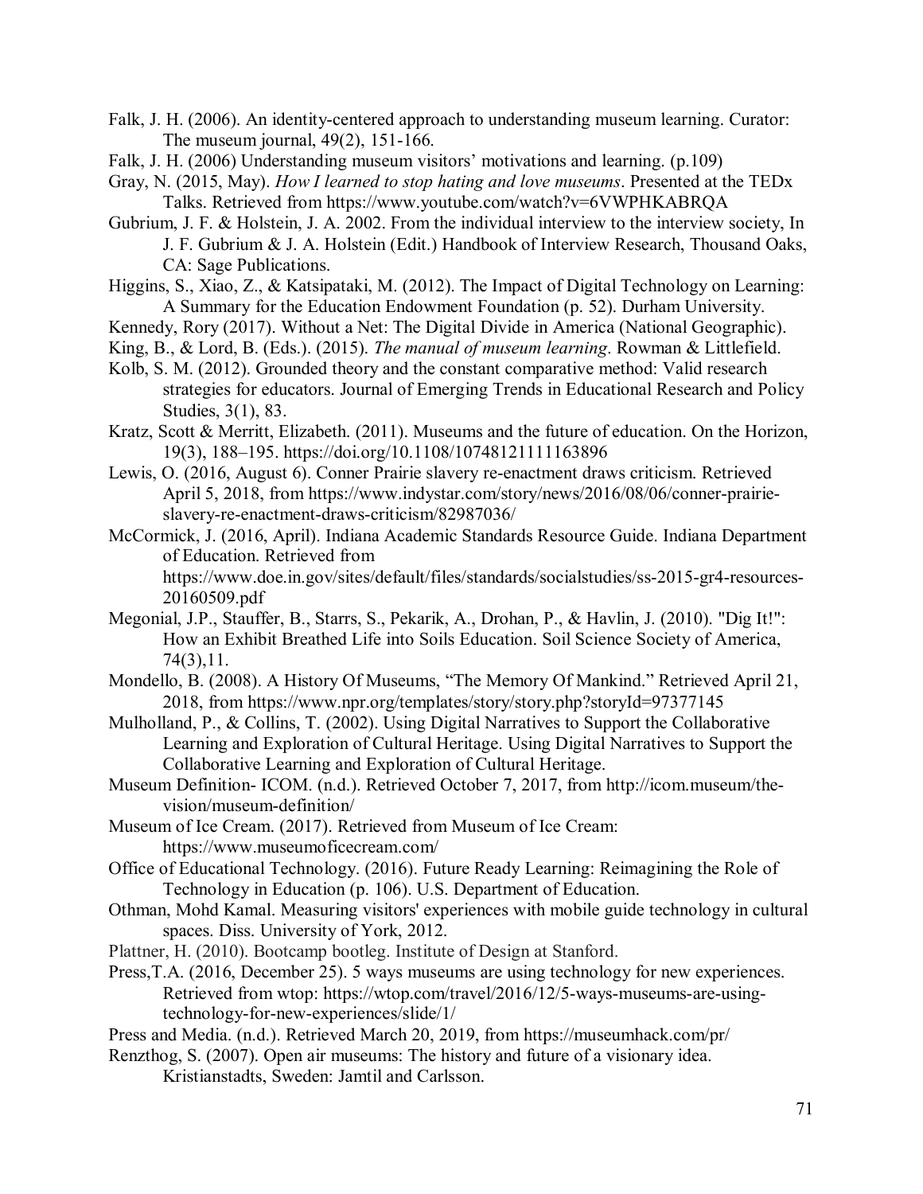Falk, J. H. (2006). An identity-centered approach to understanding museum learning. Curator: The museum journal, 49(2), 151-166.

Falk, J. H. (2006) Understanding museum visitors' motivations and learning. (p.109)

Gray, N. (2015, May). *How I learned to stop hating and love museums*. Presented at the TEDx Talks. Retrieved from https://www.youtube.com/watch?v=6VWPHKABRQA

Gubrium, J. F. & Holstein, J. A. 2002. From the individual interview to the interview society, In J. F. Gubrium & J. A. Holstein (Edit.) Handbook of Interview Research, Thousand Oaks, CA: Sage Publications.

Higgins, S., Xiao, Z., & Katsipataki, M. (2012). The Impact of Digital Technology on Learning: A Summary for the Education Endowment Foundation (p. 52). Durham University.

Kennedy, Rory (2017). Without a Net: The Digital Divide in America (National Geographic).

King, B., & Lord, B. (Eds.). (2015). *The manual of museum learning*. Rowman & Littlefield.

Kolb, S. M. (2012). Grounded theory and the constant comparative method: Valid research strategies for educators. Journal of Emerging Trends in Educational Research and Policy Studies, 3(1), 83.

Kratz, Scott & Merritt, Elizabeth. (2011). Museums and the future of education. On the Horizon, 19(3), 188–195. https://doi.org/10.1108/10748121111163896

Lewis, O. (2016, August 6). Conner Prairie slavery re-enactment draws criticism. Retrieved April 5, 2018, from https://www.indystar.com/story/news/2016/08/06/conner-prairie-slavery-re-enactment-draws-criticism/82987036/

McCormick, J. (2016, April). Indiana Academic Standards Resource Guide. Indiana Department of Education. Retrieved from https://www.doe.in.gov/sites/default/files/standards/socialstudies/ss-2015-gr4-resources-20160509.pdf

Megonial, J.P., Stauffer, B., Starrs, S., Pekarik, A., Drohan, P., & Havlin, J. (2010). "Dig It!": How an Exhibit Breathed Life into Soils Education. Soil Science Society of America, 74(3),11.

Mondello, B. (2008). A History Of Museums, "The Memory Of Mankind." Retrieved April 21, 2018, from https://www.npr.org/templates/story/story.php?storyId=97377145

Mulholland, P., & Collins, T. (2002). Using Digital Narratives to Support the Collaborative Learning and Exploration of Cultural Heritage. Using Digital Narratives to Support the Collaborative Learning and Exploration of Cultural Heritage.

Museum Definition- ICOM. (n.d.). Retrieved October 7, 2017, from http://icom.museum/the-vision/museum-definition/

Museum of Ice Cream. (2017). Retrieved from Museum of Ice Cream: https://www.museumoficecream.com/

Office of Educational Technology. (2016). Future Ready Learning: Reimagining the Role of Technology in Education (p. 106). U.S. Department of Education.

Othman, Mohd Kamal. Measuring visitors' experiences with mobile guide technology in cultural spaces. Diss. University of York, 2012.

Plattner, H. (2010). Bootcamp bootleg. Institute of Design at Stanford.

Press,T.A. (2016, December 25). 5 ways museums are using technology for new experiences. Retrieved from wtop: https://wtop.com/travel/2016/12/5-ways-museums-are-using-technology-for-new-experiences/slide/1/

Press and Media. (n.d.). Retrieved March 20, 2019, from https://museumhack.com/pr/

Renzthog, S. (2007). Open air museums: The history and future of a visionary idea. Kristianstadts, Sweden: Jamtil and Carlsson.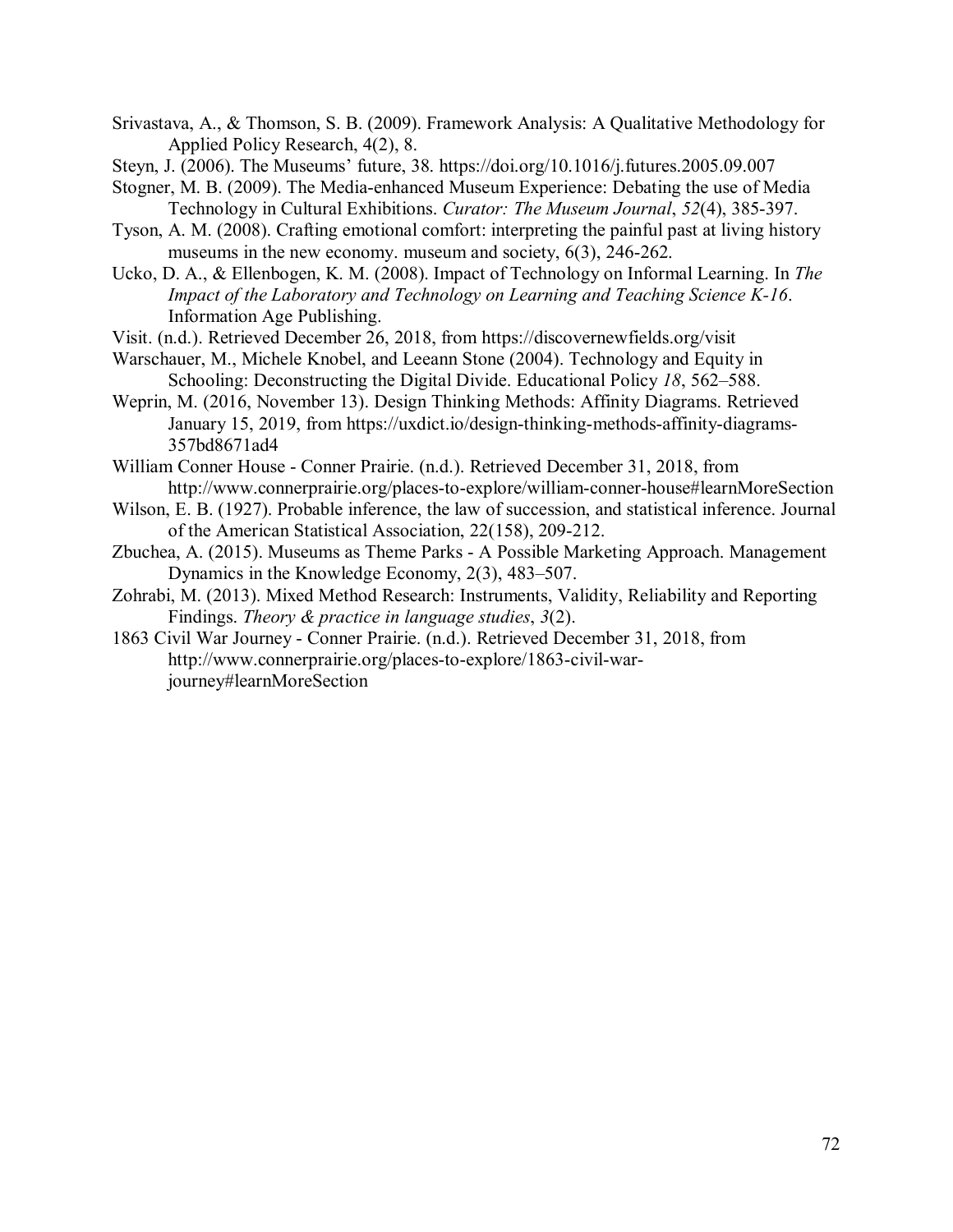Srivastava, A., & Thomson, S. B. (2009). Framework Analysis: A Qualitative Methodology for Applied Policy Research, 4(2), 8.

Steyn, J. (2006). The Museums' future, 38. https://doi.org/10.1016/j.futures.2005.09.007

Stogner, M. B. (2009). The Media-enhanced Museum Experience: Debating the use of Media Technology in Cultural Exhibitions. *Curator: The Museum Journal*, *52*(4), 385-397.

Tyson, A. M. (2008). Crafting emotional comfort: interpreting the painful past at living history museums in the new economy. museum and society, 6(3), 246-262.

Ucko, D. A., & Ellenbogen, K. M. (2008). Impact of Technology on Informal Learning. In *The Impact of the Laboratory and Technology on Learning and Teaching Science K-16*. Information Age Publishing.

Visit. (n.d.). Retrieved December 26, 2018, from https://discovernewfields.org/visit

Warschauer, M., Michele Knobel, and Leeann Stone (2004). Technology and Equity in Schooling: Deconstructing the Digital Divide. Educational Policy *18*, 562–588.

Weprin, M. (2016, November 13). Design Thinking Methods: Affinity Diagrams. Retrieved January 15, 2019, from https://uxdict.io/design-thinking-methods-affinity-diagrams-357bd8671ad4

William Conner House - Conner Prairie. (n.d.). Retrieved December 31, 2018, from http://www.connerprairie.org/places-to-explore/william-conner-house#learnMoreSection

Wilson, E. B. (1927). Probable inference, the law of succession, and statistical inference. Journal of the American Statistical Association, 22(158), 209-212.

Zbuchea, A. (2015). Museums as Theme Parks - A Possible Marketing Approach. Management Dynamics in the Knowledge Economy, 2(3), 483–507.

Zohrabi, M. (2013). Mixed Method Research: Instruments, Validity, Reliability and Reporting Findings. *Theory & practice in language studies*, *3*(2).

1863 Civil War Journey - Conner Prairie. (n.d.). Retrieved December 31, 2018, from http://www.connerprairie.org/places-to-explore/1863-civil-war-journey#learnMoreSection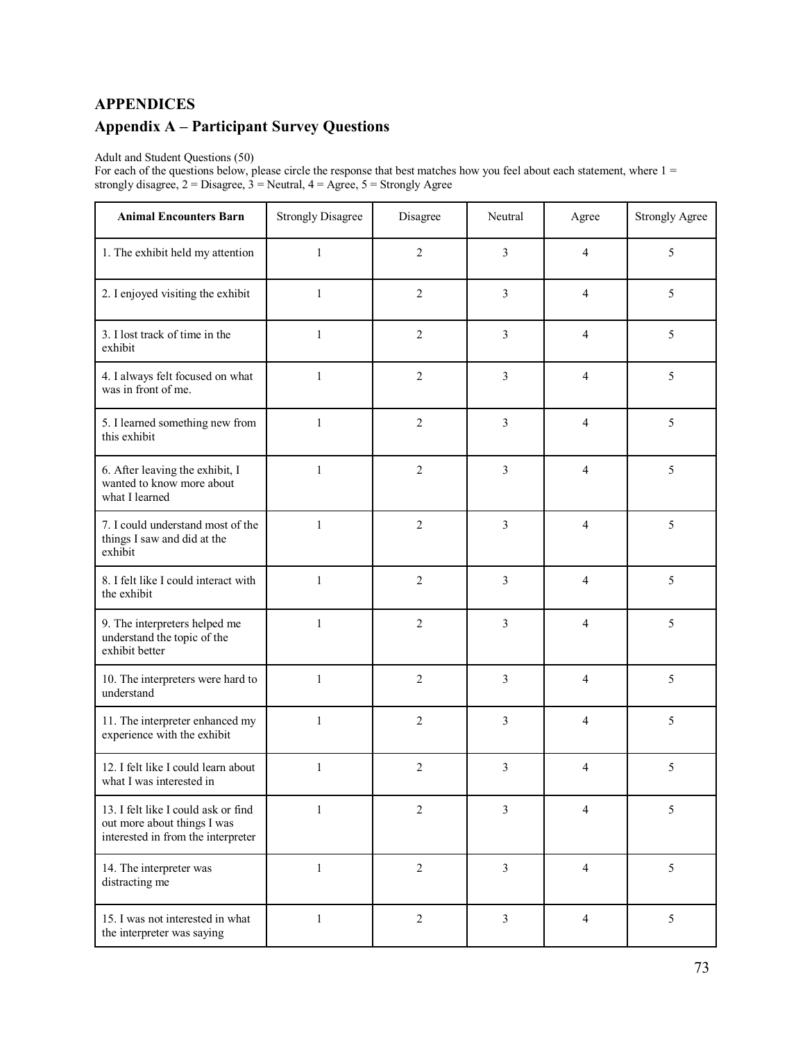# APPENDICES

## Appendix A – Participant Survey Questions

Adult and Student Questions (50)
For each of the questions below, please circle the response that best matches how you feel about each statement, where 1 = strongly disagree, 2 = Disagree, 3 = Neutral, 4 = Agree, 5 = Strongly Agree

| Animal Encounters Barn | Strongly Disagree | Disagree | Neutral | Agree | Strongly Agree |
|---|---|---|---|---|---|
| 1. The exhibit held my attention | 1 | 2 | 3 | 4 | 5 |
| 2. I enjoyed visiting the exhibit | 1 | 2 | 3 | 4 | 5 |
| 3. I lost track of time in the exhibit | 1 | 2 | 3 | 4 | 5 |
| 4. I always felt focused on what was in front of me. | 1 | 2 | 3 | 4 | 5 |
| 5. I learned something new from this exhibit | 1 | 2 | 3 | 4 | 5 |
| 6. After leaving the exhibit, I wanted to know more about what I learned | 1 | 2 | 3 | 4 | 5 |
| 7. I could understand most of the things I saw and did at the exhibit | 1 | 2 | 3 | 4 | 5 |
| 8. I felt like I could interact with the exhibit | 1 | 2 | 3 | 4 | 5 |
| 9. The interpreters helped me understand the topic of the exhibit better | 1 | 2 | 3 | 4 | 5 |
| 10. The interpreters were hard to understand | 1 | 2 | 3 | 4 | 5 |
| 11. The interpreter enhanced my experience with the exhibit | 1 | 2 | 3 | 4 | 5 |
| 12. I felt like I could learn about what I was interested in | 1 | 2 | 3 | 4 | 5 |
| 13. I felt like I could ask or find out more about things I was interested in from the interpreter | 1 | 2 | 3 | 4 | 5 |
| 14. The interpreter was distracting me | 1 | 2 | 3 | 4 | 5 |
| 15. I was not interested in what the interpreter was saying | 1 | 2 | 3 | 4 | 5 |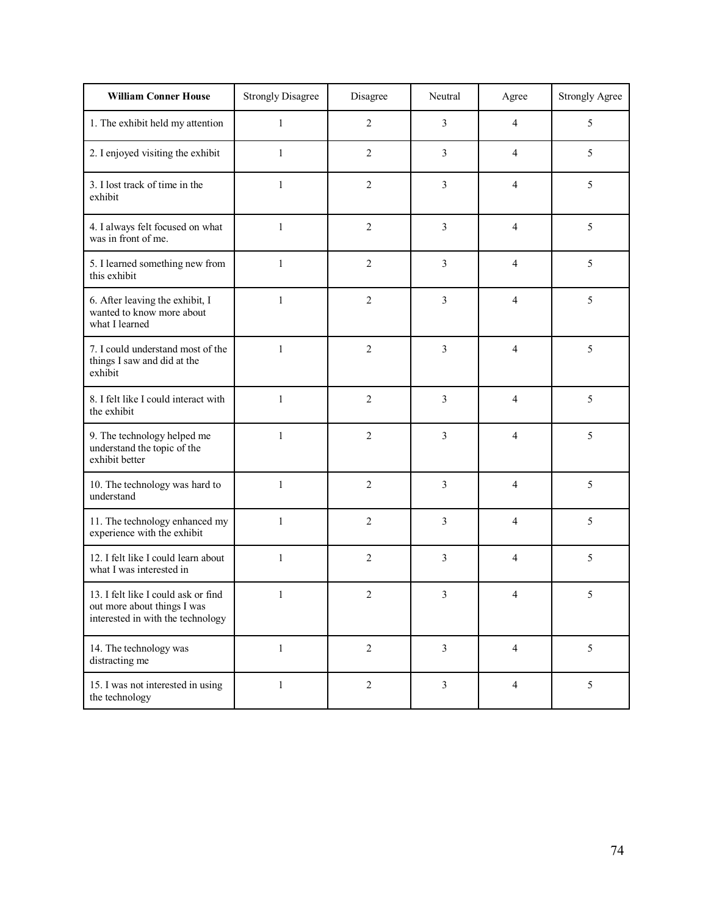| **William Conner House** | Strongly Disagree | Disagree | Neutral | Agree | Strongly Agree |
|---|---|---|---|---|---|
| 1. The exhibit held my attention | 1 | 2 | 3 | 4 | 5 |
| 2. I enjoyed visiting the exhibit | 1 | 2 | 3 | 4 | 5 |
| 3. I lost track of time in the exhibit | 1 | 2 | 3 | 4 | 5 |
| 4. I always felt focused on what was in front of me. | 1 | 2 | 3 | 4 | 5 |
| 5. I learned something new from this exhibit | 1 | 2 | 3 | 4 | 5 |
| 6. After leaving the exhibit, I wanted to know more about what I learned | 1 | 2 | 3 | 4 | 5 |
| 7. I could understand most of the things I saw and did at the exhibit | 1 | 2 | 3 | 4 | 5 |
| 8. I felt like I could interact with the exhibit | 1 | 2 | 3 | 4 | 5 |
| 9. The technology helped me understand the topic of the exhibit better | 1 | 2 | 3 | 4 | 5 |
| 10. The technology was hard to understand | 1 | 2 | 3 | 4 | 5 |
| 11. The technology enhanced my experience with the exhibit | 1 | 2 | 3 | 4 | 5 |
| 12. I felt like I could learn about what I was interested in | 1 | 2 | 3 | 4 | 5 |
| 13. I felt like I could ask or find out more about things I was interested in with the technology | 1 | 2 | 3 | 4 | 5 |
| 14. The technology was distracting me | 1 | 2 | 3 | 4 | 5 |
| 15. I was not interested in using the technology | 1 | 2 | 3 | 4 | 5 |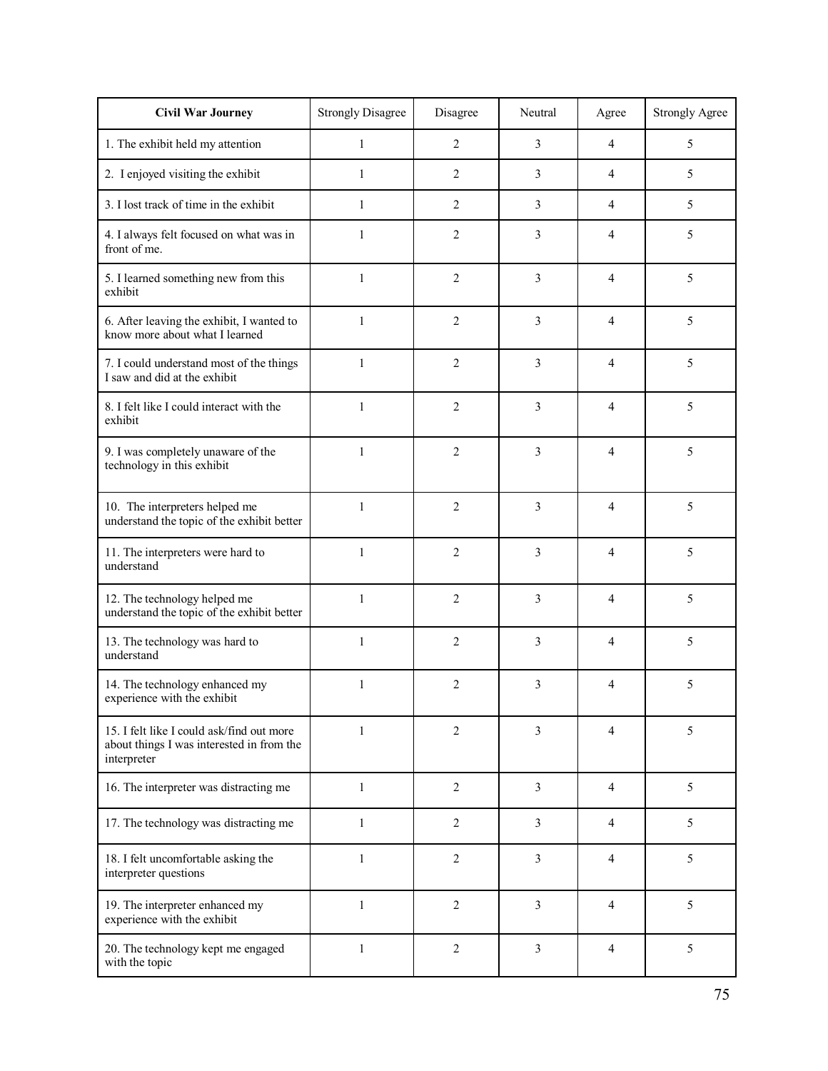| **Civil War Journey** | Strongly Disagree | Disagree | Neutral | Agree | Strongly Agree |
|---|---|---|---|---|---|
| 1. The exhibit held my attention | 1 | 2 | 3 | 4 | 5 |
| 2. I enjoyed visiting the exhibit | 1 | 2 | 3 | 4 | 5 |
| 3. I lost track of time in the exhibit | 1 | 2 | 3 | 4 | 5 |
| 4. I always felt focused on what was in front of me. | 1 | 2 | 3 | 4 | 5 |
| 5. I learned something new from this exhibit | 1 | 2 | 3 | 4 | 5 |
| 6. After leaving the exhibit, I wanted to know more about what I learned | 1 | 2 | 3 | 4 | 5 |
| 7. I could understand most of the things I saw and did at the exhibit | 1 | 2 | 3 | 4 | 5 |
| 8. I felt like I could interact with the exhibit | 1 | 2 | 3 | 4 | 5 |
| 9. I was completely unaware of the technology in this exhibit | 1 | 2 | 3 | 4 | 5 |
| 10. The interpreters helped me understand the topic of the exhibit better | 1 | 2 | 3 | 4 | 5 |
| 11. The interpreters were hard to understand | 1 | 2 | 3 | 4 | 5 |
| 12. The technology helped me understand the topic of the exhibit better | 1 | 2 | 3 | 4 | 5 |
| 13. The technology was hard to understand | 1 | 2 | 3 | 4 | 5 |
| 14. The technology enhanced my experience with the exhibit | 1 | 2 | 3 | 4 | 5 |
| 15. I felt like I could ask/find out more about things I was interested in from the interpreter | 1 | 2 | 3 | 4 | 5 |
| 16. The interpreter was distracting me | 1 | 2 | 3 | 4 | 5 |
| 17. The technology was distracting me | 1 | 2 | 3 | 4 | 5 |
| 18. I felt uncomfortable asking the interpreter questions | 1 | 2 | 3 | 4 | 5 |
| 19. The interpreter enhanced my experience with the exhibit | 1 | 2 | 3 | 4 | 5 |
| 20. The technology kept me engaged with the topic | 1 | 2 | 3 | 4 | 5 |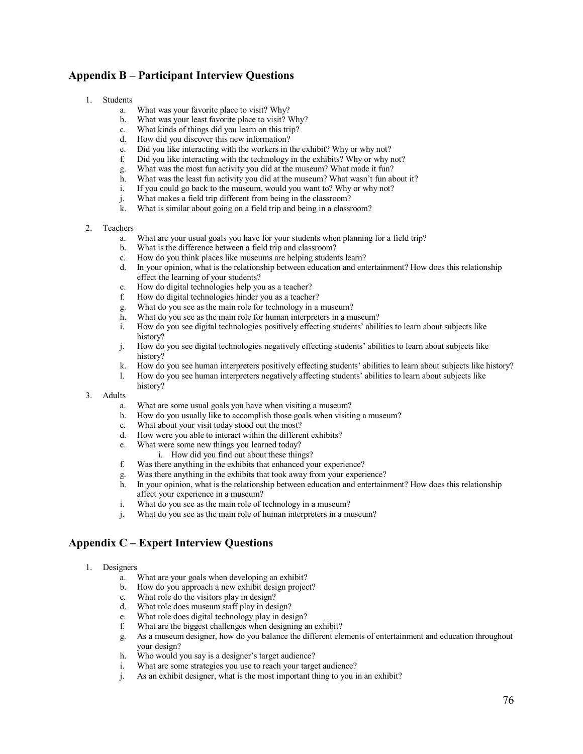## Appendix B – Participant Interview Questions

1. Students
    a. What was your favorite place to visit? Why?
    b. What was your least favorite place to visit? Why?
    c. What kinds of things did you learn on this trip?
    d. How did you discover this new information?
    e. Did you like interacting with the workers in the exhibit? Why or why not?
    f. Did you like interacting with the technology in the exhibits? Why or why not?
    g. What was the most fun activity you did at the museum? What made it fun?
    h. What was the least fun activity you did at the museum? What wasn't fun about it?
    i. If you could go back to the museum, would you want to? Why or why not?
    j. What makes a field trip different from being in the classroom?
    k. What is similar about going on a field trip and being in a classroom?

2. Teachers
    a. What are your usual goals you have for your students when planning for a field trip?
    b. What is the difference between a field trip and classroom?
    c. How do you think places like museums are helping students learn?
    d. In your opinion, what is the relationship between education and entertainment? How does this relationship effect the learning of your students?
    e. How do digital technologies help you as a teacher?
    f. How do digital technologies hinder you as a teacher?
    g. What do you see as the main role for technology in a museum?
    h. What do you see as the main role for human interpreters in a museum?
    i. How do you see digital technologies positively effecting students' abilities to learn about subjects like history?
    j. How do you see digital technologies negatively effecting students' abilities to learn about subjects like history?
    k. How do you see human interpreters positively effecting students' abilities to learn about subjects like history?
    l. How do you see human interpreters negatively affecting students' abilities to learn about subjects like history?

3. Adults
    a. What are some usual goals you have when visiting a museum?
    b. How do you usually like to accomplish those goals when visiting a museum?
    c. What about your visit today stood out the most?
    d. How were you able to interact within the different exhibits?
    e. What were some new things you learned today?
        i. How did you find out about these things?
    f. Was there anything in the exhibits that enhanced your experience?
    g. Was there anything in the exhibits that took away from your experience?
    h. In your opinion, what is the relationship between education and entertainment? How does this relationship affect your experience in a museum?
    i. What do you see as the main role of technology in a museum?
    j. What do you see as the main role of human interpreters in a museum?

## Appendix C – Expert Interview Questions

1. Designers
    a. What are your goals when developing an exhibit?
    b. How do you approach a new exhibit design project?
    c. What role do the visitors play in design?
    d. What role does museum staff play in design?
    e. What role does digital technology play in design?
    f. What are the biggest challenges when designing an exhibit?
    g. As a museum designer, how do you balance the different elements of entertainment and education throughout your design?
    h. Who would you say is a designer's target audience?
    i. What are some strategies you use to reach your target audience?
    j. As an exhibit designer, what is the most important thing to you in an exhibit?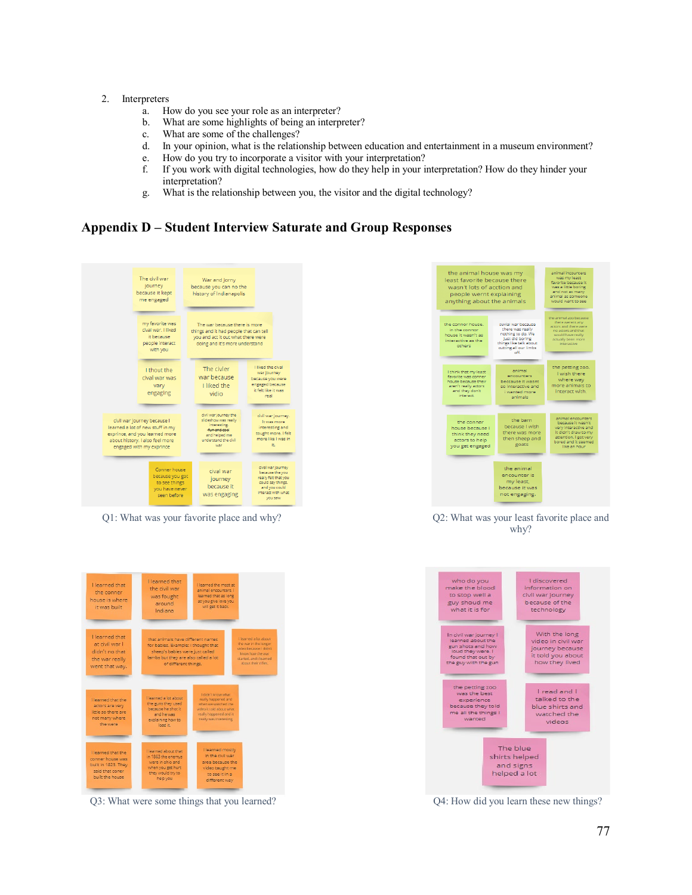2. Interpreters
    a. How do you see your role as an interpreter?
    b. What are some highlights of being an interpreter?
    c. What are some of the challenges?
    d. In your opinion, what is the relationship between education and entertainment in a museum environment?
    e. How do you try to incorporate a visitor with your interpretation?
    f. If you work with digital technologies, how do they help in your interpretation? How do they hinder your interpretation?
    g. What is the relationship between you, the visitor and the digital technology?

## Appendix D – Student Interview Saturate and Group Responses

Q1: What was your favorite place and why?

Q2: What was your least favorite place and why?

Q3: What were some things that you learned?

Q4: How did you learn these new things?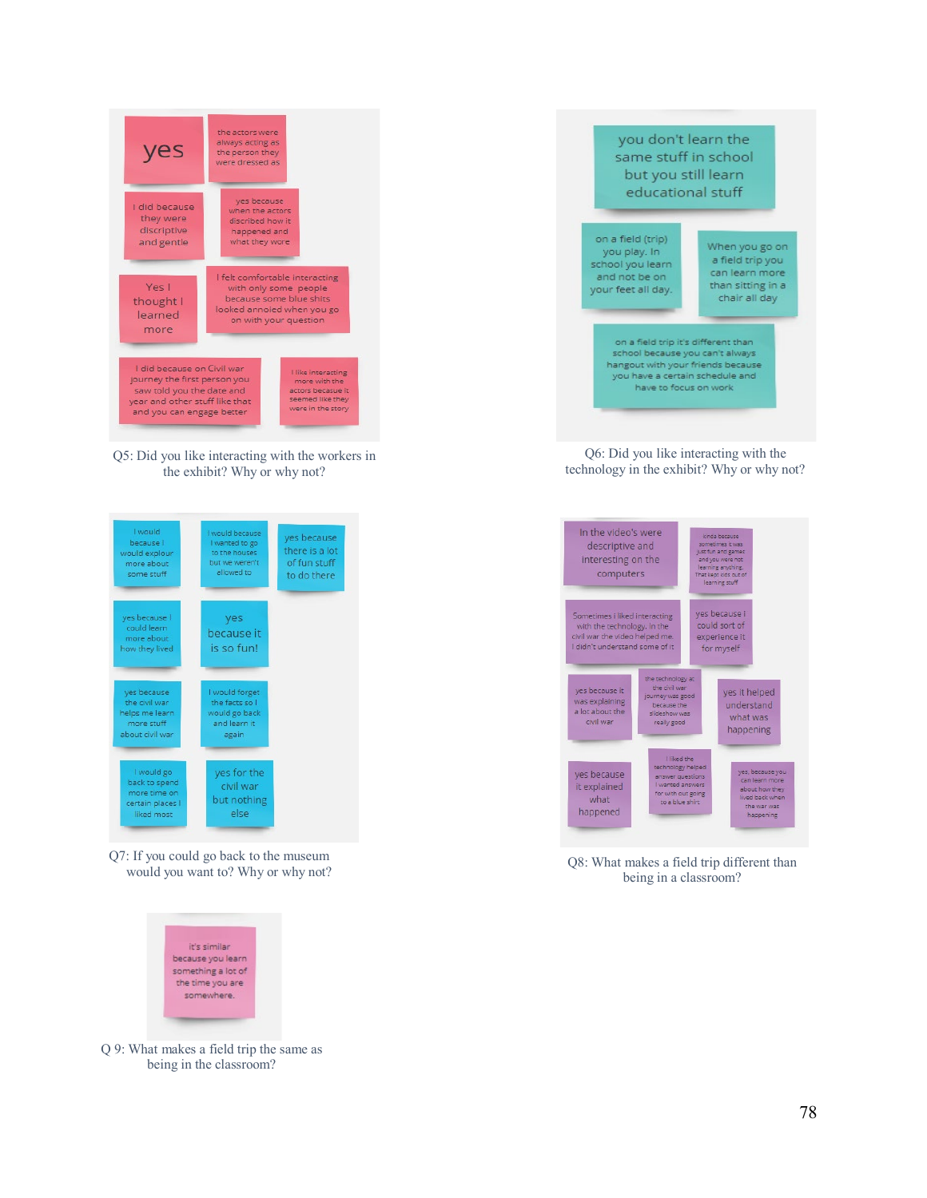yes

the actors were always acting as the person they were dressed as

I did because they were discriptive and gentle

yes because when the actors discribed how it happened and what they wore

Yes I thought I learned more

I felt comfortable interacting with only some people because some blue shits looked annoied when you go on with your question

I did because on Civil war journey the first person you saw told you the date and year and other stuff like that and you can engage better

I like interacting more with the actors because it seemed like they were in the story

Q5: Did you like interacting with the workers in the exhibit? Why or why not?

you don't learn the same stuff in school but you still learn educational stuff

on a field (trip) you play. In school you learn and not be on your feet all day.

When you go on a field trip you can learn more than sitting in a chair all day

on a field trip it's different than school because you can't always hangout with your friends because you have a certain schedule and have to focus on work

Q6: Did you like interacting with the technology in the exhibit? Why or why not?

I would because I would explour more about some stuff

I would because I wanted to go to the houses but we weren't allowed to

yes because there is a lot of fun stuff to do there

yes because I could learn more about how they lived

yes because it is so fun!

yes because the civil war helps me learn more stuff about civil war

I would forget the facts so I would go back and learn it again

I would go back to spend more time on certain places I liked most

yes for the civil war but nothing else

Q7: If you could go back to the museum would you want to? Why or why not?

In the video's were descriptive and interesting on the computers

kinda because sometimes it was just fun and games and you were not learning anything. That kept kids out of learning stuff

Sometimes I liked interacting with the technology. In the civil war the video helped me. I didn't understand some of it

yes because I could sort of experience it for myself

yes because it was explaining a lot about the civil war

the technology at the civil war journey was good because the slideshow was really good

yes it helped understand what was happening

yes because it explained what happened

I liked the technology helped answer questions I wanted answers for with out going to a blue shirt

yes, because you can learn more about how they lived back when the war was happening

Q8: What makes a field trip different than being in a classroom?

it's similar because you learn something a lot of the time you are somewhere.

Q 9: What makes a field trip the same as being in the classroom?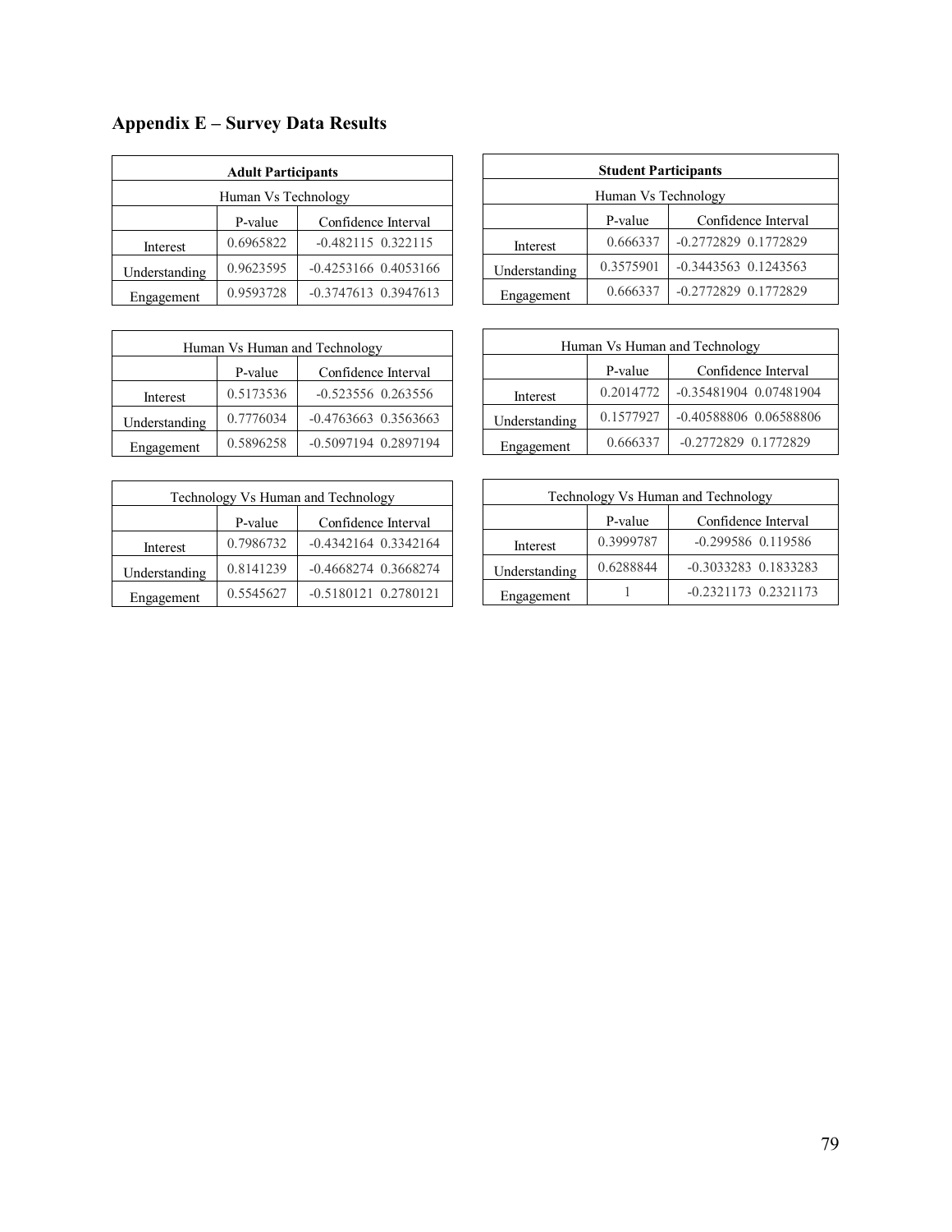## Appendix E – Survey Data Results

| Adult Participants | | |
|---|---|---|
| Human Vs Technology | | |
| | P-value | Confidence Interval |
| Interest | 0.6965822 | -0.482115 0.322115 |
| Understanding | 0.9623595 | -0.4253166 0.4053166 |
| Engagement | 0.9593728 | -0.3747613 0.3947613 |

| Human Vs Human and Technology | | |
|---|---|---|
| | P-value | Confidence Interval |
| Interest | 0.5173536 | -0.523556 0.263556 |
| Understanding | 0.7776034 | -0.4763663 0.3563663 |
| Engagement | 0.5896258 | -0.5097194 0.2897194 |

| Technology Vs Human and Technology | | |
|---|---|---|
| | P-value | Confidence Interval |
| Interest | 0.7986732 | -0.4342164 0.3342164 |
| Understanding | 0.8141239 | -0.4668274 0.3668274 |
| Engagement | 0.5545627 | -0.5180121 0.2780121 |

| Student Participants | | |
|---|---|---|
| Human Vs Technology | | |
| | P-value | Confidence Interval |
| Interest | 0.666337 | -0.2772829 0.1772829 |
| Understanding | 0.3575901 | -0.3443563 0.1243563 |
| Engagement | 0.666337 | -0.2772829 0.1772829 |

| Human Vs Human and Technology | | |
|---|---|---|
| | P-value | Confidence Interval |
| Interest | 0.2014772 | -0.35481904 0.07481904 |
| Understanding | 0.1577927 | -0.40588806 0.06588806 |
| Engagement | 0.666337 | -0.2772829 0.1772829 |

| Technology Vs Human and Technology | | |
|---|---|---|
| | P-value | Confidence Interval |
| Interest | 0.3999787 | -0.299586 0.119586 |
| Understanding | 0.6288844 | -0.3033283 0.1833283 |
| Engagement | 1 | -0.2321173 0.2321173 |